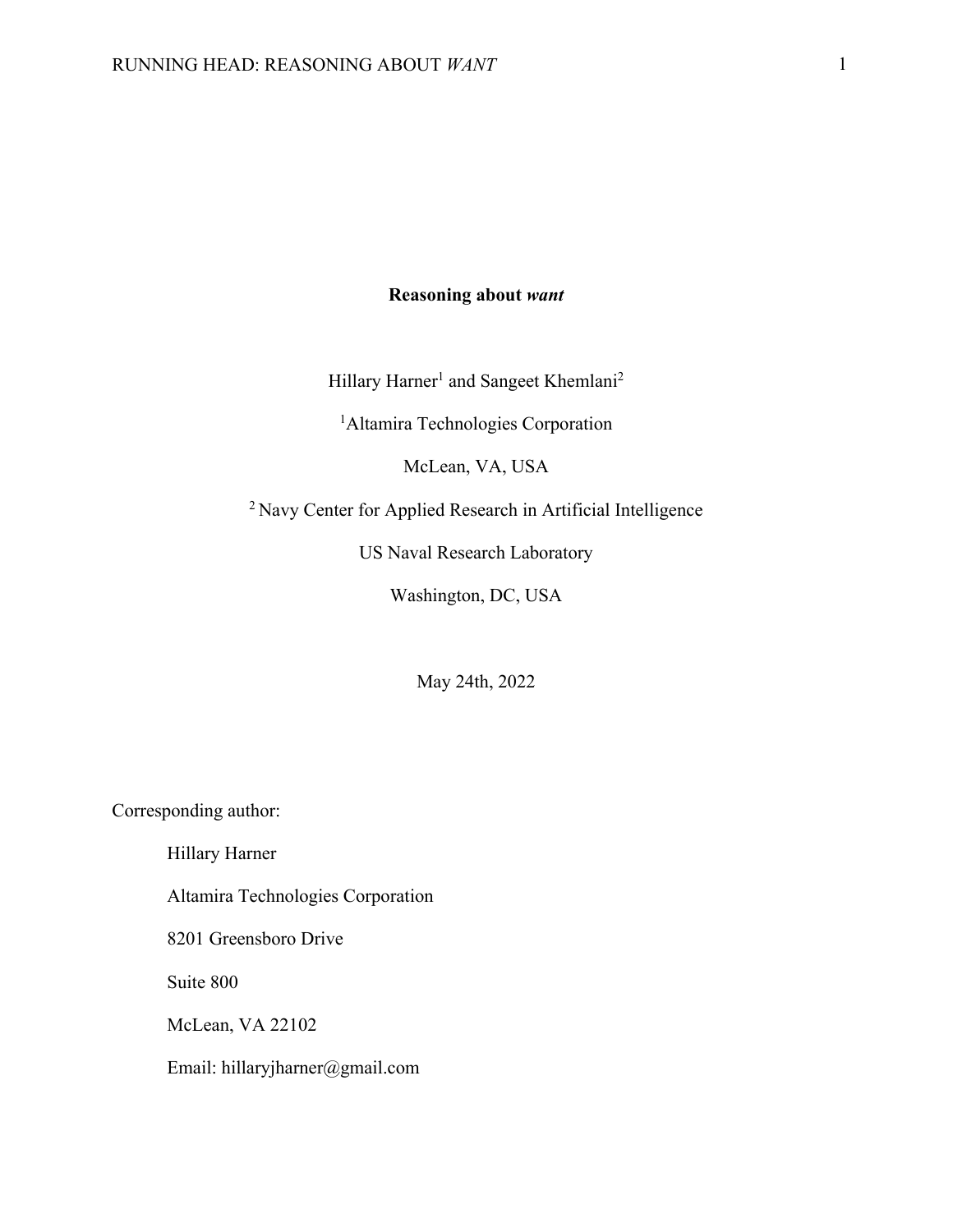# Reasoning about *want*

Hillary Harner[1] and Sangeet Khemlani[2]

[1]Altamira Technologies Corporation

McLean, VA, USA

[2] Navy Center for Applied Research in Artificial Intelligence

US Naval Research Laboratory

Washington, DC, USA

May 24th, 2022

Corresponding author:

Hillary Harner

Altamira Technologies Corporation

8201 Greensboro Drive

Suite 800

McLean, VA 22102

Email: hillaryjharner@gmail.com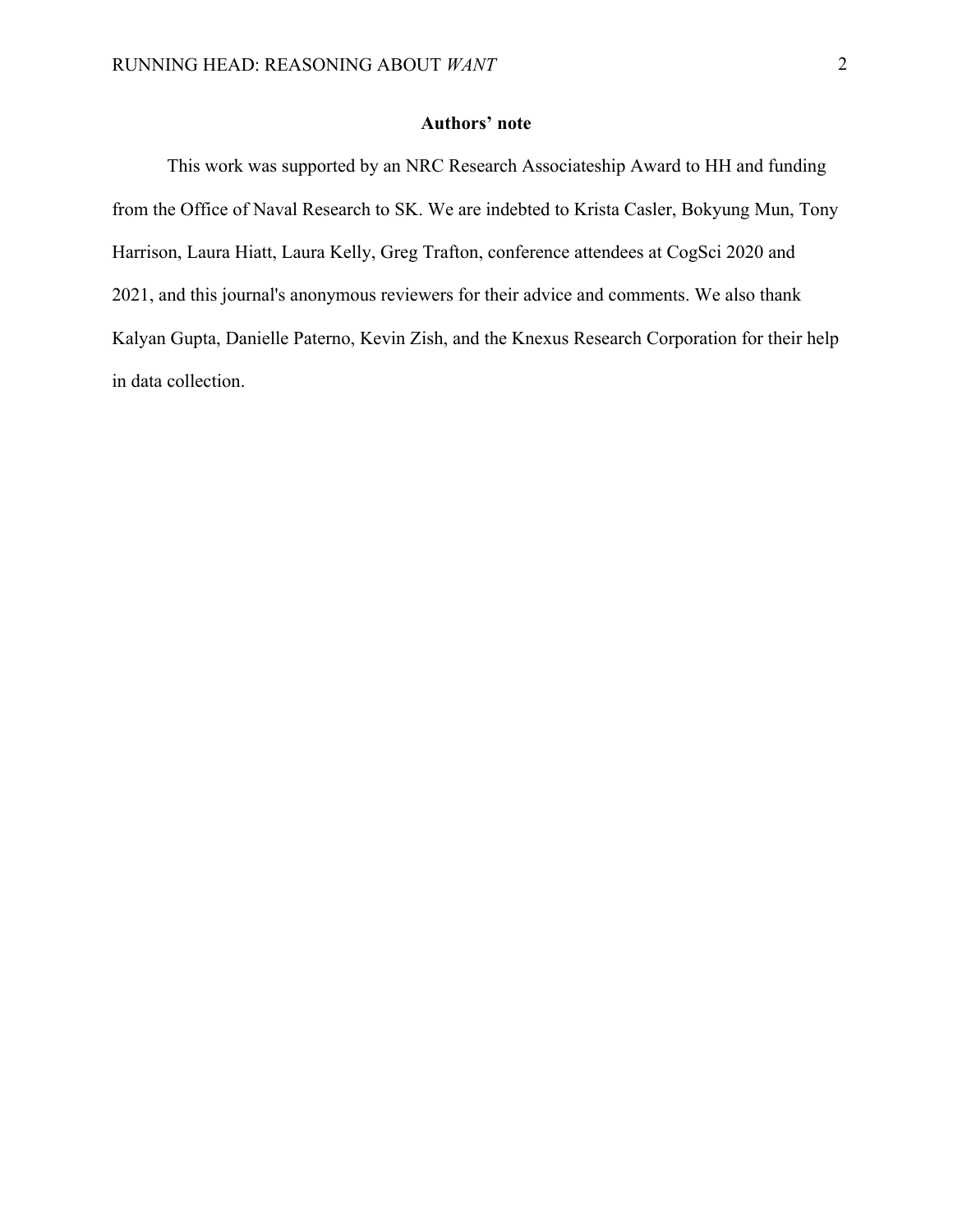**Authors' note**

This work was supported by an NRC Research Associateship Award to HH and funding from the Office of Naval Research to SK. We are indebted to Krista Casler, Bokyung Mun, Tony Harrison, Laura Hiatt, Laura Kelly, Greg Trafton, conference attendees at CogSci 2020 and 2021, and this journal's anonymous reviewers for their advice and comments. We also thank Kalyan Gupta, Danielle Paterno, Kevin Zish, and the Knexus Research Corporation for their help in data collection.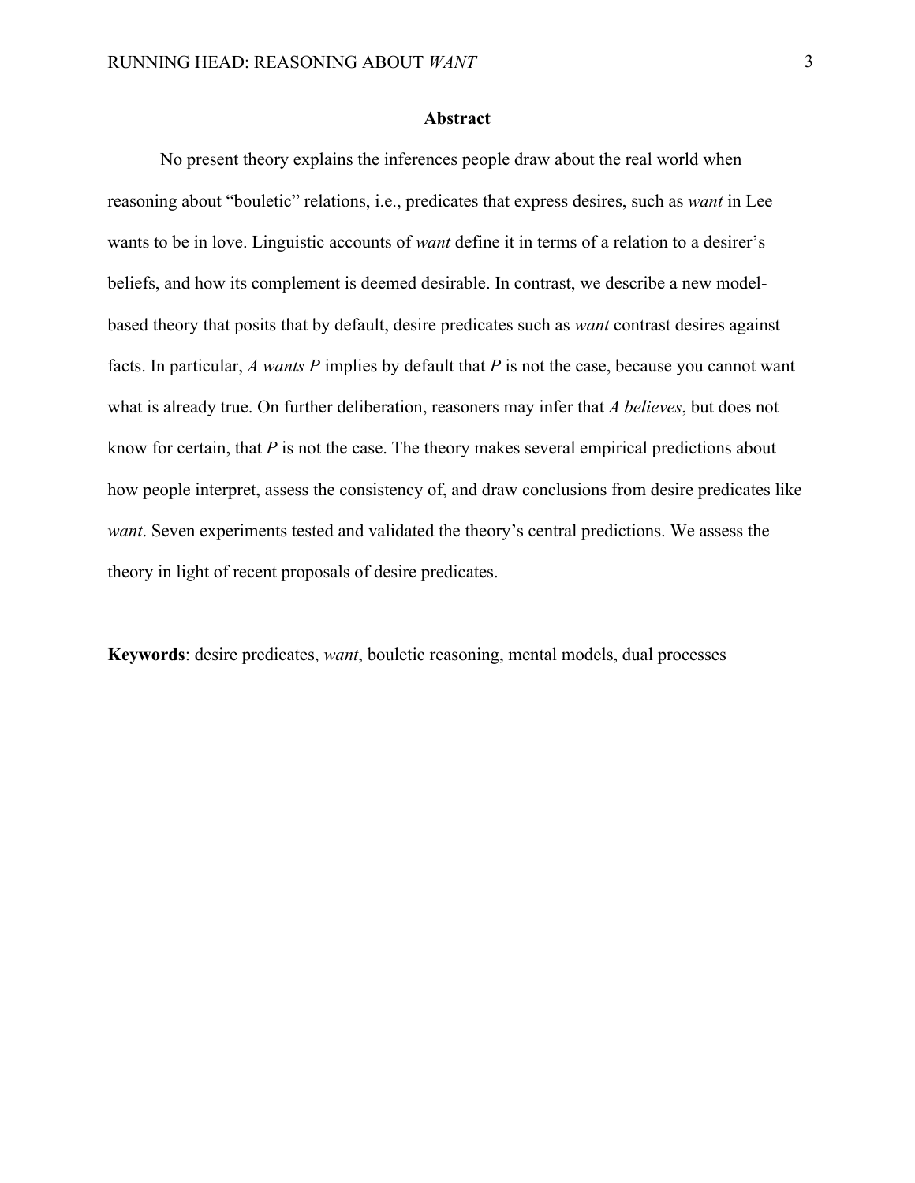## Abstract

No present theory explains the inferences people draw about the real world when reasoning about "bouletic" relations, i.e., predicates that express desires, such as *want* in Lee wants to be in love. Linguistic accounts of *want* define it in terms of a relation to a desirer's beliefs, and how its complement is deemed desirable. In contrast, we describe a new model-based theory that posits that by default, desire predicates such as *want* contrast desires against facts. In particular, *A wants P* implies by default that *P* is not the case, because you cannot want what is already true. On further deliberation, reasoners may infer that *A believes*, but does not know for certain, that *P* is not the case. The theory makes several empirical predictions about how people interpret, assess the consistency of, and draw conclusions from desire predicates like *want*. Seven experiments tested and validated the theory's central predictions. We assess the theory in light of recent proposals of desire predicates.

**Keywords**: desire predicates, *want*, bouletic reasoning, mental models, dual processes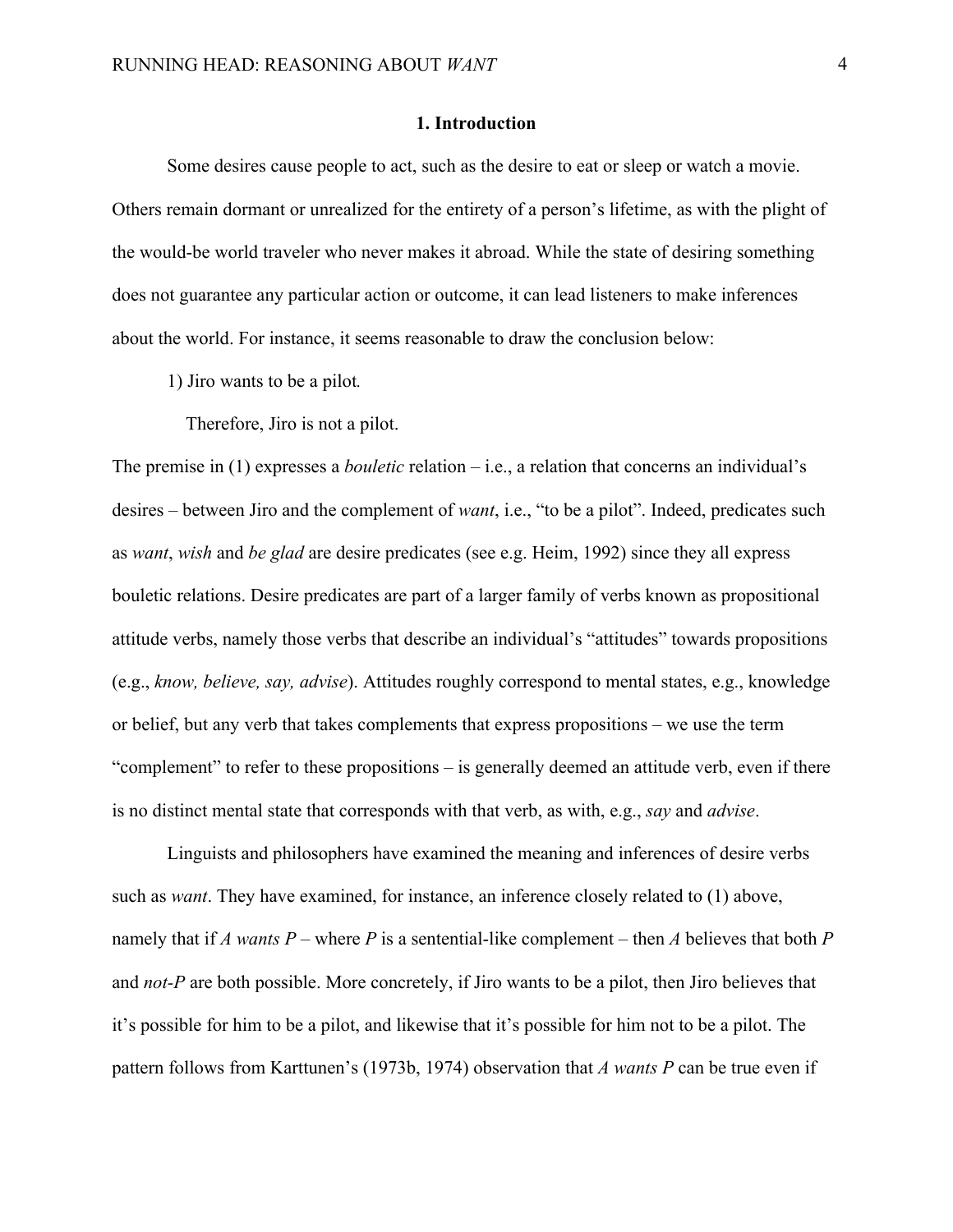## 1. Introduction

Some desires cause people to act, such as the desire to eat or sleep or watch a movie. Others remain dormant or unrealized for the entirety of a person's lifetime, as with the plight of the would-be world traveler who never makes it abroad. While the state of desiring something does not guarantee any particular action or outcome, it can lead listeners to make inferences about the world. For instance, it seems reasonable to draw the conclusion below:

1) Jiro wants to be a pilot.

Therefore, Jiro is not a pilot.

The premise in (1) expresses a *bouletic* relation – i.e., a relation that concerns an individual's desires – between Jiro and the complement of *want*, i.e., "to be a pilot". Indeed, predicates such as *want*, *wish* and *be glad* are desire predicates (see e.g. Heim, 1992) since they all express bouletic relations. Desire predicates are part of a larger family of verbs known as propositional attitude verbs, namely those verbs that describe an individual's "attitudes" towards propositions (e.g., *know, believe, say, advise*). Attitudes roughly correspond to mental states, e.g., knowledge or belief, but any verb that takes complements that express propositions – we use the term "complement" to refer to these propositions – is generally deemed an attitude verb, even if there is no distinct mental state that corresponds with that verb, as with, e.g., *say* and *advise*.

Linguists and philosophers have examined the meaning and inferences of desire verbs such as *want*. They have examined, for instance, an inference closely related to (1) above, namely that if *A wants P* – where *P* is a sentential-like complement – then *A* believes that both *P* and *not-P* are both possible. More concretely, if Jiro wants to be a pilot, then Jiro believes that it's possible for him to be a pilot, and likewise that it's possible for him not to be a pilot. The pattern follows from Karttunen's (1973b, 1974) observation that *A wants P* can be true even if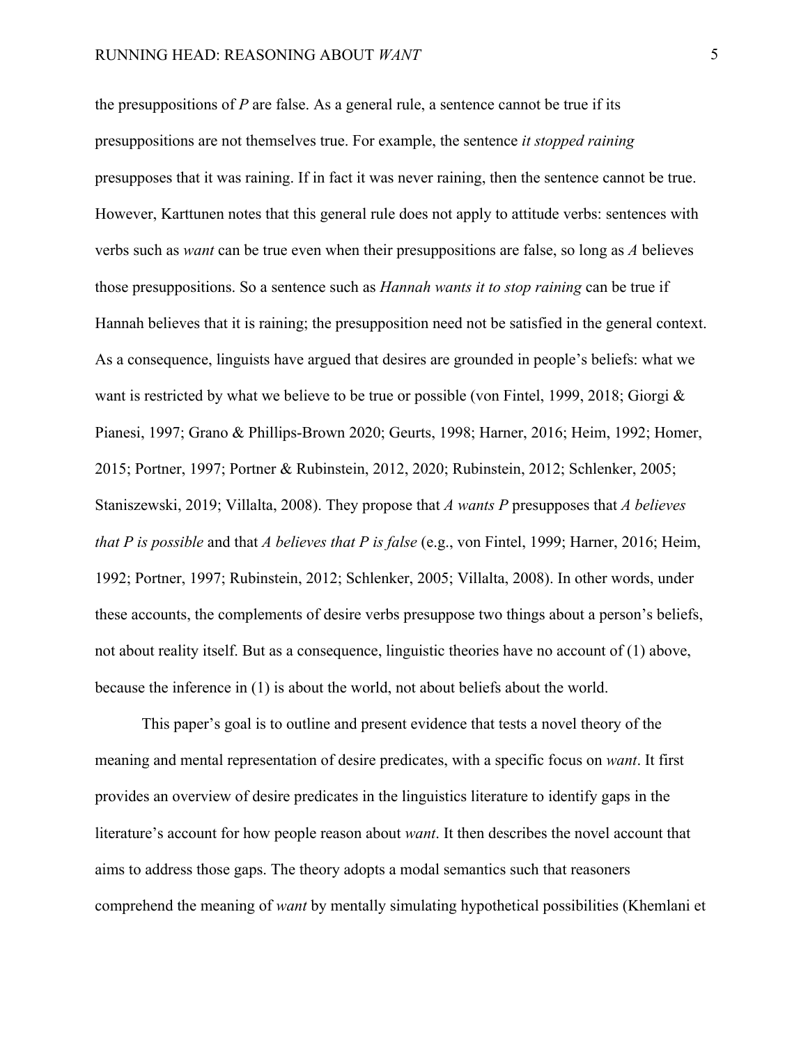the presuppositions of *P* are false. As a general rule, a sentence cannot be true if its presuppositions are not themselves true. For example, the sentence *it stopped raining* presupposes that it was raining. If in fact it was never raining, then the sentence cannot be true. However, Karttunen notes that this general rule does not apply to attitude verbs: sentences with verbs such as *want* can be true even when their presuppositions are false, so long as *A* believes those presuppositions. So a sentence such as *Hannah wants it to stop raining* can be true if Hannah believes that it is raining; the presupposition need not be satisfied in the general context. As a consequence, linguists have argued that desires are grounded in people's beliefs: what we want is restricted by what we believe to be true or possible (von Fintel, 1999, 2018; Giorgi & Pianesi, 1997; Grano & Phillips-Brown 2020; Geurts, 1998; Harner, 2016; Heim, 1992; Homer, 2015; Portner, 1997; Portner & Rubinstein, 2012, 2020; Rubinstein, 2012; Schlenker, 2005; Staniszewski, 2019; Villalta, 2008). They propose that *A wants P* presupposes that *A believes that P is possible* and that *A believes that P is false* (e.g., von Fintel, 1999; Harner, 2016; Heim, 1992; Portner, 1997; Rubinstein, 2012; Schlenker, 2005; Villalta, 2008). In other words, under these accounts, the complements of desire verbs presuppose two things about a person's beliefs, not about reality itself. But as a consequence, linguistic theories have no account of (1) above, because the inference in (1) is about the world, not about beliefs about the world.

This paper's goal is to outline and present evidence that tests a novel theory of the meaning and mental representation of desire predicates, with a specific focus on *want*. It first provides an overview of desire predicates in the linguistics literature to identify gaps in the literature's account for how people reason about *want*. It then describes the novel account that aims to address those gaps. The theory adopts a modal semantics such that reasoners comprehend the meaning of *want* by mentally simulating hypothetical possibilities (Khemlani et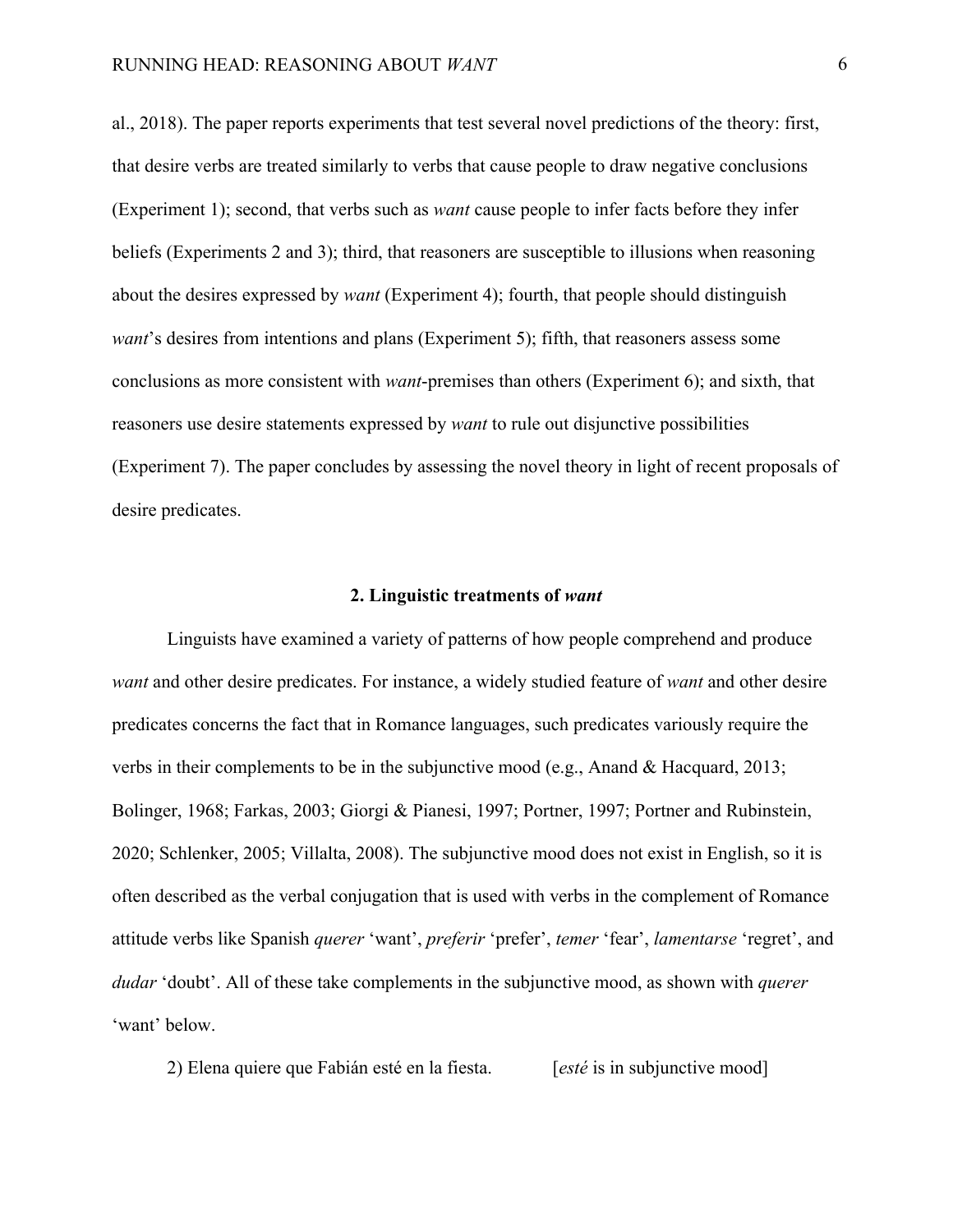al., 2018). The paper reports experiments that test several novel predictions of the theory: first, that desire verbs are treated similarly to verbs that cause people to draw negative conclusions (Experiment 1); second, that verbs such as *want* cause people to infer facts before they infer beliefs (Experiments 2 and 3); third, that reasoners are susceptible to illusions when reasoning about the desires expressed by *want* (Experiment 4); fourth, that people should distinguish *want*'s desires from intentions and plans (Experiment 5); fifth, that reasoners assess some conclusions as more consistent with *want*-premises than others (Experiment 6); and sixth, that reasoners use desire statements expressed by *want* to rule out disjunctive possibilities (Experiment 7). The paper concludes by assessing the novel theory in light of recent proposals of desire predicates.

## 2. Linguistic treatments of *want*

Linguists have examined a variety of patterns of how people comprehend and produce *want* and other desire predicates. For instance, a widely studied feature of *want* and other desire predicates concerns the fact that in Romance languages, such predicates variously require the verbs in their complements to be in the subjunctive mood (e.g., Anand & Hacquard, 2013; Bolinger, 1968; Farkas, 2003; Giorgi & Pianesi, 1997; Portner, 1997; Portner and Rubinstein, 2020; Schlenker, 2005; Villalta, 2008). The subjunctive mood does not exist in English, so it is often described as the verbal conjugation that is used with verbs in the complement of Romance attitude verbs like Spanish *querer* 'want', *preferir* 'prefer', *temer* 'fear', *lamentarse* 'regret', and *dudar* 'doubt'. All of these take complements in the subjunctive mood, as shown with *querer* 'want' below.

2) Elena quiere que Fabián esté en la fiesta. [*esté* is in subjunctive mood]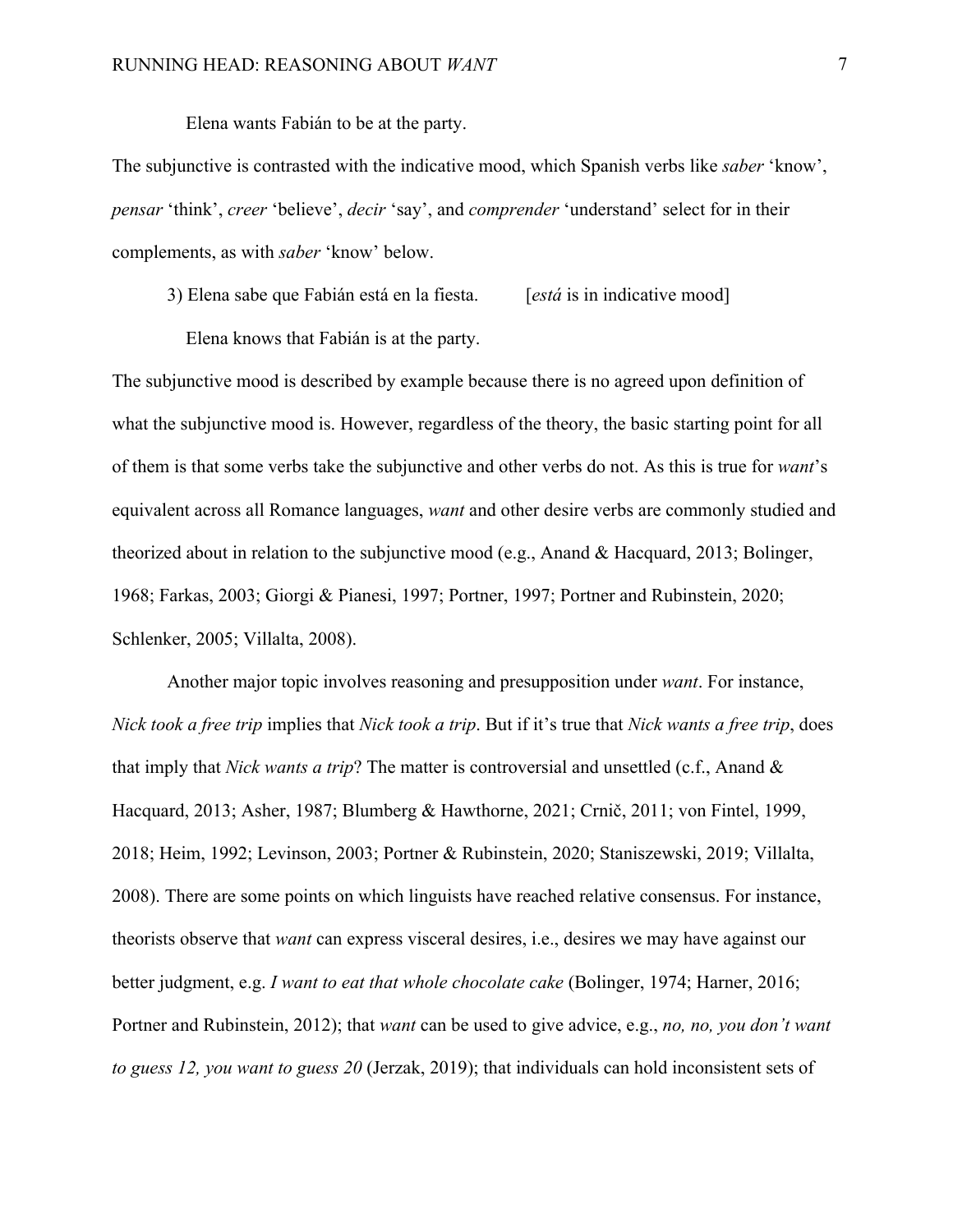Elena wants Fabián to be at the party.

The subjunctive is contrasted with the indicative mood, which Spanish verbs like *saber* 'know', *pensar* 'think', *creer* 'believe', *decir* 'say', and *comprender* 'understand' select for in their complements, as with *saber* 'know' below.

3) Elena sabe que Fabián está en la fiesta. [*está* is in indicative mood]

Elena knows that Fabián is at the party.

The subjunctive mood is described by example because there is no agreed upon definition of what the subjunctive mood is. However, regardless of the theory, the basic starting point for all of them is that some verbs take the subjunctive and other verbs do not. As this is true for *want*'s equivalent across all Romance languages, *want* and other desire verbs are commonly studied and theorized about in relation to the subjunctive mood (e.g., Anand & Hacquard, 2013; Bolinger, 1968; Farkas, 2003; Giorgi & Pianesi, 1997; Portner, 1997; Portner and Rubinstein, 2020; Schlenker, 2005; Villalta, 2008).

Another major topic involves reasoning and presupposition under *want*. For instance, *Nick took a free trip* implies that *Nick took a trip*. But if it's true that *Nick wants a free trip*, does that imply that *Nick wants a trip*? The matter is controversial and unsettled (c.f., Anand & Hacquard, 2013; Asher, 1987; Blumberg & Hawthorne, 2021; Crnič, 2011; von Fintel, 1999, 2018; Heim, 1992; Levinson, 2003; Portner & Rubinstein, 2020; Staniszewski, 2019; Villalta, 2008). There are some points on which linguists have reached relative consensus. For instance, theorists observe that *want* can express visceral desires, i.e., desires we may have against our better judgment, e.g. *I want to eat that whole chocolate cake* (Bolinger, 1974; Harner, 2016; Portner and Rubinstein, 2012); that *want* can be used to give advice, e.g., *no, no, you don't want to guess 12, you want to guess 20* (Jerzak, 2019); that individuals can hold inconsistent sets of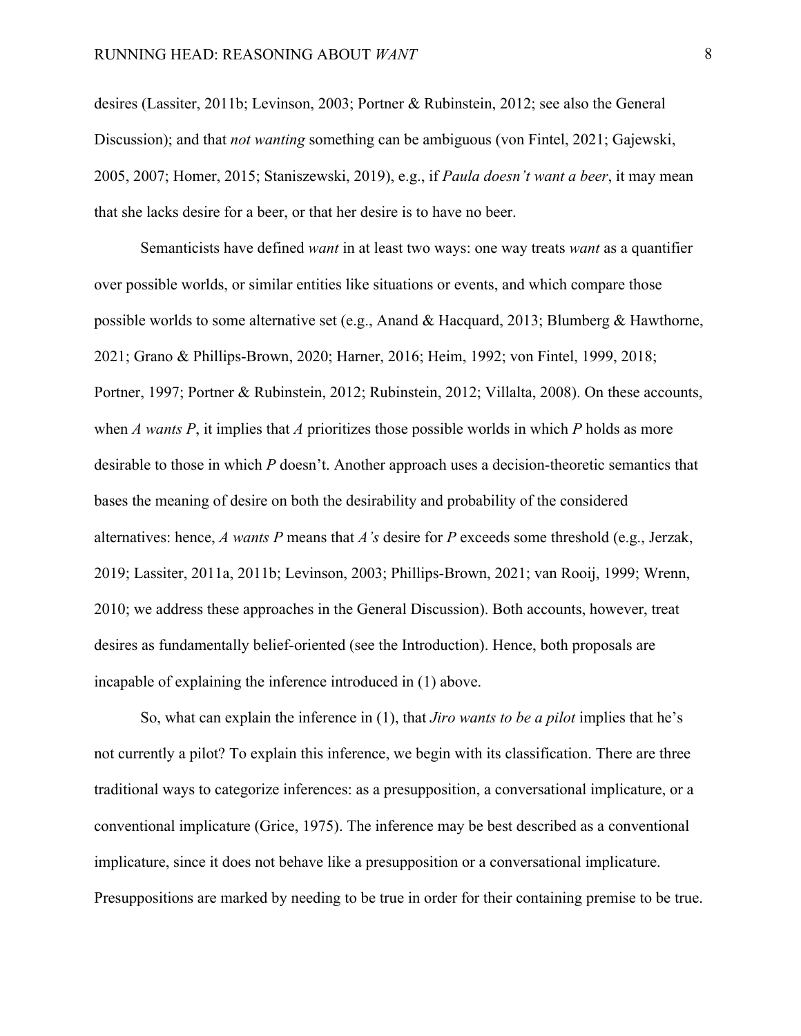desires (Lassiter, 2011b; Levinson, 2003; Portner & Rubinstein, 2012; see also the General Discussion); and that *not wanting* something can be ambiguous (von Fintel, 2021; Gajewski, 2005, 2007; Homer, 2015; Staniszewski, 2019), e.g., if *Paula doesn't want a beer*, it may mean that she lacks desire for a beer, or that her desire is to have no beer.

Semanticists have defined *want* in at least two ways: one way treats *want* as a quantifier over possible worlds, or similar entities like situations or events, and which compare those possible worlds to some alternative set (e.g., Anand & Hacquard, 2013; Blumberg & Hawthorne, 2021; Grano & Phillips-Brown, 2020; Harner, 2016; Heim, 1992; von Fintel, 1999, 2018; Portner, 1997; Portner & Rubinstein, 2012; Rubinstein, 2012; Villalta, 2008). On these accounts, when *A wants P*, it implies that *A* prioritizes those possible worlds in which *P* holds as more desirable to those in which *P* doesn't. Another approach uses a decision-theoretic semantics that bases the meaning of desire on both the desirability and probability of the considered alternatives: hence, *A wants P* means that *A's* desire for *P* exceeds some threshold (e.g., Jerzak, 2019; Lassiter, 2011a, 2011b; Levinson, 2003; Phillips-Brown, 2021; van Rooij, 1999; Wrenn, 2010; we address these approaches in the General Discussion). Both accounts, however, treat desires as fundamentally belief-oriented (see the Introduction). Hence, both proposals are incapable of explaining the inference introduced in (1) above.

So, what can explain the inference in (1), that *Jiro wants to be a pilot* implies that he's not currently a pilot? To explain this inference, we begin with its classification. There are three traditional ways to categorize inferences: as a presupposition, a conversational implicature, or a conventional implicature (Grice, 1975). The inference may be best described as a conventional implicature, since it does not behave like a presupposition or a conversational implicature. Presuppositions are marked by needing to be true in order for their containing premise to be true.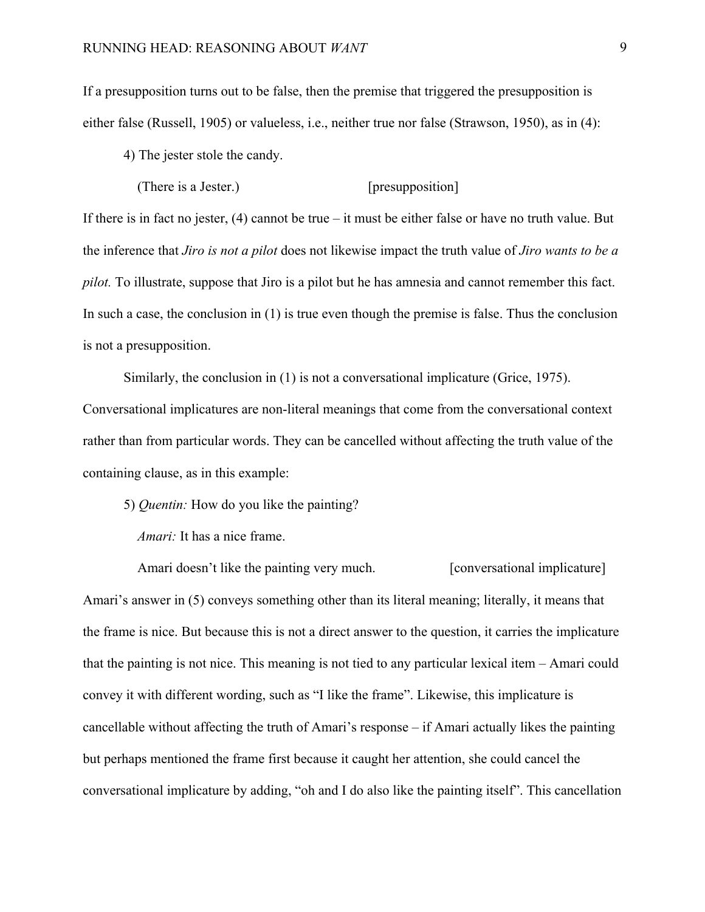If a presupposition turns out to be false, then the premise that triggered the presupposition is either false (Russell, 1905) or valueless, i.e., neither true nor false (Strawson, 1950), as in (4):

4) The jester stole the candy.

(There is a Jester.) [presupposition]

If there is in fact no jester, (4) cannot be true – it must be either false or have no truth value. But the inference that *Jiro is not a pilot* does not likewise impact the truth value of *Jiro wants to be a pilot.* To illustrate, suppose that Jiro is a pilot but he has amnesia and cannot remember this fact. In such a case, the conclusion in (1) is true even though the premise is false. Thus the conclusion is not a presupposition.

Similarly, the conclusion in (1) is not a conversational implicature (Grice, 1975). Conversational implicatures are non-literal meanings that come from the conversational context rather than from particular words. They can be cancelled without affecting the truth value of the containing clause, as in this example:

5) *Quentin:* How do you like the painting?

*Amari:* It has a nice frame.

Amari doesn't like the painting very much. [conversational implicature]

Amari's answer in (5) conveys something other than its literal meaning; literally, it means that the frame is nice. But because this is not a direct answer to the question, it carries the implicature that the painting is not nice. This meaning is not tied to any particular lexical item – Amari could convey it with different wording, such as "I like the frame". Likewise, this implicature is cancellable without affecting the truth of Amari's response – if Amari actually likes the painting but perhaps mentioned the frame first because it caught her attention, she could cancel the conversational implicature by adding, "oh and I do also like the painting itself". This cancellation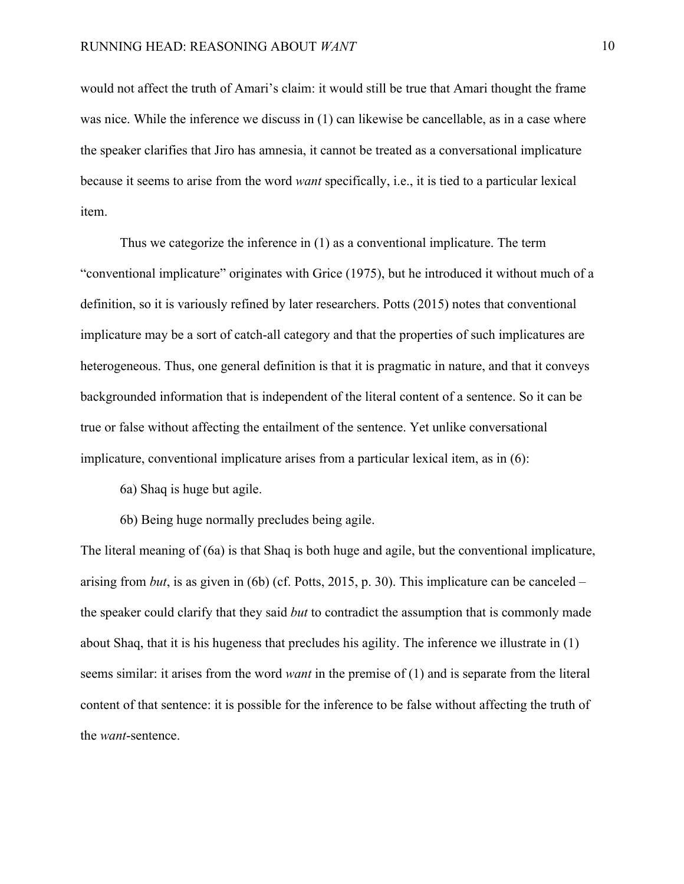would not affect the truth of Amari's claim: it would still be true that Amari thought the frame was nice. While the inference we discuss in (1) can likewise be cancellable, as in a case where the speaker clarifies that Jiro has amnesia, it cannot be treated as a conversational implicature because it seems to arise from the word *want* specifically, i.e., it is tied to a particular lexical item.

Thus we categorize the inference in (1) as a conventional implicature. The term "conventional implicature" originates with Grice (1975), but he introduced it without much of a definition, so it is variously refined by later researchers. Potts (2015) notes that conventional implicature may be a sort of catch-all category and that the properties of such implicatures are heterogeneous. Thus, one general definition is that it is pragmatic in nature, and that it conveys backgrounded information that is independent of the literal content of a sentence. So it can be true or false without affecting the entailment of the sentence. Yet unlike conversational implicature, conventional implicature arises from a particular lexical item, as in (6):

6a) Shaq is huge but agile.

6b) Being huge normally precludes being agile.

The literal meaning of (6a) is that Shaq is both huge and agile, but the conventional implicature, arising from *but*, is as given in (6b) (cf. Potts, 2015, p. 30). This implicature can be canceled – the speaker could clarify that they said *but* to contradict the assumption that is commonly made about Shaq, that it is his hugeness that precludes his agility. The inference we illustrate in (1) seems similar: it arises from the word *want* in the premise of (1) and is separate from the literal content of that sentence: it is possible for the inference to be false without affecting the truth of the *want*-sentence.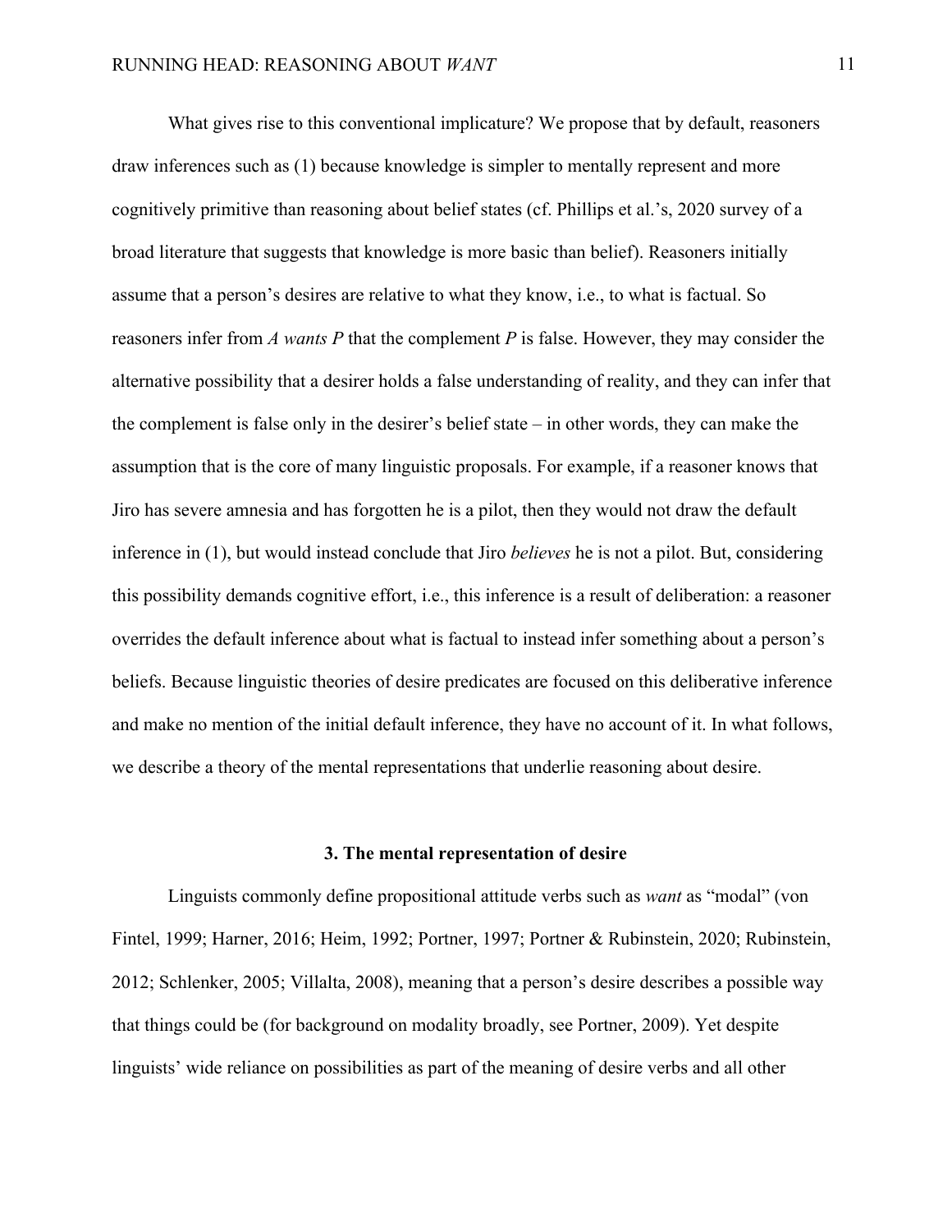What gives rise to this conventional implicature? We propose that by default, reasoners draw inferences such as (1) because knowledge is simpler to mentally represent and more cognitively primitive than reasoning about belief states (cf. Phillips et al.'s, 2020 survey of a broad literature that suggests that knowledge is more basic than belief). Reasoners initially assume that a person's desires are relative to what they know, i.e., to what is factual. So reasoners infer from *A wants P* that the complement *P* is false. However, they may consider the alternative possibility that a desirer holds a false understanding of reality, and they can infer that the complement is false only in the desirer's belief state – in other words, they can make the assumption that is the core of many linguistic proposals. For example, if a reasoner knows that Jiro has severe amnesia and has forgotten he is a pilot, then they would not draw the default inference in (1), but would instead conclude that Jiro *believes* he is not a pilot. But, considering this possibility demands cognitive effort, i.e., this inference is a result of deliberation: a reasoner overrides the default inference about what is factual to instead infer something about a person's beliefs. Because linguistic theories of desire predicates are focused on this deliberative inference and make no mention of the initial default inference, they have no account of it. In what follows, we describe a theory of the mental representations that underlie reasoning about desire.

## 3. The mental representation of desire

Linguists commonly define propositional attitude verbs such as *want* as "modal" (von Fintel, 1999; Harner, 2016; Heim, 1992; Portner, 1997; Portner & Rubinstein, 2020; Rubinstein, 2012; Schlenker, 2005; Villalta, 2008), meaning that a person's desire describes a possible way that things could be (for background on modality broadly, see Portner, 2009). Yet despite linguists' wide reliance on possibilities as part of the meaning of desire verbs and all other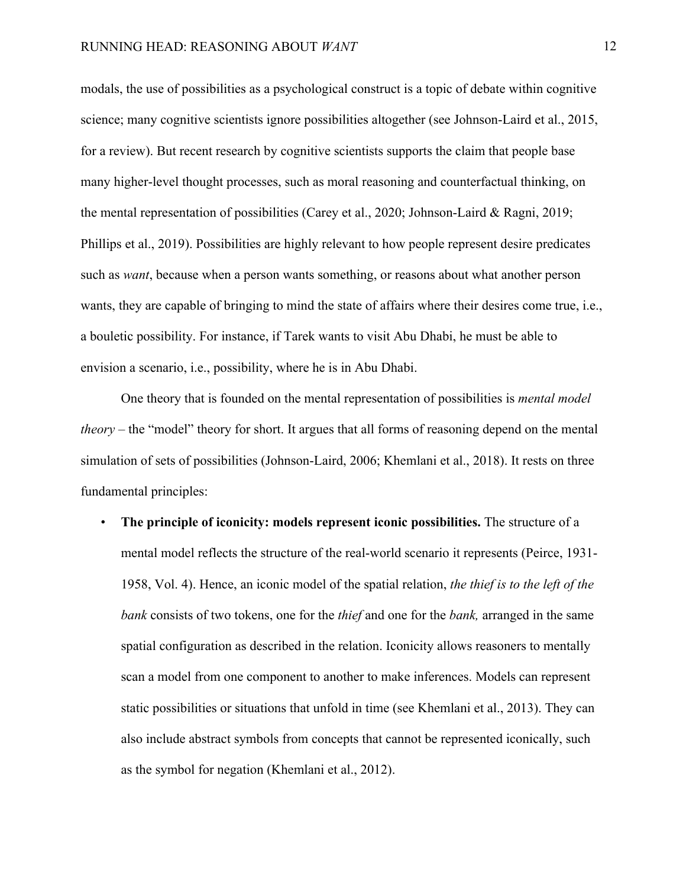modals, the use of possibilities as a psychological construct is a topic of debate within cognitive science; many cognitive scientists ignore possibilities altogether (see Johnson-Laird et al., 2015, for a review). But recent research by cognitive scientists supports the claim that people base many higher-level thought processes, such as moral reasoning and counterfactual thinking, on the mental representation of possibilities (Carey et al., 2020; Johnson-Laird & Ragni, 2019; Phillips et al., 2019). Possibilities are highly relevant to how people represent desire predicates such as *want*, because when a person wants something, or reasons about what another person wants, they are capable of bringing to mind the state of affairs where their desires come true, i.e., a bouletic possibility. For instance, if Tarek wants to visit Abu Dhabi, he must be able to envision a scenario, i.e., possibility, where he is in Abu Dhabi.

One theory that is founded on the mental representation of possibilities is *mental model theory* – the "model" theory for short. It argues that all forms of reasoning depend on the mental simulation of sets of possibilities (Johnson-Laird, 2006; Khemlani et al., 2018). It rests on three fundamental principles:

- **The principle of iconicity: models represent iconic possibilities.** The structure of a mental model reflects the structure of the real-world scenario it represents (Peirce, 1931-1958, Vol. 4). Hence, an iconic model of the spatial relation, *the thief is to the left of the bank* consists of two tokens, one for the *thief* and one for the *bank,* arranged in the same spatial configuration as described in the relation. Iconicity allows reasoners to mentally scan a model from one component to another to make inferences. Models can represent static possibilities or situations that unfold in time (see Khemlani et al., 2013). They can also include abstract symbols from concepts that cannot be represented iconically, such as the symbol for negation (Khemlani et al., 2012).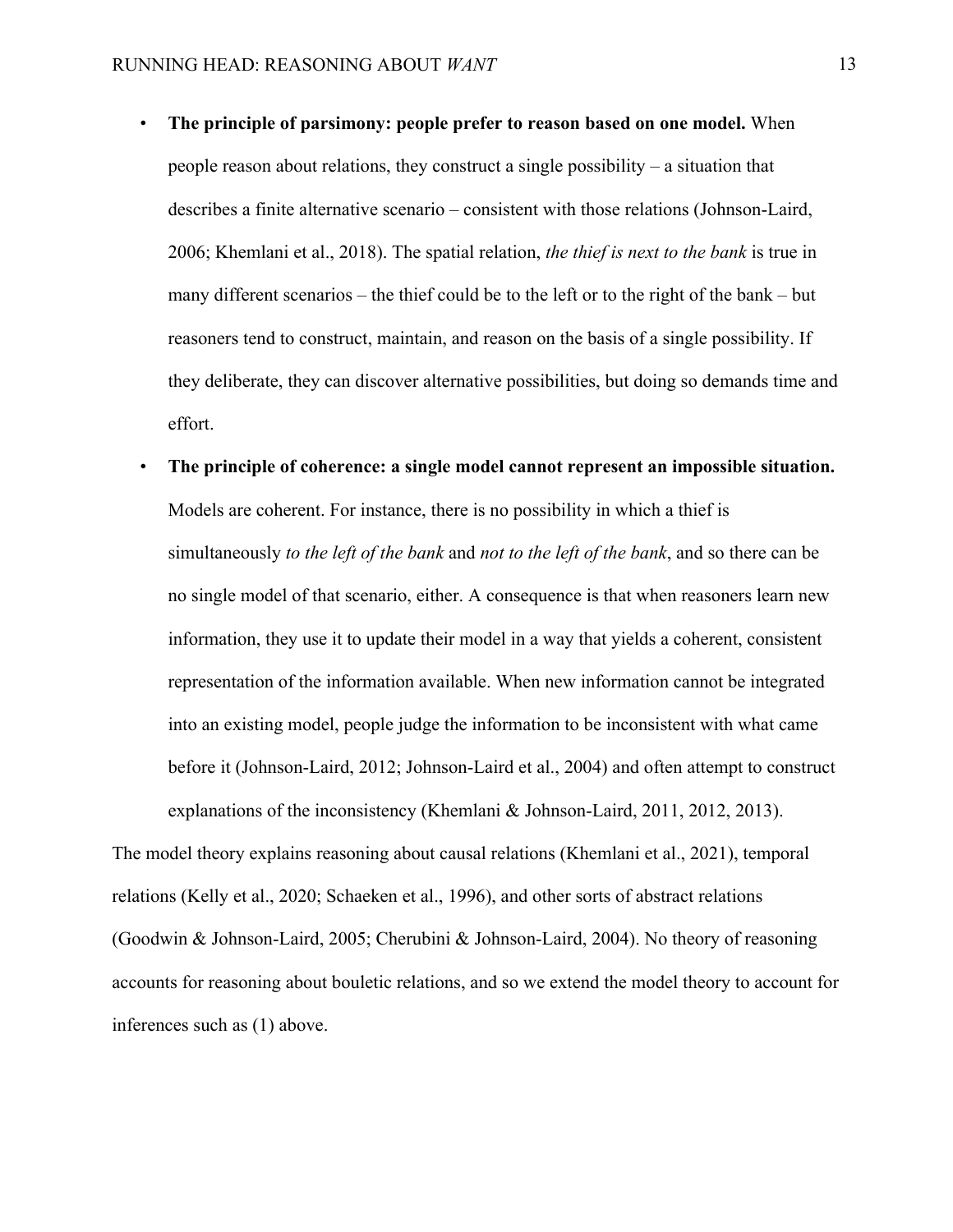- **The principle of parsimony: people prefer to reason based on one model.** When people reason about relations, they construct a single possibility – a situation that describes a finite alternative scenario – consistent with those relations (Johnson-Laird, 2006; Khemlani et al., 2018). The spatial relation, *the thief is next to the bank* is true in many different scenarios – the thief could be to the left or to the right of the bank – but reasoners tend to construct, maintain, and reason on the basis of a single possibility. If they deliberate, they can discover alternative possibilities, but doing so demands time and effort.
- **The principle of coherence: a single model cannot represent an impossible situation.** Models are coherent. For instance, there is no possibility in which a thief is simultaneously *to the left of the bank* and *not to the left of the bank*, and so there can be no single model of that scenario, either. A consequence is that when reasoners learn new information, they use it to update their model in a way that yields a coherent, consistent representation of the information available. When new information cannot be integrated into an existing model, people judge the information to be inconsistent with what came before it (Johnson-Laird, 2012; Johnson-Laird et al., 2004) and often attempt to construct explanations of the inconsistency (Khemlani & Johnson-Laird, 2011, 2012, 2013).

The model theory explains reasoning about causal relations (Khemlani et al., 2021), temporal relations (Kelly et al., 2020; Schaeken et al., 1996), and other sorts of abstract relations (Goodwin & Johnson-Laird, 2005; Cherubini & Johnson-Laird, 2004). No theory of reasoning accounts for reasoning about bouletic relations, and so we extend the model theory to account for inferences such as (1) above.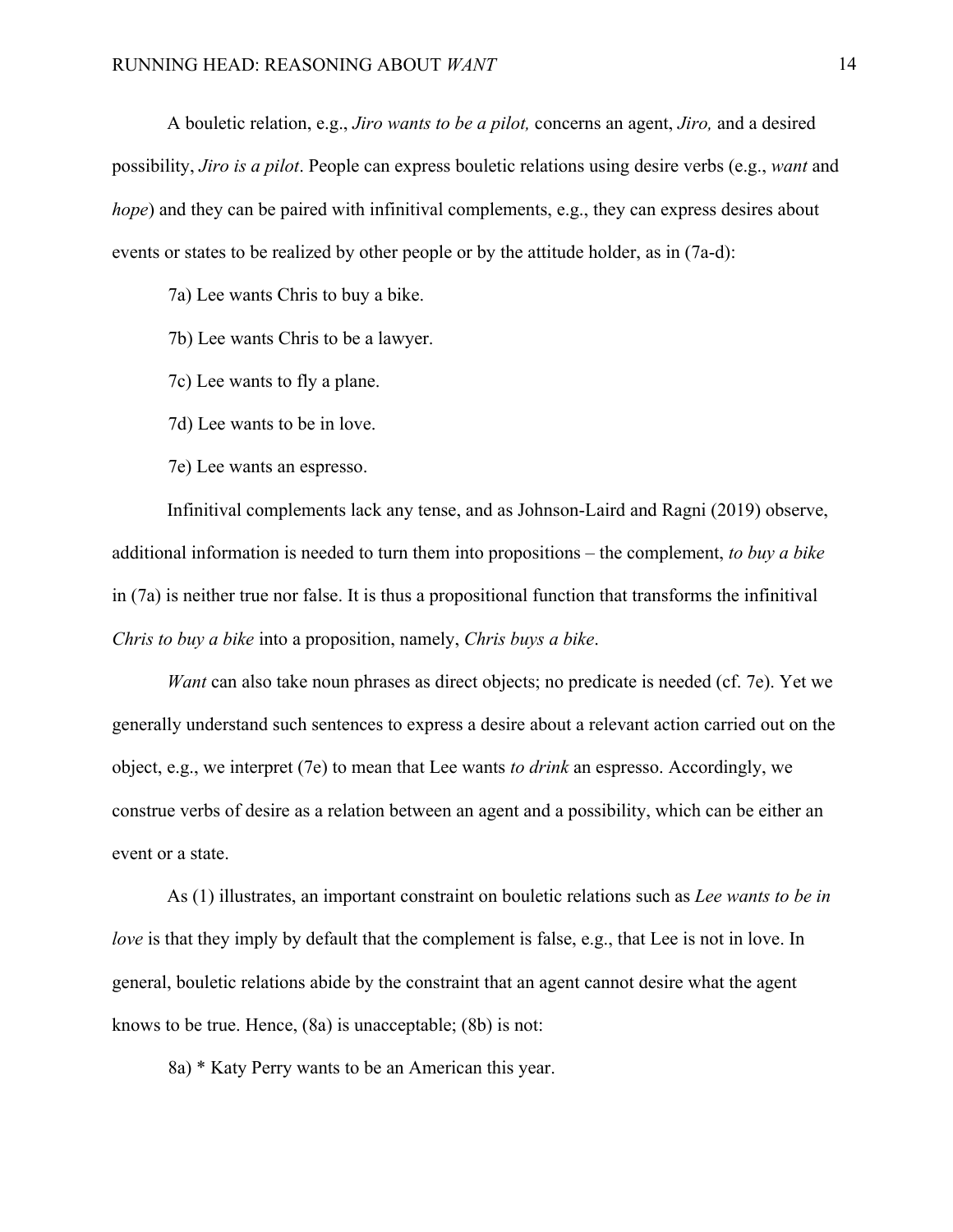A bouletic relation, e.g., *Jiro wants to be a pilot,* concerns an agent, *Jiro,* and a desired possibility, *Jiro is a pilot*. People can express bouletic relations using desire verbs (e.g., *want* and *hope*) and they can be paired with infinitival complements, e.g., they can express desires about events or states to be realized by other people or by the attitude holder, as in (7a-d):

7a) Lee wants Chris to buy a bike.

7b) Lee wants Chris to be a lawyer.

7c) Lee wants to fly a plane.

7d) Lee wants to be in love.

7e) Lee wants an espresso.

Infinitival complements lack any tense, and as Johnson-Laird and Ragni (2019) observe, additional information is needed to turn them into propositions – the complement, *to buy a bike* in (7a) is neither true nor false. It is thus a propositional function that transforms the infinitival *Chris to buy a bike* into a proposition, namely, *Chris buys a bike*.

*Want* can also take noun phrases as direct objects; no predicate is needed (cf. 7e). Yet we generally understand such sentences to express a desire about a relevant action carried out on the object, e.g., we interpret (7e) to mean that Lee wants *to drink* an espresso. Accordingly, we construe verbs of desire as a relation between an agent and a possibility, which can be either an event or a state.

As (1) illustrates, an important constraint on bouletic relations such as *Lee wants to be in love* is that they imply by default that the complement is false, e.g., that Lee is not in love. In general, bouletic relations abide by the constraint that an agent cannot desire what the agent knows to be true. Hence, (8a) is unacceptable; (8b) is not:

8a) * Katy Perry wants to be an American this year.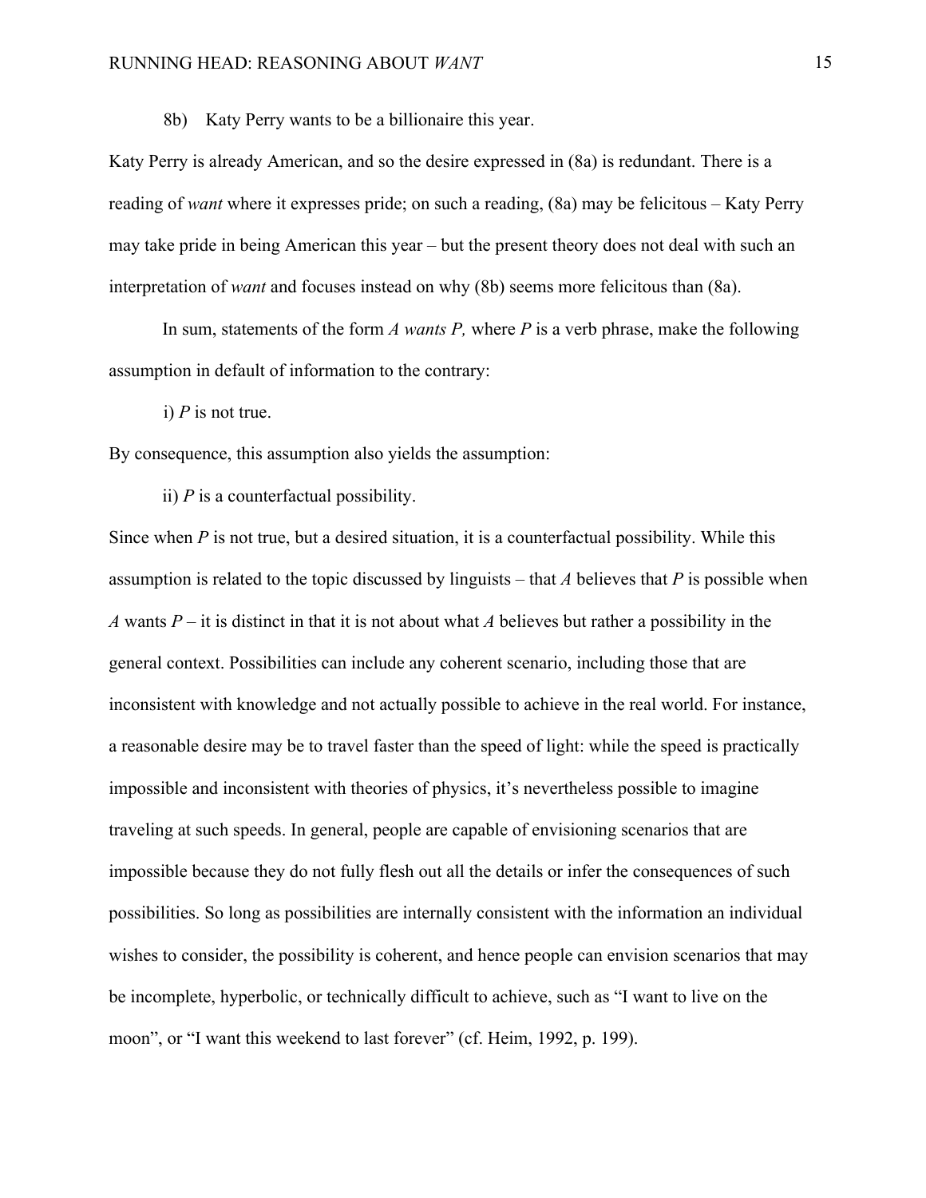8b) Katy Perry wants to be a billionaire this year.

Katy Perry is already American, and so the desire expressed in (8a) is redundant. There is a reading of *want* where it expresses pride; on such a reading, (8a) may be felicitous – Katy Perry may take pride in being American this year – but the present theory does not deal with such an interpretation of *want* and focuses instead on why (8b) seems more felicitous than (8a).

In sum, statements of the form *A wants P,* where *P* is a verb phrase, make the following assumption in default of information to the contrary:

i) *P* is not true.

By consequence, this assumption also yields the assumption:

ii) *P* is a counterfactual possibility.

Since when *P* is not true, but a desired situation, it is a counterfactual possibility. While this assumption is related to the topic discussed by linguists – that *A* believes that *P* is possible when *A* wants *P* – it is distinct in that it is not about what *A* believes but rather a possibility in the general context. Possibilities can include any coherent scenario, including those that are inconsistent with knowledge and not actually possible to achieve in the real world. For instance, a reasonable desire may be to travel faster than the speed of light: while the speed is practically impossible and inconsistent with theories of physics, it's nevertheless possible to imagine traveling at such speeds. In general, people are capable of envisioning scenarios that are impossible because they do not fully flesh out all the details or infer the consequences of such possibilities. So long as possibilities are internally consistent with the information an individual wishes to consider, the possibility is coherent, and hence people can envision scenarios that may be incomplete, hyperbolic, or technically difficult to achieve, such as "I want to live on the moon", or "I want this weekend to last forever" (cf. Heim, 1992, p. 199).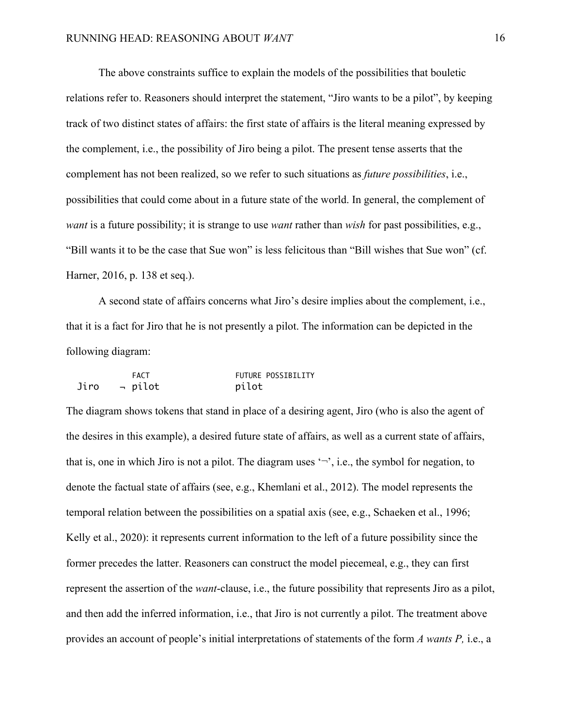The above constraints suffice to explain the models of the possibilities that bouletic relations refer to. Reasoners should interpret the statement, "Jiro wants to be a pilot", by keeping track of two distinct states of affairs: the first state of affairs is the literal meaning expressed by the complement, i.e., the possibility of Jiro being a pilot. The present tense asserts that the complement has not been realized, so we refer to such situations as *future possibilities*, i.e., possibilities that could come about in a future state of the world. In general, the complement of *want* is a future possibility; it is strange to use *want* rather than *wish* for past possibilities, e.g., "Bill wants it to be the case that Sue won" is less felicitous than "Bill wishes that Sue won" (cf. Harner, 2016, p. 138 et seq.).

A second state of affairs concerns what Jiro's desire implies about the complement, i.e., that it is a fact for Jiro that he is not presently a pilot. The information can be depicted in the following diagram:

```
          FACT                FUTURE POSSIBILITY
Jiro    ¬ pilot               pilot
```

The diagram shows tokens that stand in place of a desiring agent, Jiro (who is also the agent of the desires in this example), a desired future state of affairs, as well as a current state of affairs, that is, one in which Jiro is not a pilot. The diagram uses '¬', i.e., the symbol for negation, to denote the factual state of affairs (see, e.g., Khemlani et al., 2012). The model represents the temporal relation between the possibilities on a spatial axis (see, e.g., Schaeken et al., 1996; Kelly et al., 2020): it represents current information to the left of a future possibility since the former precedes the latter. Reasoners can construct the model piecemeal, e.g., they can first represent the assertion of the *want*-clause, i.e., the future possibility that represents Jiro as a pilot, and then add the inferred information, i.e., that Jiro is not currently a pilot. The treatment above provides an account of people's initial interpretations of statements of the form *A wants P,* i.e., a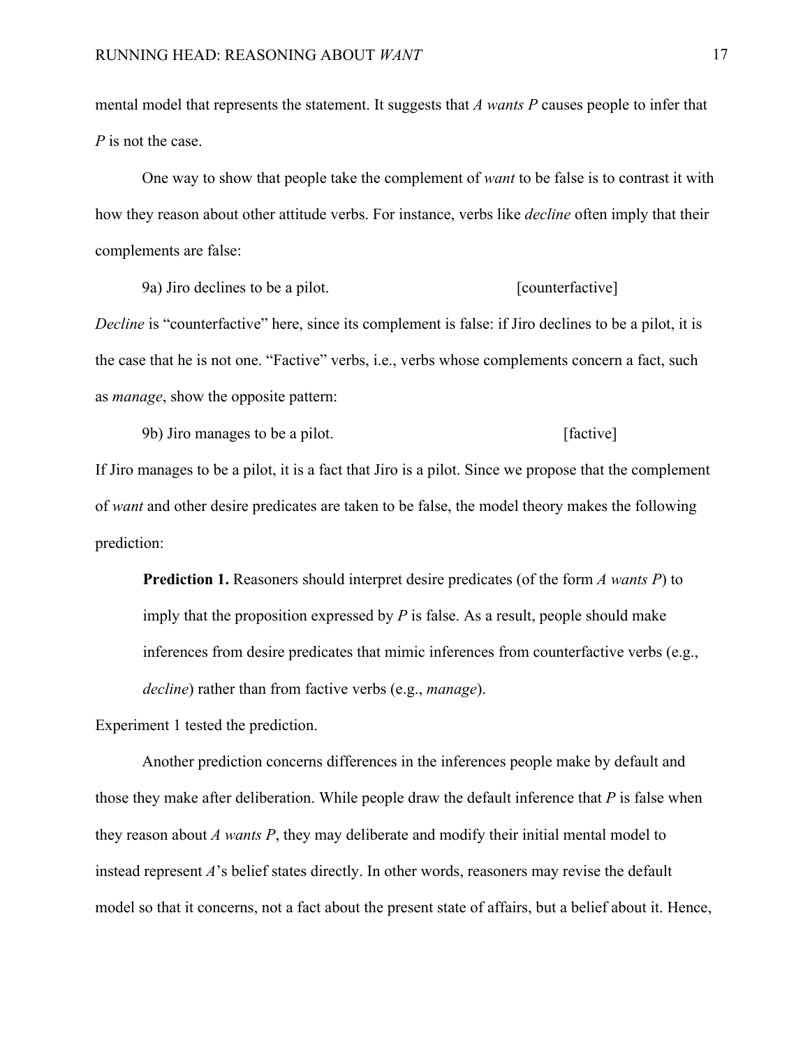mental model that represents the statement. It suggests that *A wants P* causes people to infer that *P* is not the case.

One way to show that people take the complement of *want* to be false is to contrast it with how they reason about other attitude verbs. For instance, verbs like *decline* often imply that their complements are false:

9a) Jiro declines to be a pilot. [counterfactive]

*Decline* is "counterfactive" here, since its complement is false: if Jiro declines to be a pilot, it is the case that he is not one. "Factive" verbs, i.e., verbs whose complements concern a fact, such as *manage*, show the opposite pattern:

9b) Jiro manages to be a pilot. [factive]

If Jiro manages to be a pilot, it is a fact that Jiro is a pilot. Since we propose that the complement of *want* and other desire predicates are taken to be false, the model theory makes the following prediction:

> **Prediction 1.** Reasoners should interpret desire predicates (of the form *A wants P*) to imply that the proposition expressed by *P* is false. As a result, people should make inferences from desire predicates that mimic inferences from counterfactive verbs (e.g., *decline*) rather than from factive verbs (e.g., *manage*).

Experiment 1 tested the prediction.

Another prediction concerns differences in the inferences people make by default and those they make after deliberation. While people draw the default inference that *P* is false when they reason about *A wants P*, they may deliberate and modify their initial mental model to instead represent *A*'s belief states directly. In other words, reasoners may revise the default model so that it concerns, not a fact about the present state of affairs, but a belief about it. Hence,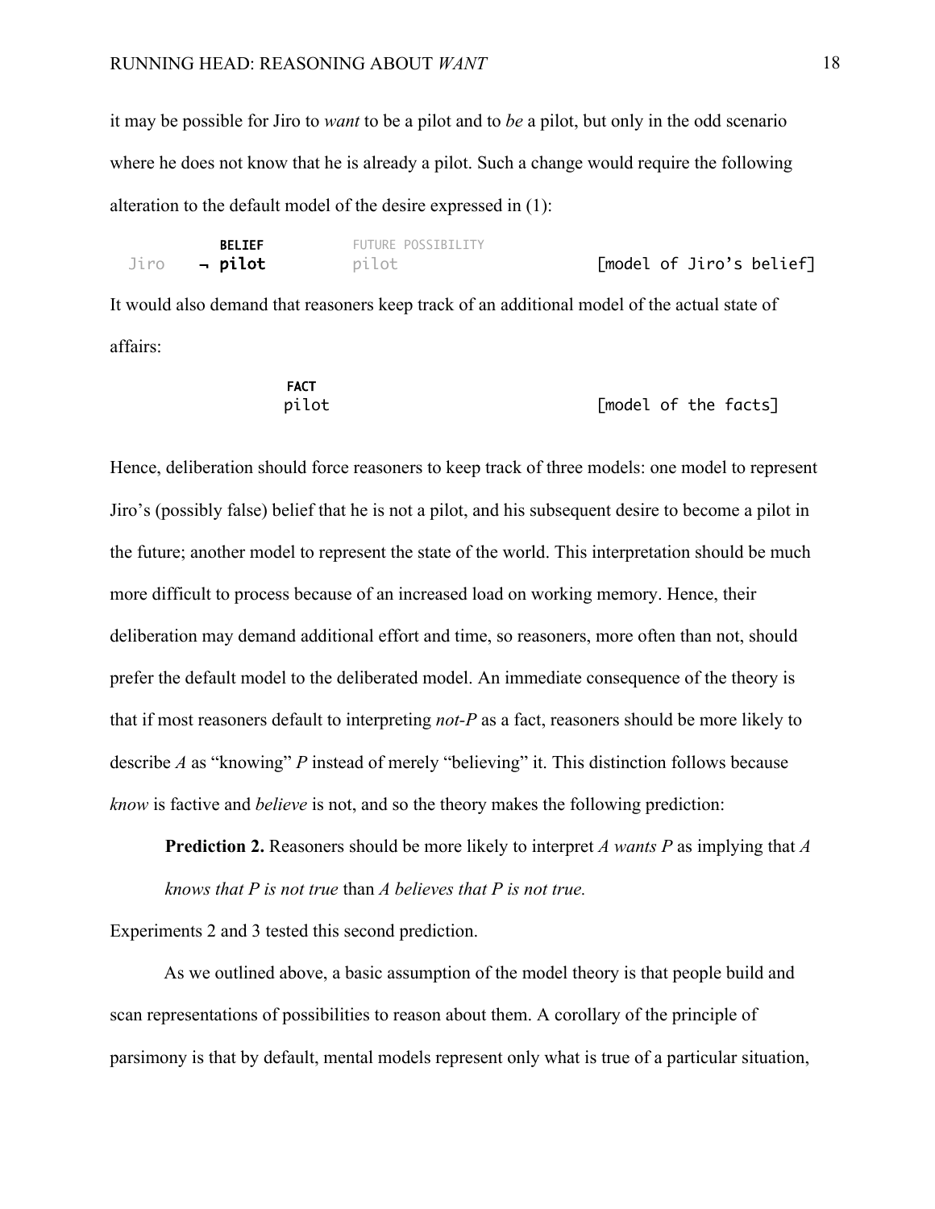it may be possible for Jiro to *want* to be a pilot and to *be* a pilot, but only in the odd scenario where he does not know that he is already a pilot. Such a change would require the following alteration to the default model of the desire expressed in (1):

```
         BELIEF          FUTURE POSSIBILITY
Jiro    ¬ pilot          pilot                        [model of Jiro's belief]
```

It would also demand that reasoners keep track of an additional model of the actual state of affairs:

```
                   FACT
                   pilot                              [model of the facts]
```

Hence, deliberation should force reasoners to keep track of three models: one model to represent Jiro's (possibly false) belief that he is not a pilot, and his subsequent desire to become a pilot in the future; another model to represent the state of the world. This interpretation should be much more difficult to process because of an increased load on working memory. Hence, their deliberation may demand additional effort and time, so reasoners, more often than not, should prefer the default model to the deliberated model. An immediate consequence of the theory is that if most reasoners default to interpreting *not-P* as a fact, reasoners should be more likely to describe *A* as "knowing" *P* instead of merely "believing" it. This distinction follows because *know* is factive and *believe* is not, and so the theory makes the following prediction:

> **Prediction 2.** Reasoners should be more likely to interpret *A wants P* as implying that *A knows that P is not true* than *A believes that P is not true.*

Experiments 2 and 3 tested this second prediction.

As we outlined above, a basic assumption of the model theory is that people build and scan representations of possibilities to reason about them. A corollary of the principle of parsimony is that by default, mental models represent only what is true of a particular situation,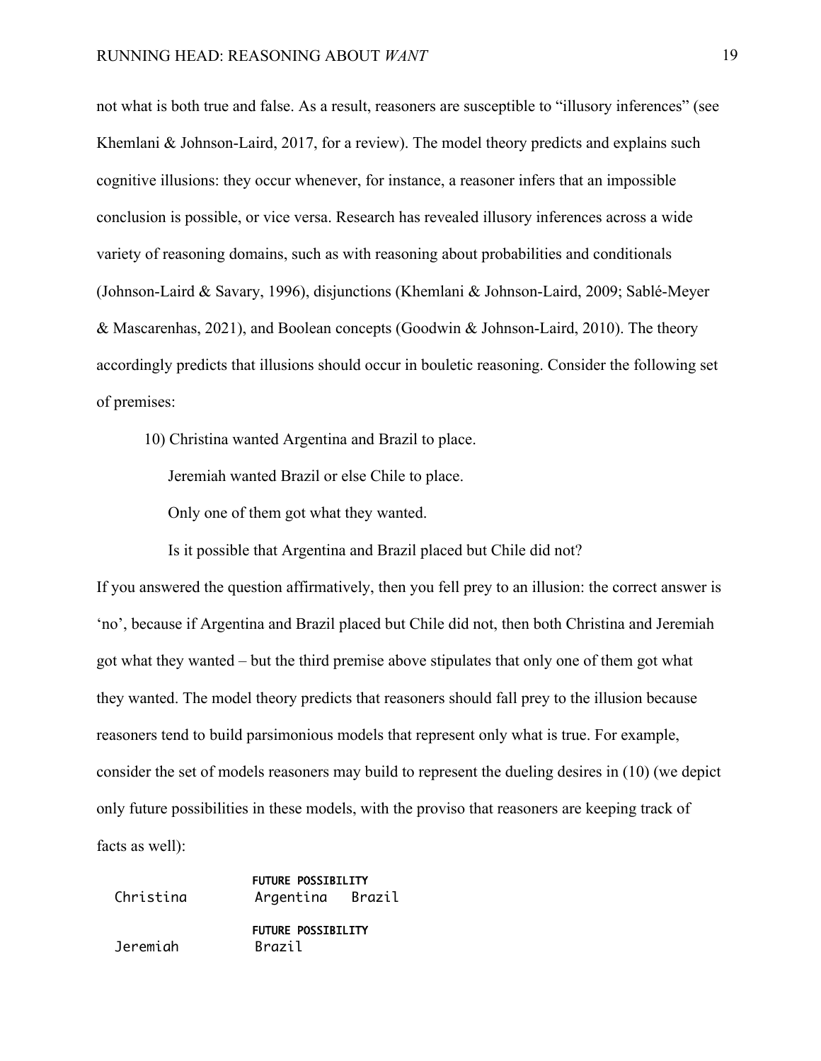not what is both true and false. As a result, reasoners are susceptible to "illusory inferences" (see Khemlani & Johnson-Laird, 2017, for a review). The model theory predicts and explains such cognitive illusions: they occur whenever, for instance, a reasoner infers that an impossible conclusion is possible, or vice versa. Research has revealed illusory inferences across a wide variety of reasoning domains, such as with reasoning about probabilities and conditionals (Johnson-Laird & Savary, 1996), disjunctions (Khemlani & Johnson-Laird, 2009; Sablé-Meyer & Mascarenhas, 2021), and Boolean concepts (Goodwin & Johnson-Laird, 2010). The theory accordingly predicts that illusions should occur in bouletic reasoning. Consider the following set of premises:

10) Christina wanted Argentina and Brazil to place.
    Jeremiah wanted Brazil or else Chile to place.
    Only one of them got what they wanted.
    Is it possible that Argentina and Brazil placed but Chile did not?

If you answered the question affirmatively, then you fell prey to an illusion: the correct answer is 'no', because if Argentina and Brazil placed but Chile did not, then both Christina and Jeremiah got what they wanted – but the third premise above stipulates that only one of them got what they wanted. The model theory predicts that reasoners should fall prey to the illusion because reasoners tend to build parsimonious models that represent only what is true. For example, consider the set of models reasoners may build to represent the dueling desires in (10) (we depict only future possibilities in these models, with the proviso that reasoners are keeping track of facts as well):

```
                FUTURE POSSIBILITY
Christina       Argentina   Brazil

                FUTURE POSSIBILITY
Jeremiah        Brazil
```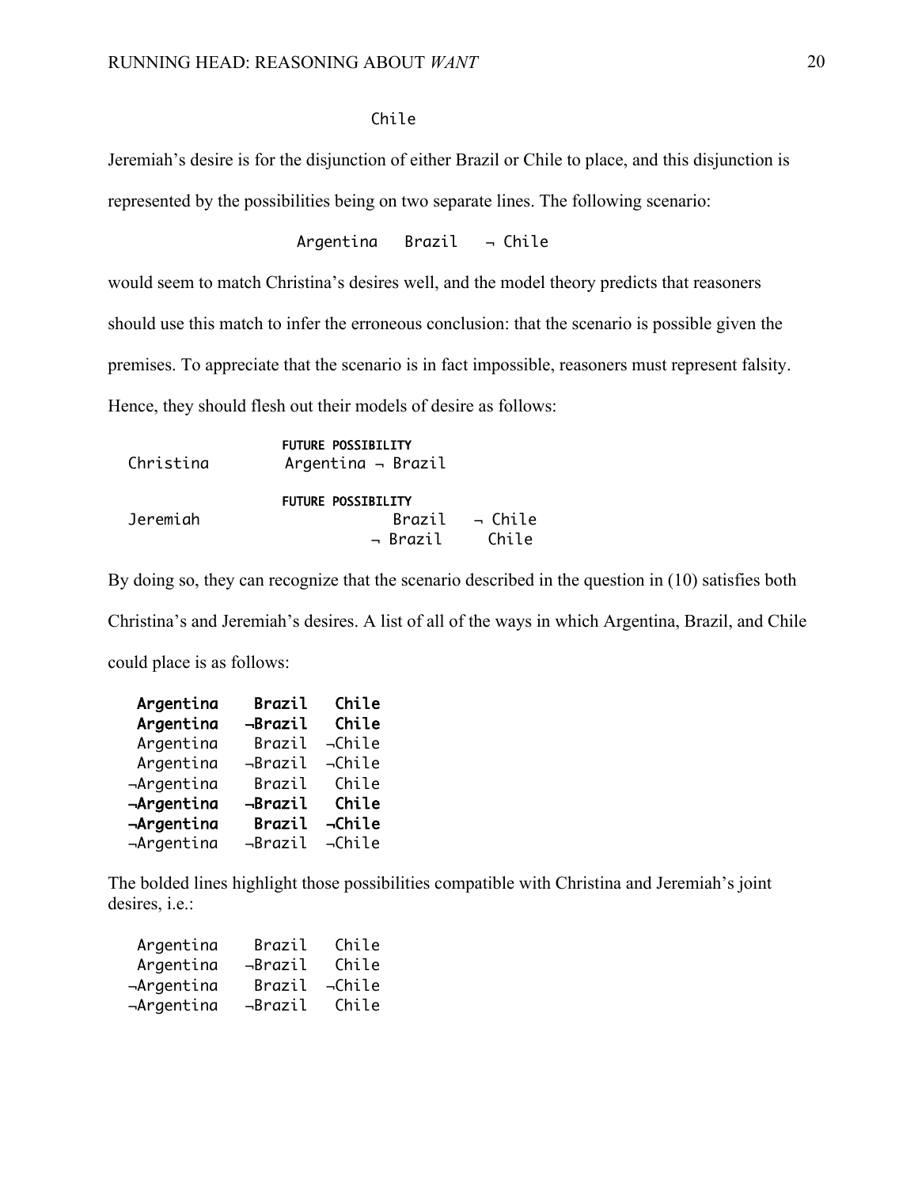```
                Chile
```

Jeremiah's desire is for the disjunction of either Brazil or Chile to place, and this disjunction is represented by the possibilities being on two separate lines. The following scenario:

```
Argentina   Brazil   ¬ Chile
```

would seem to match Christina's desires well, and the model theory predicts that reasoners should use this match to infer the erroneous conclusion: that the scenario is possible given the premises. To appreciate that the scenario is in fact impossible, reasoners must represent falsity. Hence, they should flesh out their models of desire as follows:

```
                FUTURE POSSIBILITY
Christina       Argentina ¬ Brazil

                FUTURE POSSIBILITY
Jeremiah                 Brazil   ¬ Chile
                       ¬ Brazil     Chile
```

By doing so, they can recognize that the scenario described in the question in (10) satisfies both Christina's and Jeremiah's desires. A list of all of the ways in which Argentina, Brazil, and Chile could place is as follows:

```
 Argentina    Brazil   Chile      (bold)
 Argentina   ¬Brazil   Chile      (bold)
 Argentina    Brazil  ¬Chile
 Argentina   ¬Brazil  ¬Chile
¬Argentina    Brazil   Chile
¬Argentina   ¬Brazil   Chile      (bold)
¬Argentina    Brazil  ¬Chile      (bold)
¬Argentina   ¬Brazil  ¬Chile
```

The bolded lines highlight those possibilities compatible with Christina and Jeremiah's joint desires, i.e.:

```
 Argentina    Brazil   Chile
 Argentina   ¬Brazil   Chile
¬Argentina    Brazil  ¬Chile
¬Argentina   ¬Brazil   Chile
```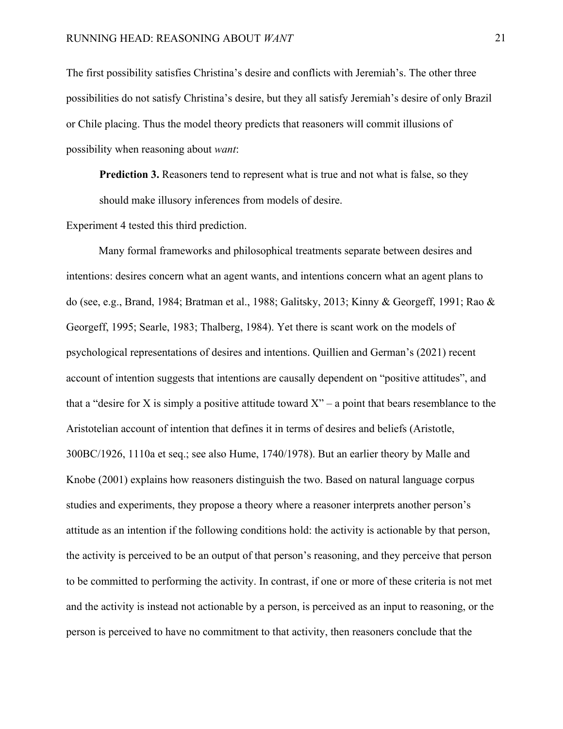The first possibility satisfies Christina's desire and conflicts with Jeremiah's. The other three possibilities do not satisfy Christina's desire, but they all satisfy Jeremiah's desire of only Brazil or Chile placing. Thus the model theory predicts that reasoners will commit illusions of possibility when reasoning about *want*:

> **Prediction 3.** Reasoners tend to represent what is true and not what is false, so they should make illusory inferences from models of desire.

Experiment 4 tested this third prediction.

Many formal frameworks and philosophical treatments separate between desires and intentions: desires concern what an agent wants, and intentions concern what an agent plans to do (see, e.g., Brand, 1984; Bratman et al., 1988; Galitsky, 2013; Kinny & Georgeff, 1991; Rao & Georgeff, 1995; Searle, 1983; Thalberg, 1984). Yet there is scant work on the models of psychological representations of desires and intentions. Quillien and German's (2021) recent account of intention suggests that intentions are causally dependent on "positive attitudes", and that a "desire for X is simply a positive attitude toward X" – a point that bears resemblance to the Aristotelian account of intention that defines it in terms of desires and beliefs (Aristotle, 300BC/1926, 1110a et seq.; see also Hume, 1740/1978). But an earlier theory by Malle and Knobe (2001) explains how reasoners distinguish the two. Based on natural language corpus studies and experiments, they propose a theory where a reasoner interprets another person's attitude as an intention if the following conditions hold: the activity is actionable by that person, the activity is perceived to be an output of that person's reasoning, and they perceive that person to be committed to performing the activity. In contrast, if one or more of these criteria is not met and the activity is instead not actionable by a person, is perceived as an input to reasoning, or the person is perceived to have no commitment to that activity, then reasoners conclude that the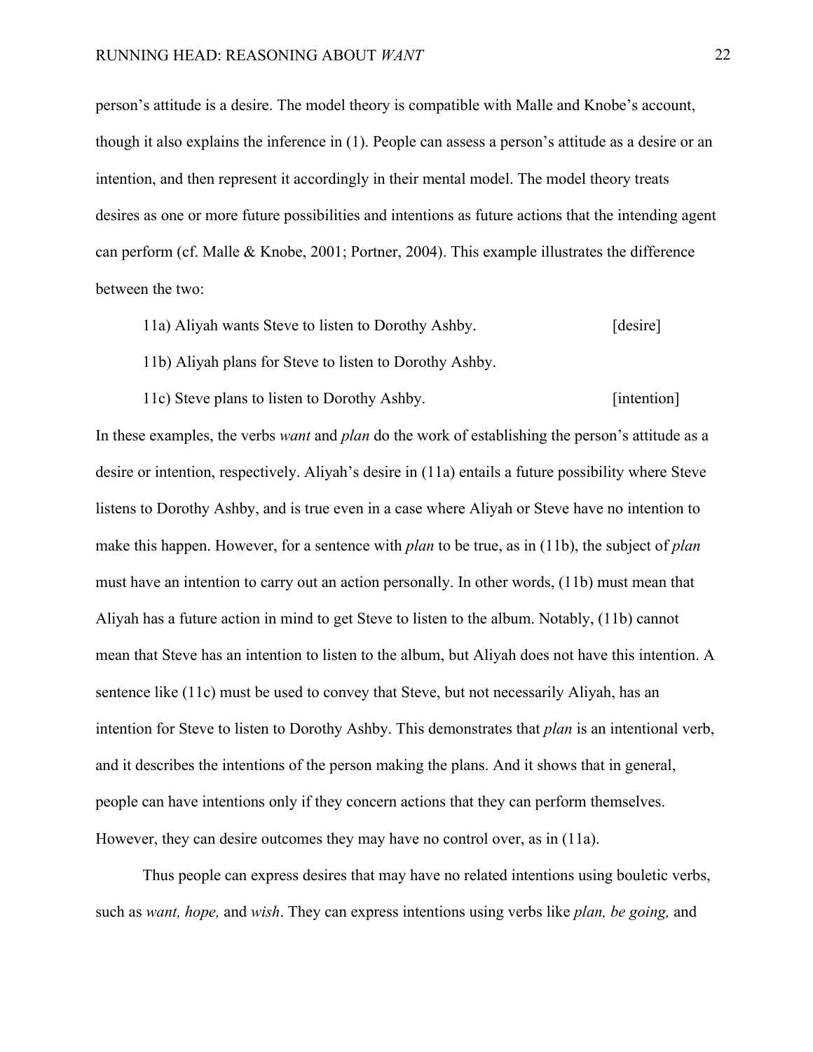person's attitude is a desire. The model theory is compatible with Malle and Knobe's account, though it also explains the inference in (1). People can assess a person's attitude as a desire or an intention, and then represent it accordingly in their mental model. The model theory treats desires as one or more future possibilities and intentions as future actions that the intending agent can perform (cf. Malle & Knobe, 2001; Portner, 2004). This example illustrates the difference between the two:

11a) Aliyah wants Steve to listen to Dorothy Ashby. [desire]

11b) Aliyah plans for Steve to listen to Dorothy Ashby.

11c) Steve plans to listen to Dorothy Ashby. [intention]

In these examples, the verbs *want* and *plan* do the work of establishing the person's attitude as a desire or intention, respectively. Aliyah's desire in (11a) entails a future possibility where Steve listens to Dorothy Ashby, and is true even in a case where Aliyah or Steve have no intention to make this happen. However, for a sentence with *plan* to be true, as in (11b), the subject of *plan* must have an intention to carry out an action personally. In other words, (11b) must mean that Aliyah has a future action in mind to get Steve to listen to the album. Notably, (11b) cannot mean that Steve has an intention to listen to the album, but Aliyah does not have this intention. A sentence like (11c) must be used to convey that Steve, but not necessarily Aliyah, has an intention for Steve to listen to Dorothy Ashby. This demonstrates that *plan* is an intentional verb, and it describes the intentions of the person making the plans. And it shows that in general, people can have intentions only if they concern actions that they can perform themselves. However, they can desire outcomes they may have no control over, as in (11a).

Thus people can express desires that may have no related intentions using bouletic verbs, such as *want, hope,* and *wish*. They can express intentions using verbs like *plan, be going,* and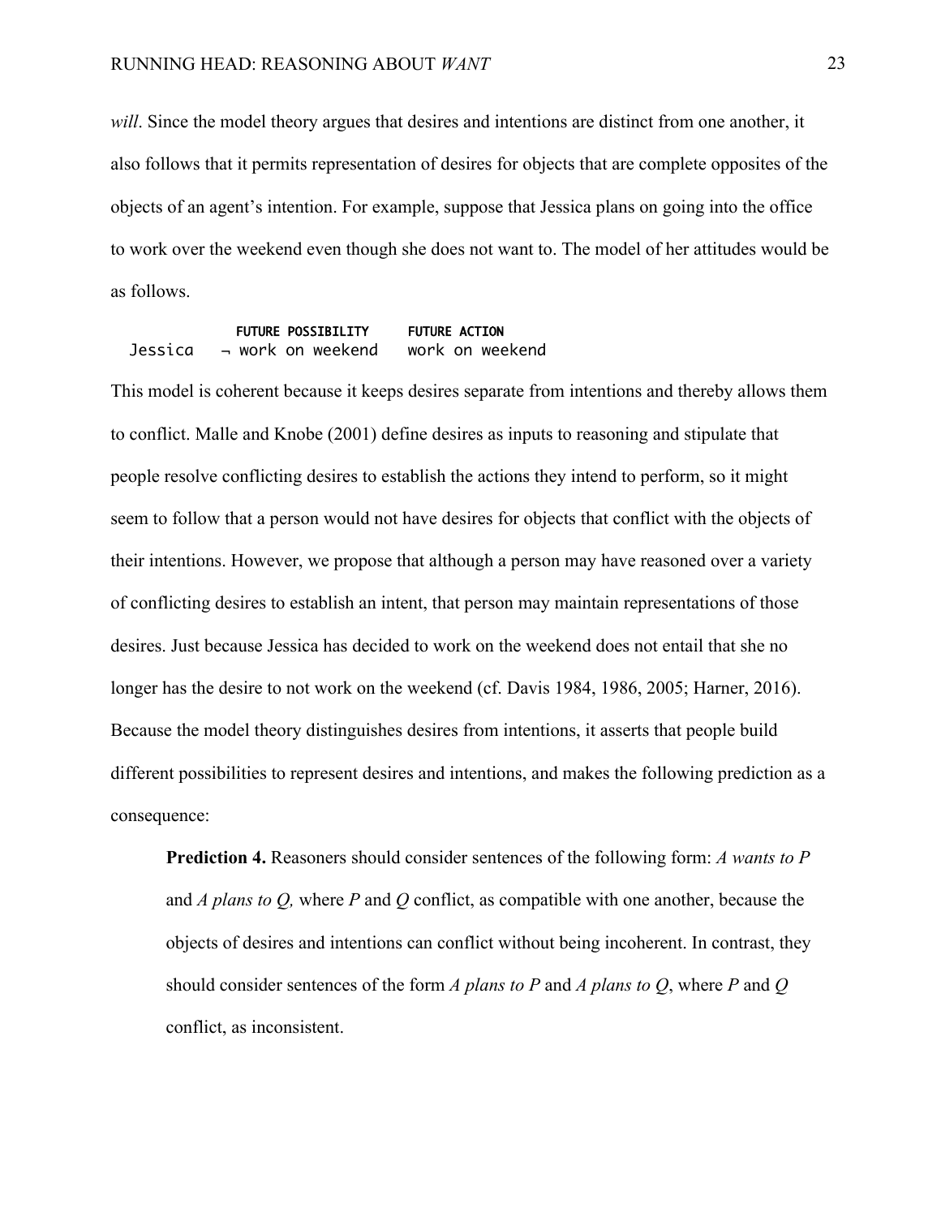*will*. Since the model theory argues that desires and intentions are distinct from one another, it also follows that it permits representation of desires for objects that are complete opposites of the objects of an agent's intention. For example, suppose that Jessica plans on going into the office to work over the weekend even though she does not want to. The model of her attitudes would be as follows.

```
           FUTURE POSSIBILITY    FUTURE ACTION
Jessica    ¬ work on weekend     work on weekend
```

This model is coherent because it keeps desires separate from intentions and thereby allows them to conflict. Malle and Knobe (2001) define desires as inputs to reasoning and stipulate that people resolve conflicting desires to establish the actions they intend to perform, so it might seem to follow that a person would not have desires for objects that conflict with the objects of their intentions. However, we propose that although a person may have reasoned over a variety of conflicting desires to establish an intent, that person may maintain representations of those desires. Just because Jessica has decided to work on the weekend does not entail that she no longer has the desire to not work on the weekend (cf. Davis 1984, 1986, 2005; Harner, 2016). Because the model theory distinguishes desires from intentions, it asserts that people build different possibilities to represent desires and intentions, and makes the following prediction as a consequence:

> **Prediction 4.** Reasoners should consider sentences of the following form: *A wants to P* and *A plans to Q,* where *P* and *Q* conflict, as compatible with one another, because the objects of desires and intentions can conflict without being incoherent. In contrast, they should consider sentences of the form *A plans to P* and *A plans to Q*, where *P* and *Q* conflict, as inconsistent.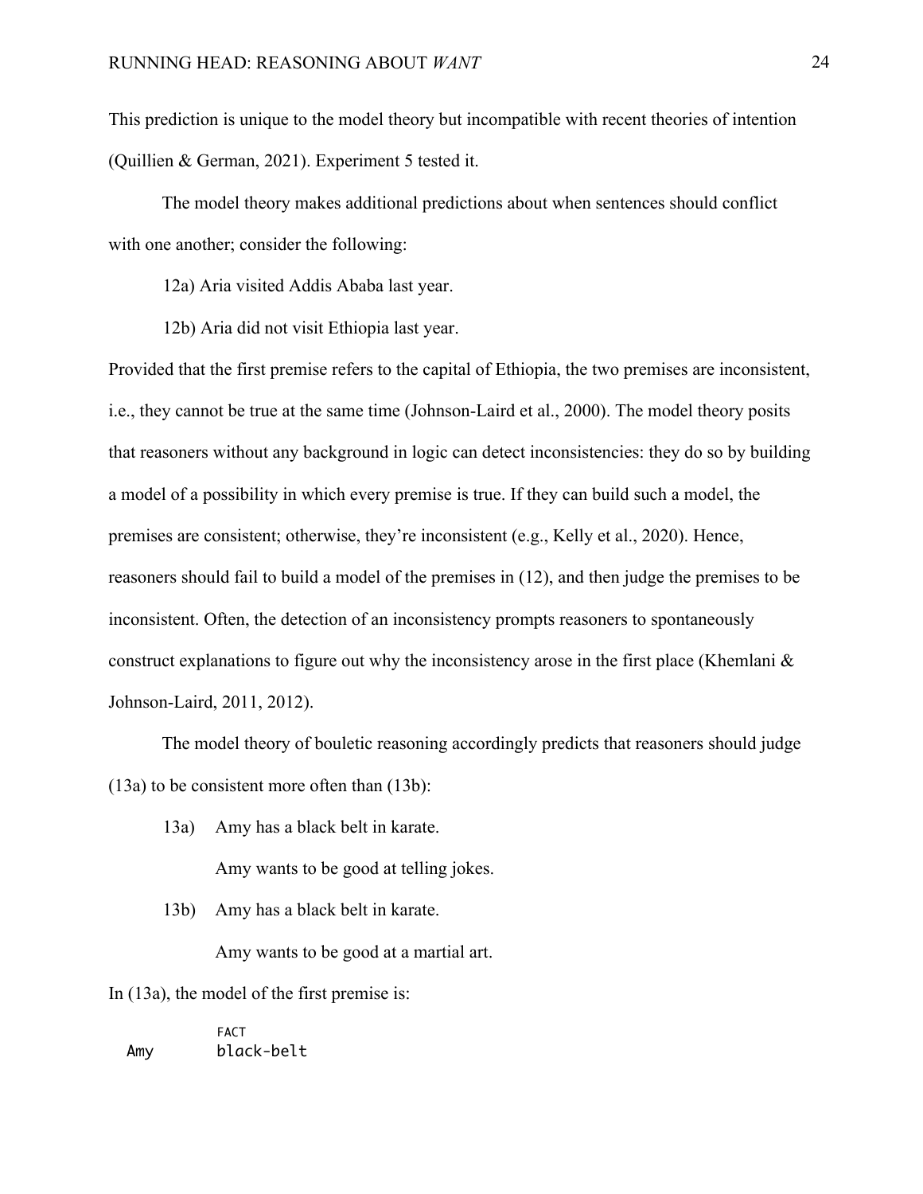This prediction is unique to the model theory but incompatible with recent theories of intention (Quillien & German, 2021). Experiment 5 tested it.

The model theory makes additional predictions about when sentences should conflict with one another; consider the following:

12a) Aria visited Addis Ababa last year.

12b) Aria did not visit Ethiopia last year.

Provided that the first premise refers to the capital of Ethiopia, the two premises are inconsistent, i.e., they cannot be true at the same time (Johnson-Laird et al., 2000). The model theory posits that reasoners without any background in logic can detect inconsistencies: they do so by building a model of a possibility in which every premise is true. If they can build such a model, the premises are consistent; otherwise, they're inconsistent (e.g., Kelly et al., 2020). Hence, reasoners should fail to build a model of the premises in (12), and then judge the premises to be inconsistent. Often, the detection of an inconsistency prompts reasoners to spontaneously construct explanations to figure out why the inconsistency arose in the first place (Khemlani & Johnson-Laird, 2011, 2012).

The model theory of bouletic reasoning accordingly predicts that reasoners should judge (13a) to be consistent more often than (13b):

13a) Amy has a black belt in karate.
Amy wants to be good at telling jokes.

13b) Amy has a black belt in karate.
Amy wants to be good at a martial art.

In (13a), the model of the first premise is:

```
        FACT
Amy     black-belt
```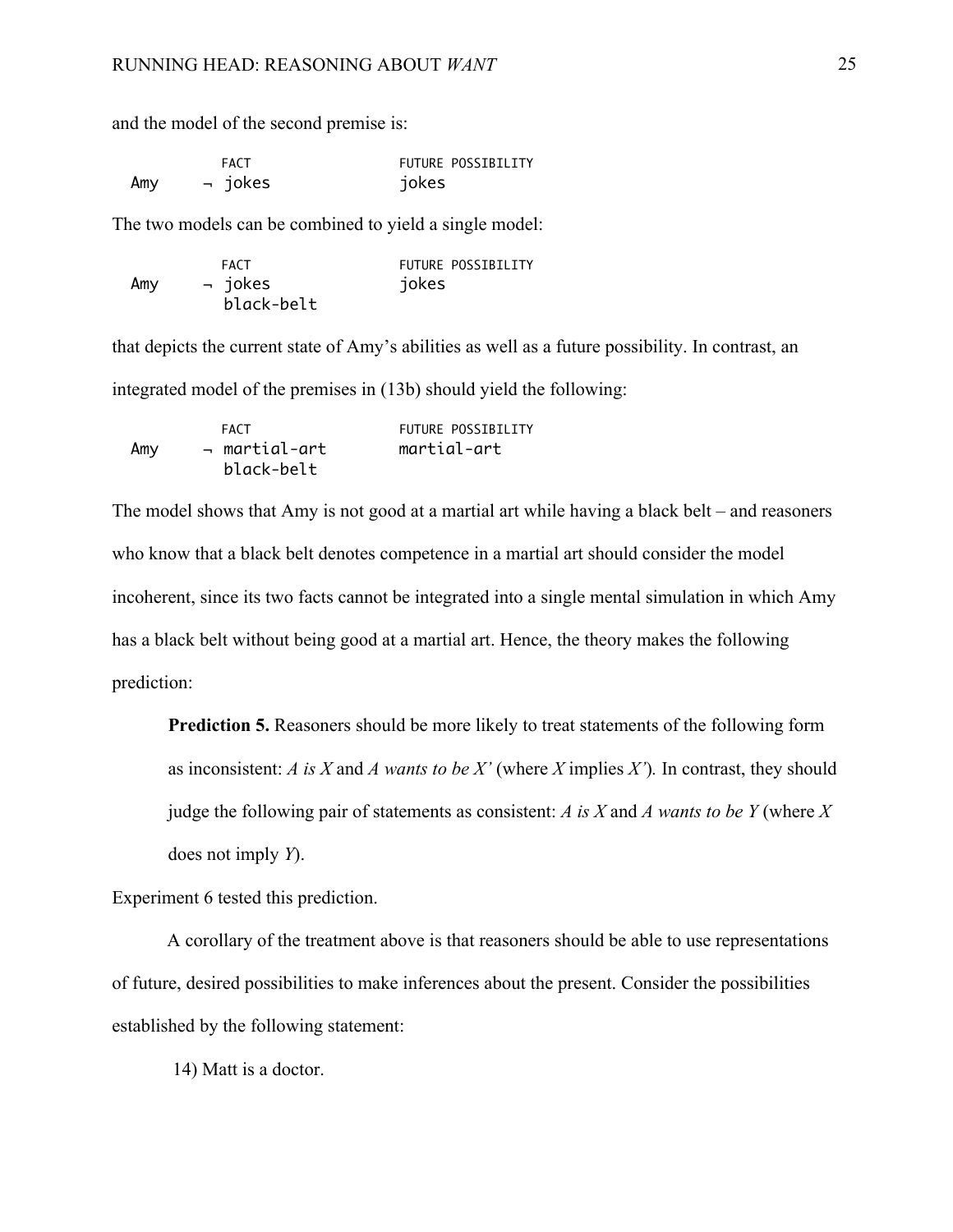and the model of the second premise is:

```
          FACT              FUTURE POSSIBILITY
Amy     ¬ jokes             jokes
```

The two models can be combined to yield a single model:

```
          FACT              FUTURE POSSIBILITY
Amy     ¬ jokes             jokes
          black-belt
```

that depicts the current state of Amy's abilities as well as a future possibility. In contrast, an integrated model of the premises in (13b) should yield the following:

```
          FACT              FUTURE POSSIBILITY
Amy     ¬ martial-art       martial-art
          black-belt
```

The model shows that Amy is not good at a martial art while having a black belt – and reasoners who know that a black belt denotes competence in a martial art should consider the model incoherent, since its two facts cannot be integrated into a single mental simulation in which Amy has a black belt without being good at a martial art. Hence, the theory makes the following prediction:

> **Prediction 5.** Reasoners should be more likely to treat statements of the following form as inconsistent: *A is X* and *A wants to be X'* (where *X* implies *X'*)*.* In contrast, they should judge the following pair of statements as consistent: *A is X* and *A wants to be Y* (where *X* does not imply *Y*).

Experiment 6 tested this prediction.

A corollary of the treatment above is that reasoners should be able to use representations of future, desired possibilities to make inferences about the present. Consider the possibilities established by the following statement:

14) Matt is a doctor.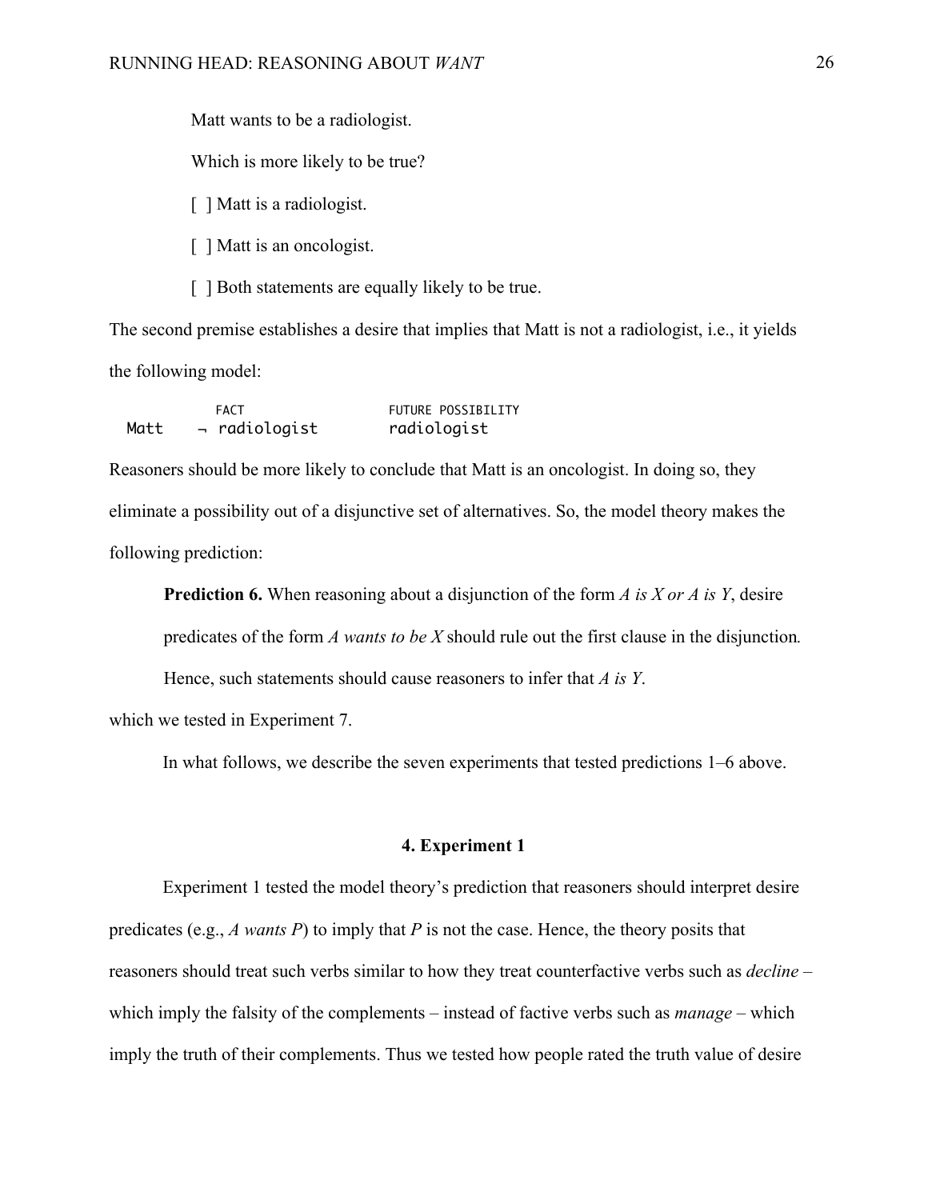Matt wants to be a radiologist.

Which is more likely to be true?

[ ] Matt is a radiologist.

[ ] Matt is an oncologist.

[ ] Both statements are equally likely to be true.

The second premise establishes a desire that implies that Matt is not a radiologist, i.e., it yields the following model:

```
          FACT                 FUTURE POSSIBILITY
Matt    ¬ radiologist          radiologist
```

Reasoners should be more likely to conclude that Matt is an oncologist. In doing so, they eliminate a possibility out of a disjunctive set of alternatives. So, the model theory makes the following prediction:

> **Prediction 6.** When reasoning about a disjunction of the form *A is X or A is Y*, desire predicates of the form *A wants to be X* should rule out the first clause in the disjunction. Hence, such statements should cause reasoners to infer that *A is Y*.

which we tested in Experiment 7.

In what follows, we describe the seven experiments that tested predictions 1–6 above.

## 4. Experiment 1

Experiment 1 tested the model theory's prediction that reasoners should interpret desire predicates (e.g., *A wants P*) to imply that *P* is not the case. Hence, the theory posits that reasoners should treat such verbs similar to how they treat counterfactive verbs such as *decline* – which imply the falsity of the complements – instead of factive verbs such as *manage* – which imply the truth of their complements. Thus we tested how people rated the truth value of desire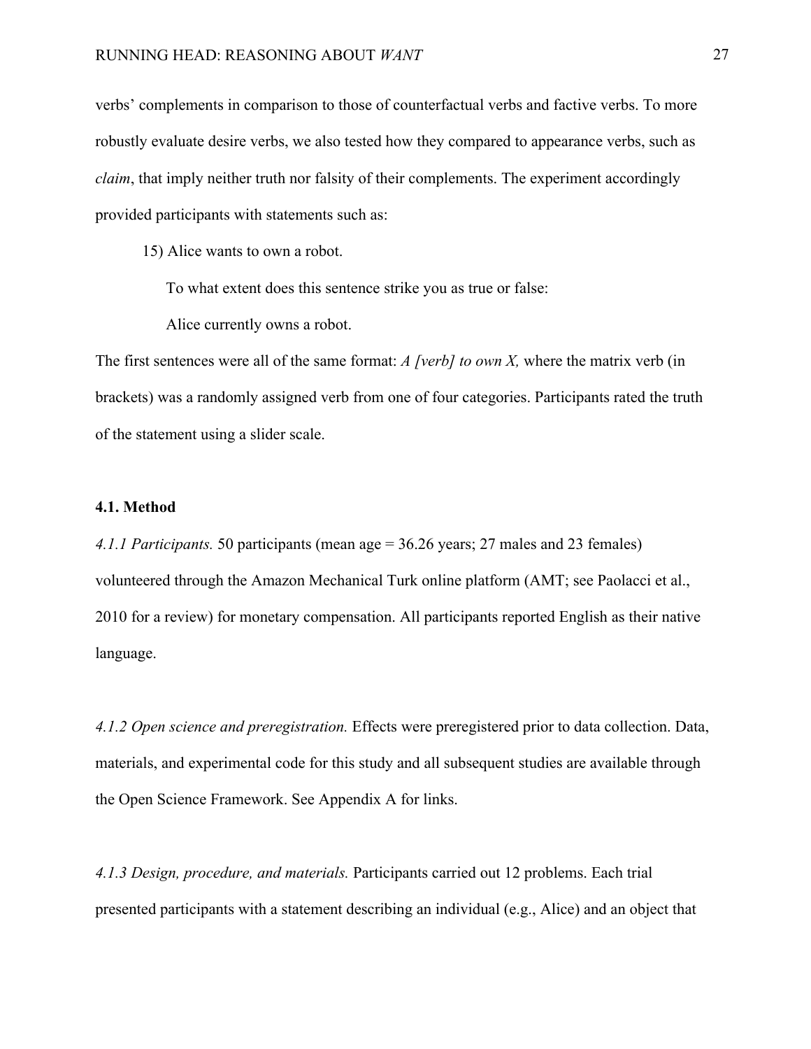verbs' complements in comparison to those of counterfactual verbs and factive verbs. To more robustly evaluate desire verbs, we also tested how they compared to appearance verbs, such as *claim*, that imply neither truth nor falsity of their complements. The experiment accordingly provided participants with statements such as:

> 15) Alice wants to own a robot.
>
> To what extent does this sentence strike you as true or false:
>
> Alice currently owns a robot.

The first sentences were all of the same format: *A [verb] to own X,* where the matrix verb (in brackets) was a randomly assigned verb from one of four categories. Participants rated the truth of the statement using a slider scale.

### 4.1. Method

*4.1.1 Participants.* 50 participants (mean age = 36.26 years; 27 males and 23 females) volunteered through the Amazon Mechanical Turk online platform (AMT; see Paolacci et al., 2010 for a review) for monetary compensation. All participants reported English as their native language.

*4.1.2 Open science and preregistration.* Effects were preregistered prior to data collection. Data, materials, and experimental code for this study and all subsequent studies are available through the Open Science Framework. See Appendix A for links.

*4.1.3 Design, procedure, and materials.* Participants carried out 12 problems. Each trial presented participants with a statement describing an individual (e.g., Alice) and an object that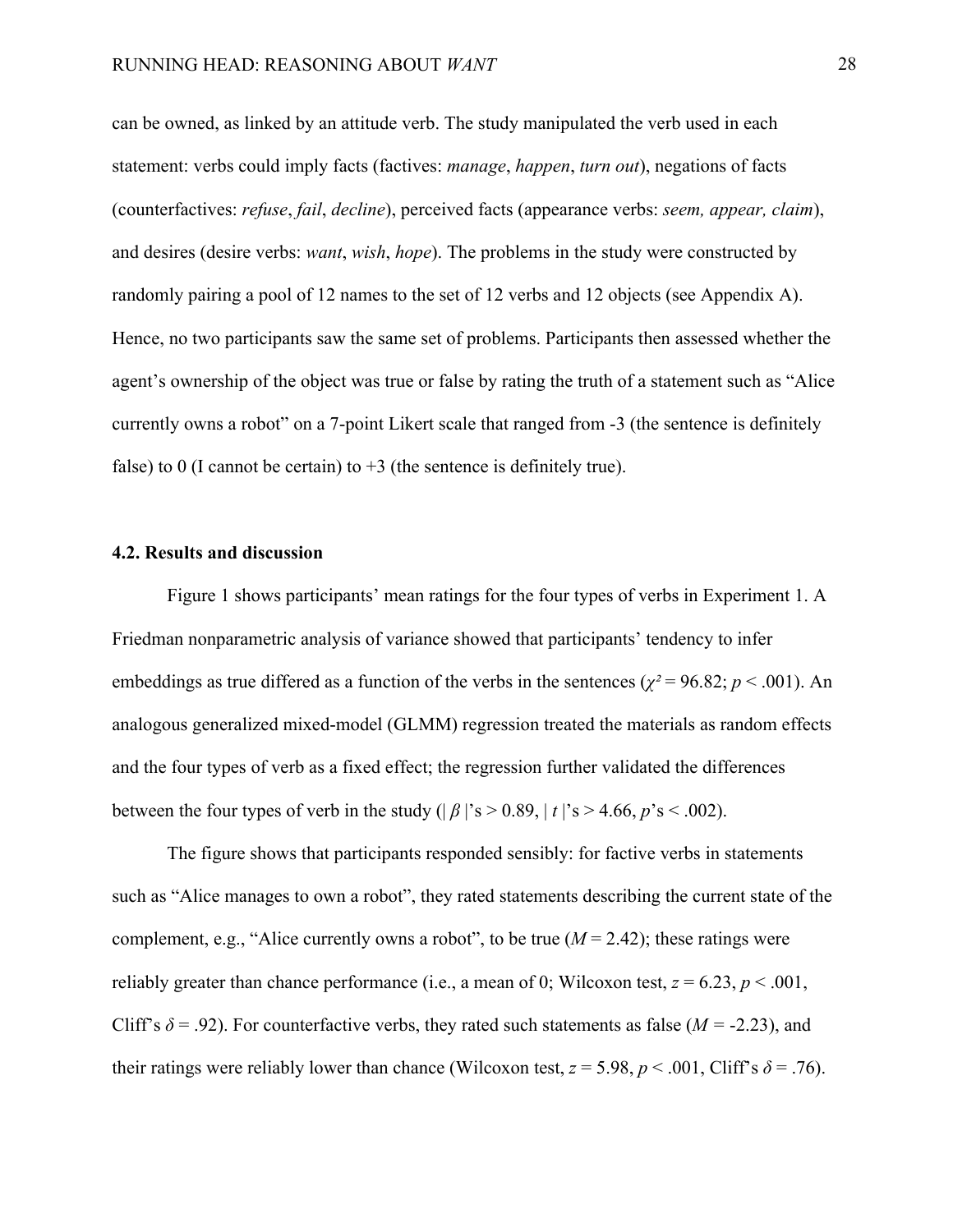can be owned, as linked by an attitude verb. The study manipulated the verb used in each statement: verbs could imply facts (factives: *manage*, *happen*, *turn out*), negations of facts (counterfactives: *refuse*, *fail*, *decline*), perceived facts (appearance verbs: *seem, appear, claim*), and desires (desire verbs: *want*, *wish*, *hope*). The problems in the study were constructed by randomly pairing a pool of 12 names to the set of 12 verbs and 12 objects (see Appendix A). Hence, no two participants saw the same set of problems. Participants then assessed whether the agent's ownership of the object was true or false by rating the truth of a statement such as "Alice currently owns a robot" on a 7-point Likert scale that ranged from -3 (the sentence is definitely false) to 0 (I cannot be certain) to +3 (the sentence is definitely true).

### 4.2. Results and discussion

Figure 1 shows participants' mean ratings for the four types of verbs in Experiment 1. A Friedman nonparametric analysis of variance showed that participants' tendency to infer embeddings as true differed as a function of the verbs in the sentences ($\chi^2 = 96.82$; $p < .001$). An analogous generalized mixed-model (GLMM) regression treated the materials as random effects and the four types of verb as a fixed effect; the regression further validated the differences between the four types of verb in the study ($|\beta|$'s $> 0.89$, $|t|$'s $> 4.66$, $p$'s $< .002$).

The figure shows that participants responded sensibly: for factive verbs in statements such as "Alice manages to own a robot", they rated statements describing the current state of the complement, e.g., "Alice currently owns a robot", to be true ($M = 2.42$); these ratings were reliably greater than chance performance (i.e., a mean of 0; Wilcoxon test, $z = 6.23$, $p < .001$, Cliff's $\delta = .92$). For counterfactive verbs, they rated such statements as false ($M = -2.23$), and their ratings were reliably lower than chance (Wilcoxon test, $z = 5.98$, $p < .001$, Cliff's $\delta = .76$).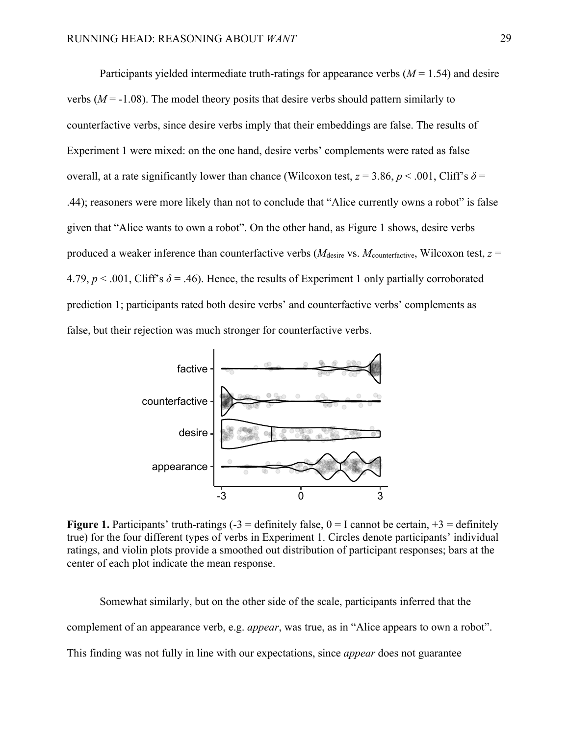Participants yielded intermediate truth-ratings for appearance verbs ($M$ = 1.54) and desire verbs ($M$ = -1.08). The model theory posits that desire verbs should pattern similarly to counterfactive verbs, since desire verbs imply that their embeddings are false. The results of Experiment 1 were mixed: on the one hand, desire verbs' complements were rated as false overall, at a rate significantly lower than chance (Wilcoxon test, $z$ = 3.86, $p$ < .001, Cliff's $\delta$ = .44); reasoners were more likely than not to conclude that "Alice currently owns a robot" is false given that "Alice wants to own a robot". On the other hand, as Figure 1 shows, desire verbs produced a weaker inference than counterfactive verbs ($M_{\text{desire}}$ vs. $M_{\text{counterfactive}}$, Wilcoxon test, $z$ = 4.79, $p$ < .001, Cliff's $\delta$ = .46). Hence, the results of Experiment 1 only partially corroborated prediction 1; participants rated both desire verbs' and counterfactive verbs' complements as false, but their rejection was much stronger for counterfactive verbs.

**Figure 1.** Participants' truth-ratings (-3 = definitely false, 0 = I cannot be certain, +3 = definitely true) for the four different types of verbs in Experiment 1. Circles denote participants' individual ratings, and violin plots provide a smoothed out distribution of participant responses; bars at the center of each plot indicate the mean response.

Somewhat similarly, but on the other side of the scale, participants inferred that the complement of an appearance verb, e.g. *appear*, was true, as in "Alice appears to own a robot". This finding was not fully in line with our expectations, since *appear* does not guarantee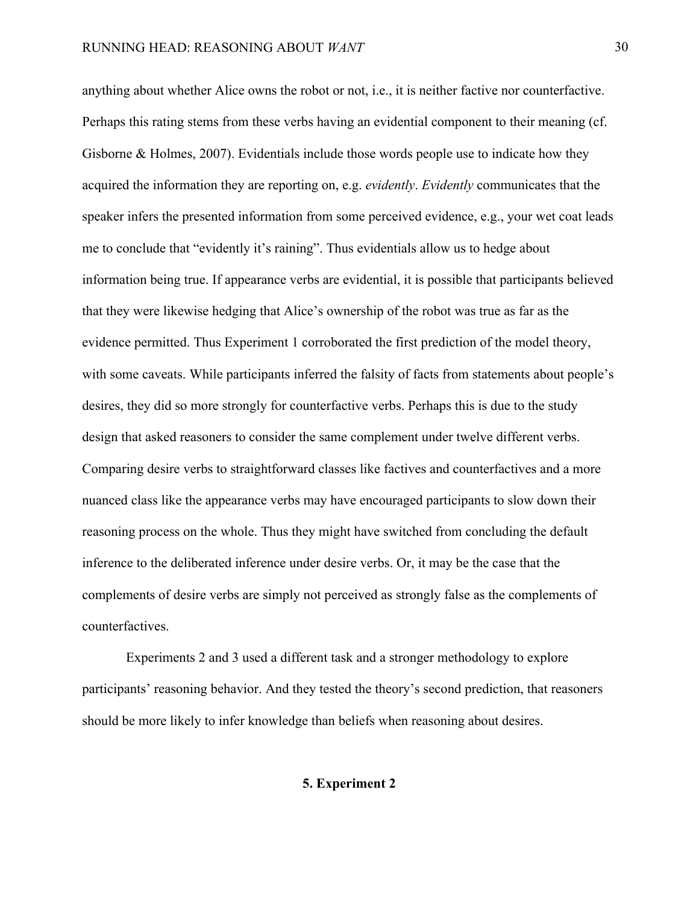anything about whether Alice owns the robot or not, i.e., it is neither factive nor counterfactive. Perhaps this rating stems from these verbs having an evidential component to their meaning (cf. Gisborne & Holmes, 2007). Evidentials include those words people use to indicate how they acquired the information they are reporting on, e.g. *evidently*. *Evidently* communicates that the speaker infers the presented information from some perceived evidence, e.g., your wet coat leads me to conclude that "evidently it's raining". Thus evidentials allow us to hedge about information being true. If appearance verbs are evidential, it is possible that participants believed that they were likewise hedging that Alice's ownership of the robot was true as far as the evidence permitted. Thus Experiment 1 corroborated the first prediction of the model theory, with some caveats. While participants inferred the falsity of facts from statements about people's desires, they did so more strongly for counterfactive verbs. Perhaps this is due to the study design that asked reasoners to consider the same complement under twelve different verbs. Comparing desire verbs to straightforward classes like factives and counterfactives and a more nuanced class like the appearance verbs may have encouraged participants to slow down their reasoning process on the whole. Thus they might have switched from concluding the default inference to the deliberated inference under desire verbs. Or, it may be the case that the complements of desire verbs are simply not perceived as strongly false as the complements of counterfactives.

Experiments 2 and 3 used a different task and a stronger methodology to explore participants' reasoning behavior. And they tested the theory's second prediction, that reasoners should be more likely to infer knowledge than beliefs when reasoning about desires.

## 5. Experiment 2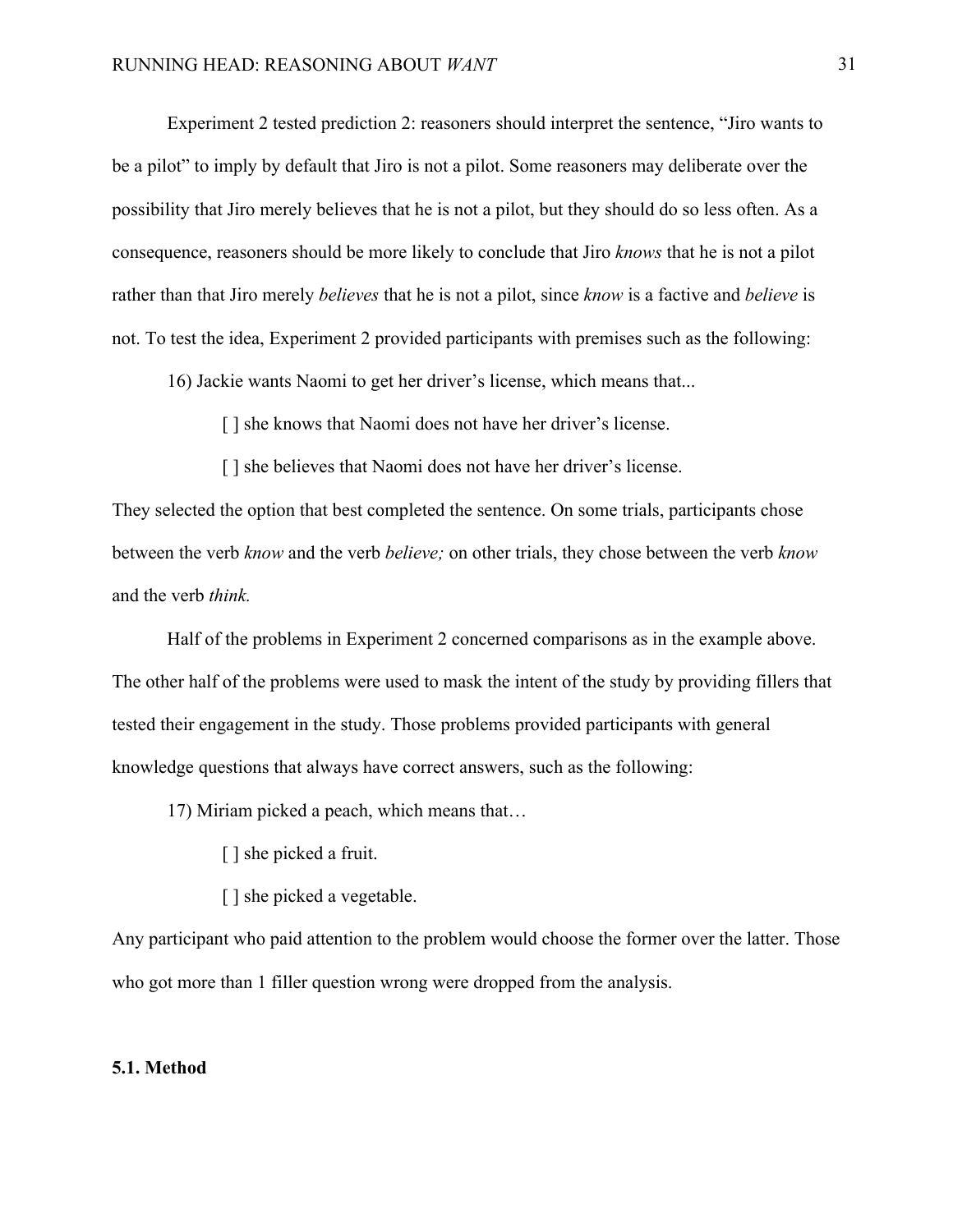Experiment 2 tested prediction 2: reasoners should interpret the sentence, "Jiro wants to be a pilot" to imply by default that Jiro is not a pilot. Some reasoners may deliberate over the possibility that Jiro merely believes that he is not a pilot, but they should do so less often. As a consequence, reasoners should be more likely to conclude that Jiro *knows* that he is not a pilot rather than that Jiro merely *believes* that he is not a pilot, since *know* is a factive and *believe* is not. To test the idea, Experiment 2 provided participants with premises such as the following:

16) Jackie wants Naomi to get her driver's license, which means that...

[ ] she knows that Naomi does not have her driver's license.

[ ] she believes that Naomi does not have her driver's license.

They selected the option that best completed the sentence. On some trials, participants chose between the verb *know* and the verb *believe;* on other trials, they chose between the verb *know* and the verb *think.*

Half of the problems in Experiment 2 concerned comparisons as in the example above. The other half of the problems were used to mask the intent of the study by providing fillers that tested their engagement in the study. Those problems provided participants with general knowledge questions that always have correct answers, such as the following:

17) Miriam picked a peach, which means that…

[ ] she picked a fruit.

[ ] she picked a vegetable.

Any participant who paid attention to the problem would choose the former over the latter. Those who got more than 1 filler question wrong were dropped from the analysis.

### 5.1. Method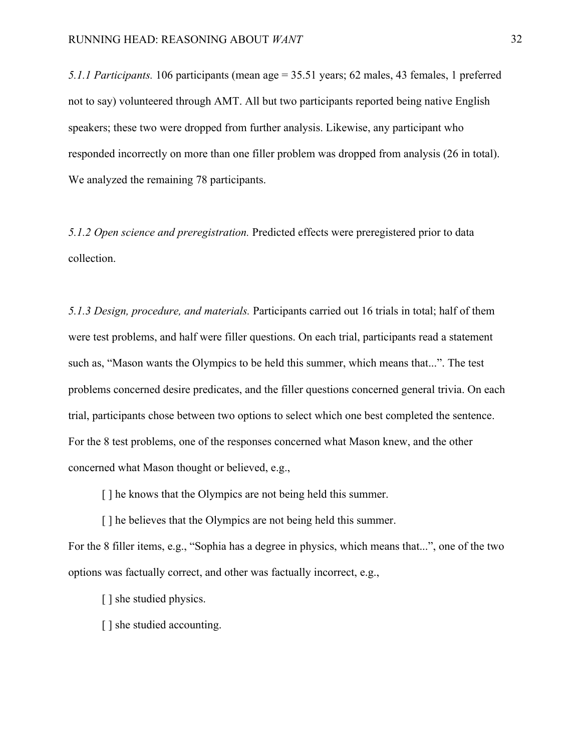*5.1.1 Participants.* 106 participants (mean age = 35.51 years; 62 males, 43 females, 1 preferred not to say) volunteered through AMT. All but two participants reported being native English speakers; these two were dropped from further analysis. Likewise, any participant who responded incorrectly on more than one filler problem was dropped from analysis (26 in total). We analyzed the remaining 78 participants.

*5.1.2 Open science and preregistration.* Predicted effects were preregistered prior to data collection.

*5.1.3 Design, procedure, and materials.* Participants carried out 16 trials in total; half of them were test problems, and half were filler questions. On each trial, participants read a statement such as, "Mason wants the Olympics to be held this summer, which means that...". The test problems concerned desire predicates, and the filler questions concerned general trivia. On each trial, participants chose between two options to select which one best completed the sentence. For the 8 test problems, one of the responses concerned what Mason knew, and the other concerned what Mason thought or believed, e.g.,

[ ] he knows that the Olympics are not being held this summer.

[ ] he believes that the Olympics are not being held this summer.

For the 8 filler items, e.g., "Sophia has a degree in physics, which means that...", one of the two options was factually correct, and other was factually incorrect, e.g.,

[ ] she studied physics.

[ ] she studied accounting.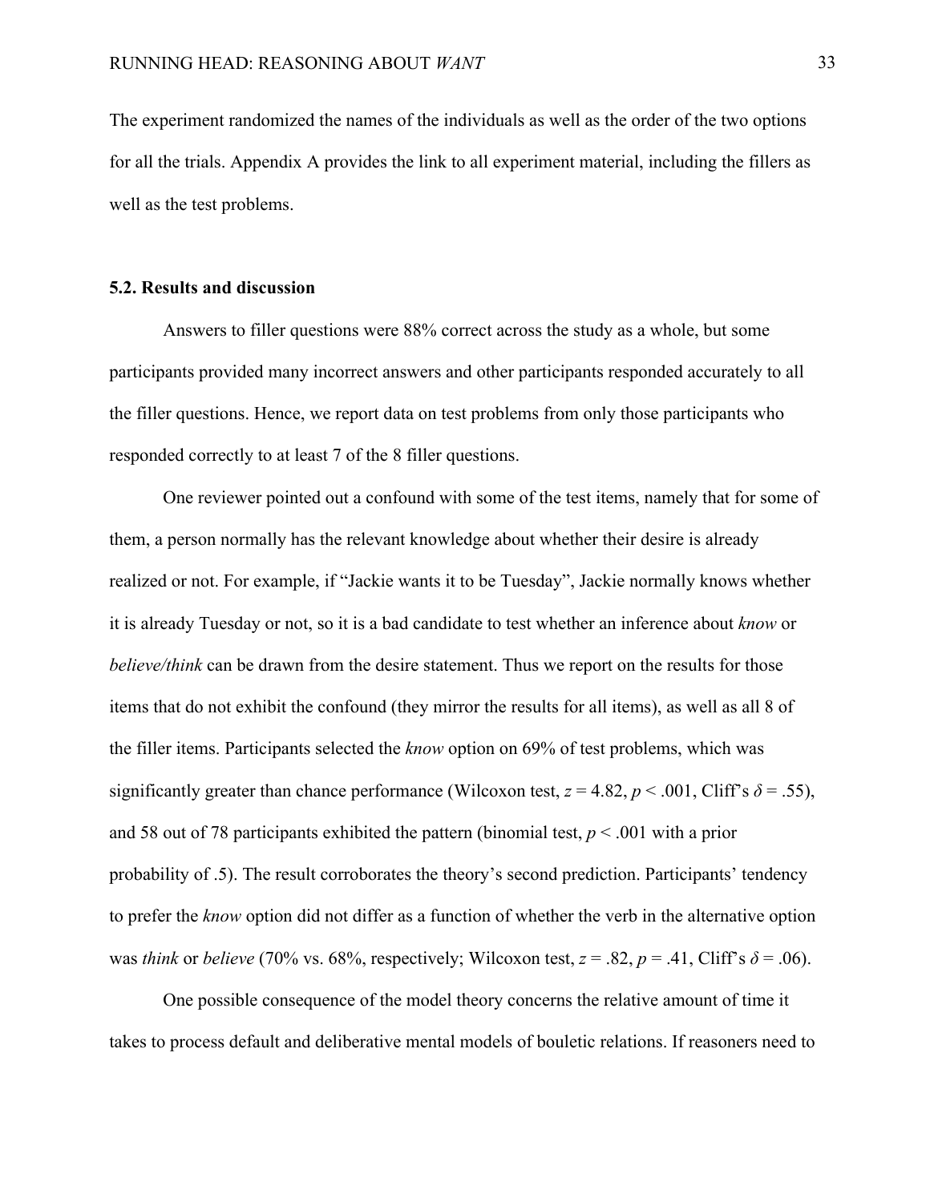The experiment randomized the names of the individuals as well as the order of the two options for all the trials. Appendix A provides the link to all experiment material, including the fillers as well as the test problems.

### 5.2. Results and discussion

Answers to filler questions were 88% correct across the study as a whole, but some participants provided many incorrect answers and other participants responded accurately to all the filler questions. Hence, we report data on test problems from only those participants who responded correctly to at least 7 of the 8 filler questions.

One reviewer pointed out a confound with some of the test items, namely that for some of them, a person normally has the relevant knowledge about whether their desire is already realized or not. For example, if "Jackie wants it to be Tuesday", Jackie normally knows whether it is already Tuesday or not, so it is a bad candidate to test whether an inference about *know* or *believe/think* can be drawn from the desire statement. Thus we report on the results for those items that do not exhibit the confound (they mirror the results for all items), as well as all 8 of the filler items. Participants selected the *know* option on 69% of test problems, which was significantly greater than chance performance (Wilcoxon test, $z = 4.82$, $p < .001$, Cliff's $\delta = .55$), and 58 out of 78 participants exhibited the pattern (binomial test, $p < .001$ with a prior probability of .5). The result corroborates the theory's second prediction. Participants' tendency to prefer the *know* option did not differ as a function of whether the verb in the alternative option was *think* or *believe* (70% vs. 68%, respectively; Wilcoxon test, $z = .82$, $p = .41$, Cliff's $\delta = .06$).

One possible consequence of the model theory concerns the relative amount of time it takes to process default and deliberative mental models of bouletic relations. If reasoners need to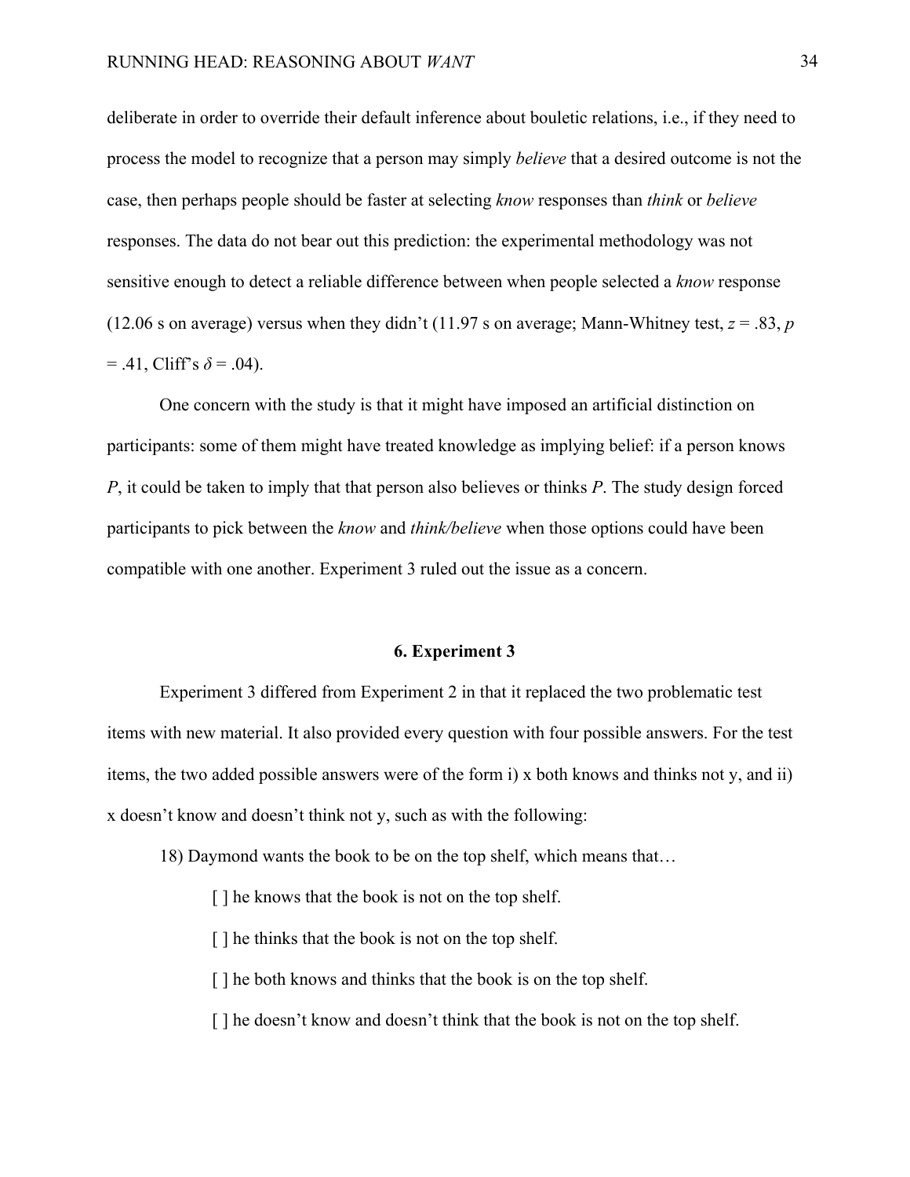deliberate in order to override their default inference about bouletic relations, i.e., if they need to process the model to recognize that a person may simply *believe* that a desired outcome is not the case, then perhaps people should be faster at selecting *know* responses than *think* or *believe* responses. The data do not bear out this prediction: the experimental methodology was not sensitive enough to detect a reliable difference between when people selected a *know* response (12.06 s on average) versus when they didn't (11.97 s on average; Mann-Whitney test, $z = .83$, $p = .41$, Cliff's $\delta = .04$).

One concern with the study is that it might have imposed an artificial distinction on participants: some of them might have treated knowledge as implying belief: if a person knows *P*, it could be taken to imply that that person also believes or thinks *P*. The study design forced participants to pick between the *know* and *think/believe* when those options could have been compatible with one another. Experiment 3 ruled out the issue as a concern.

## 6. Experiment 3

Experiment 3 differed from Experiment 2 in that it replaced the two problematic test items with new material. It also provided every question with four possible answers. For the test items, the two added possible answers were of the form i) x both knows and thinks not y, and ii) x doesn't know and doesn't think not y, such as with the following:

18) Daymond wants the book to be on the top shelf, which means that…

[ ] he knows that the book is not on the top shelf.

[ ] he thinks that the book is not on the top shelf.

[ ] he both knows and thinks that the book is on the top shelf.

[ ] he doesn't know and doesn't think that the book is not on the top shelf.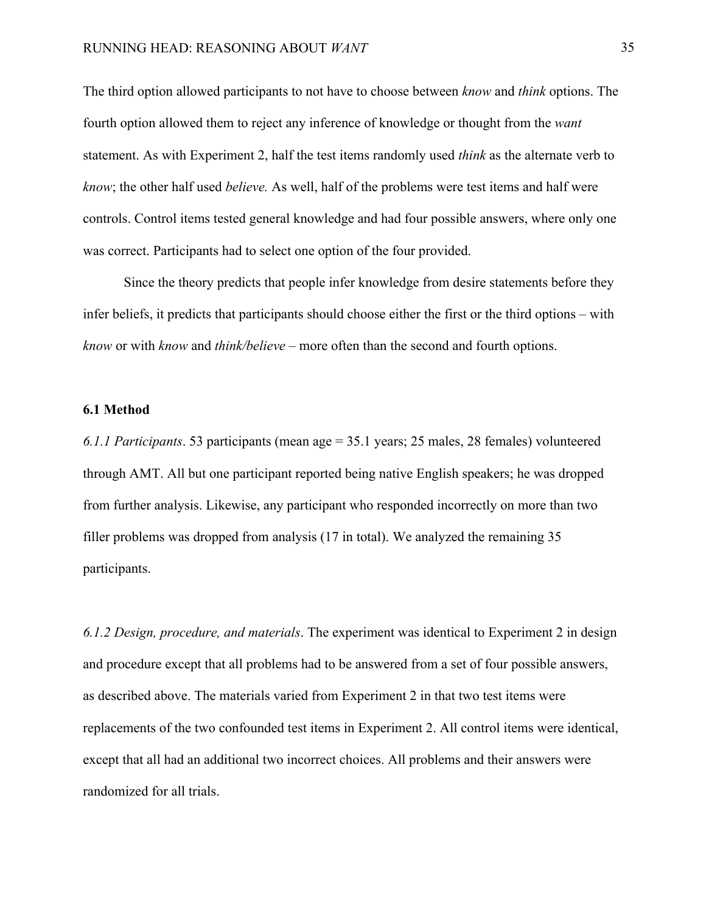The third option allowed participants to not have to choose between *know* and *think* options. The fourth option allowed them to reject any inference of knowledge or thought from the *want* statement. As with Experiment 2, half the test items randomly used *think* as the alternate verb to *know*; the other half used *believe.* As well, half of the problems were test items and half were controls. Control items tested general knowledge and had four possible answers, where only one was correct. Participants had to select one option of the four provided.

Since the theory predicts that people infer knowledge from desire statements before they infer beliefs, it predicts that participants should choose either the first or the third options – with *know* or with *know* and *think/believe* – more often than the second and fourth options.

### 6.1 Method

*6.1.1 Participants*. 53 participants (mean age = 35.1 years; 25 males, 28 females) volunteered through AMT. All but one participant reported being native English speakers; he was dropped from further analysis. Likewise, any participant who responded incorrectly on more than two filler problems was dropped from analysis (17 in total). We analyzed the remaining 35 participants.

*6.1.2 Design, procedure, and materials*. The experiment was identical to Experiment 2 in design and procedure except that all problems had to be answered from a set of four possible answers, as described above. The materials varied from Experiment 2 in that two test items were replacements of the two confounded test items in Experiment 2. All control items were identical, except that all had an additional two incorrect choices. All problems and their answers were randomized for all trials.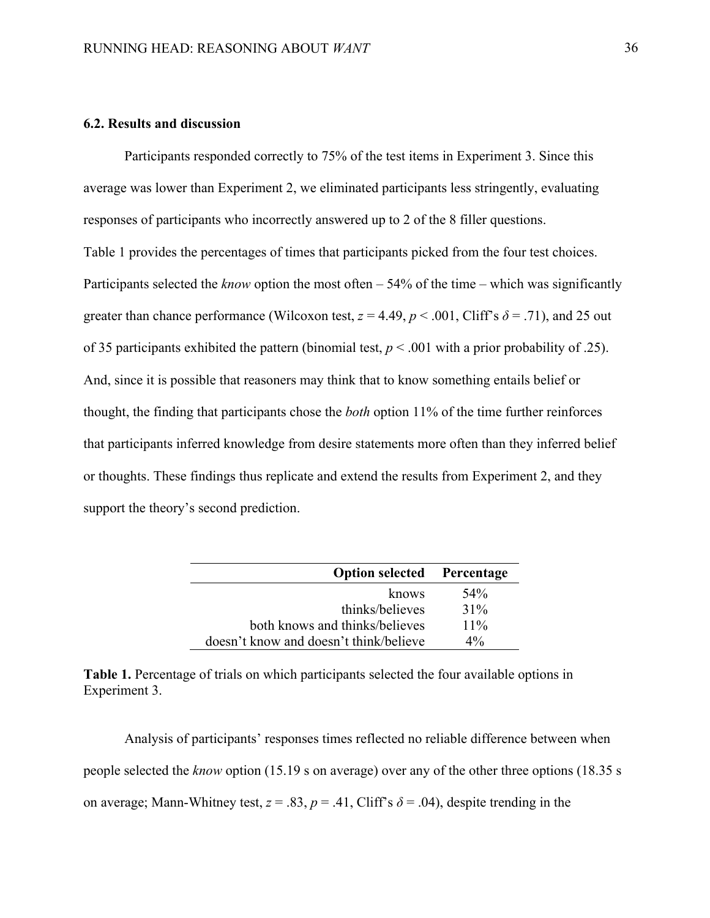### 6.2. Results and discussion

Participants responded correctly to 75% of the test items in Experiment 3. Since this average was lower than Experiment 2, we eliminated participants less stringently, evaluating responses of participants who incorrectly answered up to 2 of the 8 filler questions.

Table 1 provides the percentages of times that participants picked from the four test choices. Participants selected the *know* option the most often – 54% of the time – which was significantly greater than chance performance (Wilcoxon test, $z = 4.49$, $p < .001$, Cliff's $\delta = .71$), and 25 out of 35 participants exhibited the pattern (binomial test, $p < .001$ with a prior probability of .25). And, since it is possible that reasoners may think that to know something entails belief or thought, the finding that participants chose the *both* option 11% of the time further reinforces that participants inferred knowledge from desire statements more often than they inferred belief or thoughts. These findings thus replicate and extend the results from Experiment 2, and they support the theory's second prediction.

| Option selected | Percentage |
|---:|:---:|
| knows | 54% |
| thinks/believes | 31% |
| both knows and thinks/believes | 11% |
| doesn't know and doesn't think/believe | 4% |

**Table 1.** Percentage of trials on which participants selected the four available options in Experiment 3.

Analysis of participants' responses times reflected no reliable difference between when people selected the *know* option (15.19 s on average) over any of the other three options (18.35 s on average; Mann-Whitney test, $z = .83$, $p = .41$, Cliff's $\delta = .04$), despite trending in the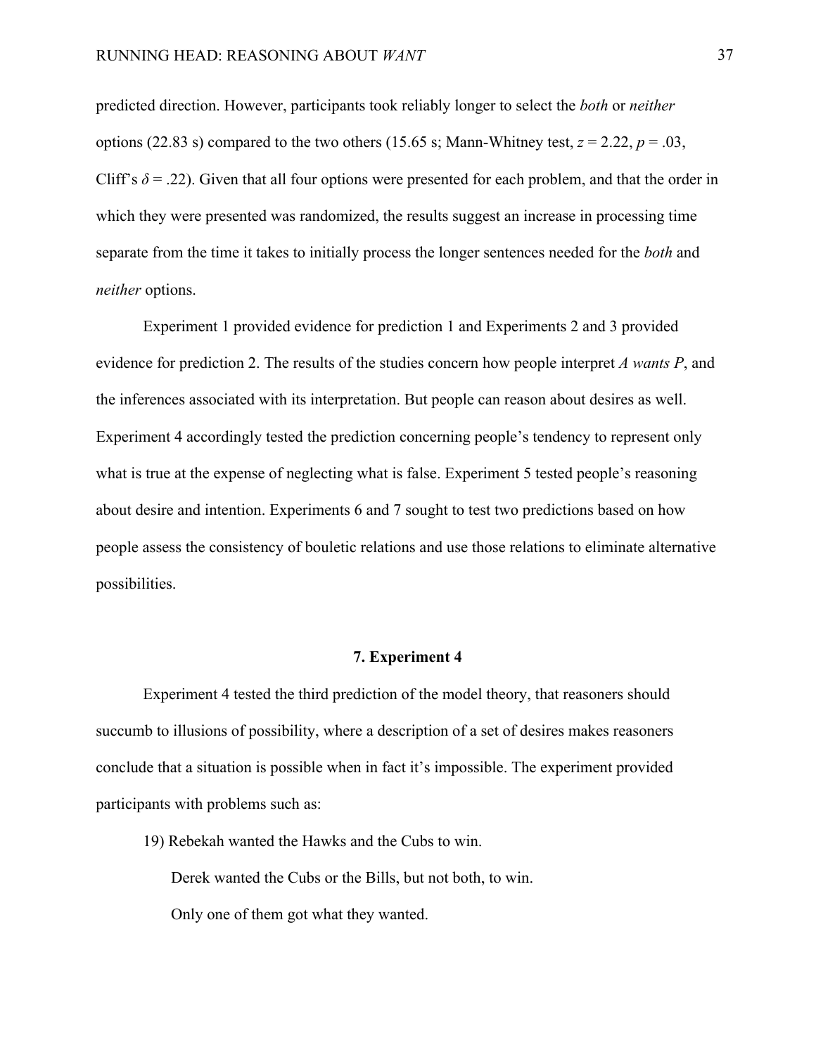predicted direction. However, participants took reliably longer to select the *both* or *neither* options (22.83 s) compared to the two others (15.65 s; Mann-Whitney test, $z = 2.22$, $p = .03$, Cliff's $\delta = .22$). Given that all four options were presented for each problem, and that the order in which they were presented was randomized, the results suggest an increase in processing time separate from the time it takes to initially process the longer sentences needed for the *both* and *neither* options.

Experiment 1 provided evidence for prediction 1 and Experiments 2 and 3 provided evidence for prediction 2. The results of the studies concern how people interpret *A wants P*, and the inferences associated with its interpretation. But people can reason about desires as well. Experiment 4 accordingly tested the prediction concerning people's tendency to represent only what is true at the expense of neglecting what is false. Experiment 5 tested people's reasoning about desire and intention. Experiments 6 and 7 sought to test two predictions based on how people assess the consistency of bouletic relations and use those relations to eliminate alternative possibilities.

## 7. Experiment 4

Experiment 4 tested the third prediction of the model theory, that reasoners should succumb to illusions of possibility, where a description of a set of desires makes reasoners conclude that a situation is possible when in fact it's impossible. The experiment provided participants with problems such as:

19) Rebekah wanted the Hawks and the Cubs to win.

Derek wanted the Cubs or the Bills, but not both, to win.

Only one of them got what they wanted.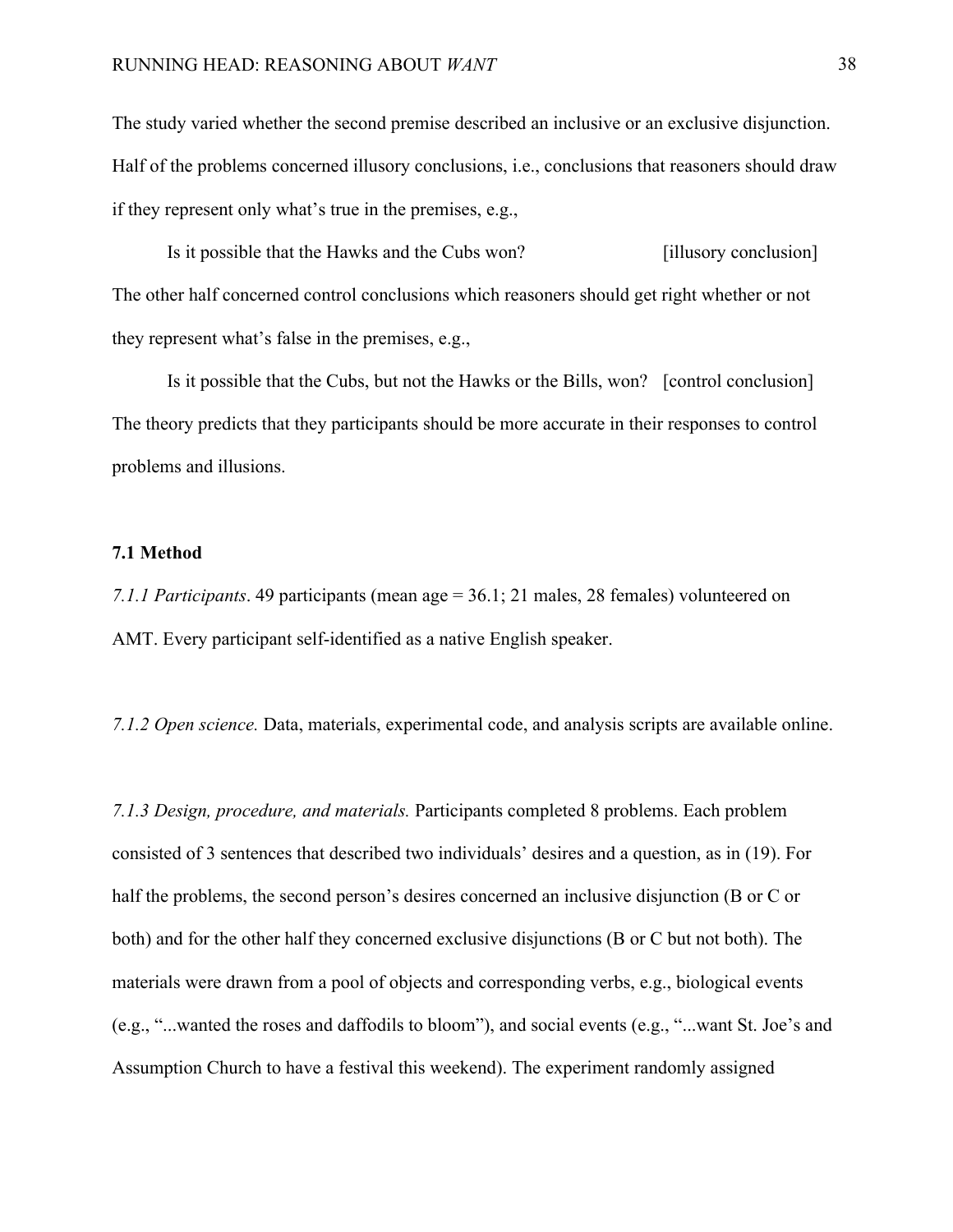The study varied whether the second premise described an inclusive or an exclusive disjunction. Half of the problems concerned illusory conclusions, i.e., conclusions that reasoners should draw if they represent only what's true in the premises, e.g.,

Is it possible that the Hawks and the Cubs won? [illusory conclusion]

The other half concerned control conclusions which reasoners should get right whether or not they represent what's false in the premises, e.g.,

Is it possible that the Cubs, but not the Hawks or the Bills, won? [control conclusion]

The theory predicts that they participants should be more accurate in their responses to control problems and illusions.

### 7.1 Method

*7.1.1 Participants*. 49 participants (mean age = 36.1; 21 males, 28 females) volunteered on AMT. Every participant self-identified as a native English speaker.

*7.1.2 Open science.* Data, materials, experimental code, and analysis scripts are available online.

*7.1.3 Design, procedure, and materials.* Participants completed 8 problems. Each problem consisted of 3 sentences that described two individuals' desires and a question, as in (19). For half the problems, the second person's desires concerned an inclusive disjunction (B or C or both) and for the other half they concerned exclusive disjunctions (B or C but not both). The materials were drawn from a pool of objects and corresponding verbs, e.g., biological events (e.g., "...wanted the roses and daffodils to bloom"), and social events (e.g., "...want St. Joe's and Assumption Church to have a festival this weekend). The experiment randomly assigned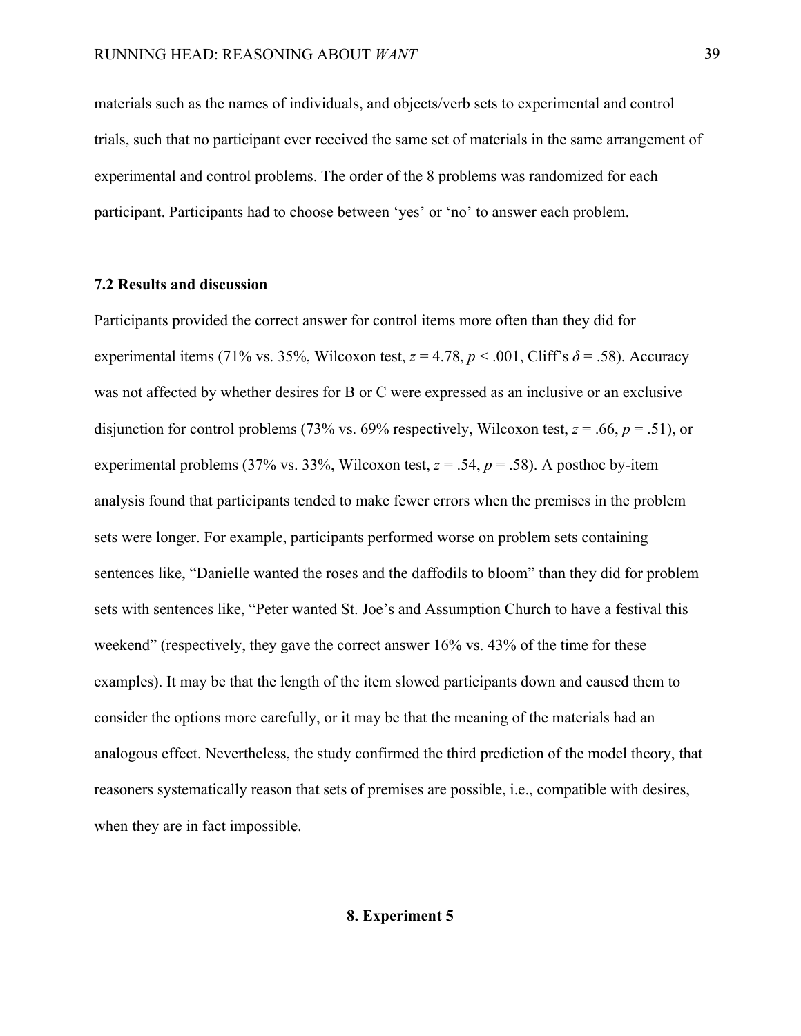materials such as the names of individuals, and objects/verb sets to experimental and control trials, such that no participant ever received the same set of materials in the same arrangement of experimental and control problems. The order of the 8 problems was randomized for each participant. Participants had to choose between 'yes' or 'no' to answer each problem.

### 7.2 Results and discussion

Participants provided the correct answer for control items more often than they did for experimental items (71% vs. 35%, Wilcoxon test, $z = 4.78$, $p < .001$, Cliff's $\delta = .58$). Accuracy was not affected by whether desires for B or C were expressed as an inclusive or an exclusive disjunction for control problems (73% vs. 69% respectively, Wilcoxon test, $z = .66$, $p = .51$), or experimental problems (37% vs. 33%, Wilcoxon test, $z = .54$, $p = .58$). A posthoc by-item analysis found that participants tended to make fewer errors when the premises in the problem sets were longer. For example, participants performed worse on problem sets containing sentences like, "Danielle wanted the roses and the daffodils to bloom" than they did for problem sets with sentences like, "Peter wanted St. Joe's and Assumption Church to have a festival this weekend" (respectively, they gave the correct answer 16% vs. 43% of the time for these examples). It may be that the length of the item slowed participants down and caused them to consider the options more carefully, or it may be that the meaning of the materials had an analogous effect. Nevertheless, the study confirmed the third prediction of the model theory, that reasoners systematically reason that sets of premises are possible, i.e., compatible with desires, when they are in fact impossible.

## 8. Experiment 5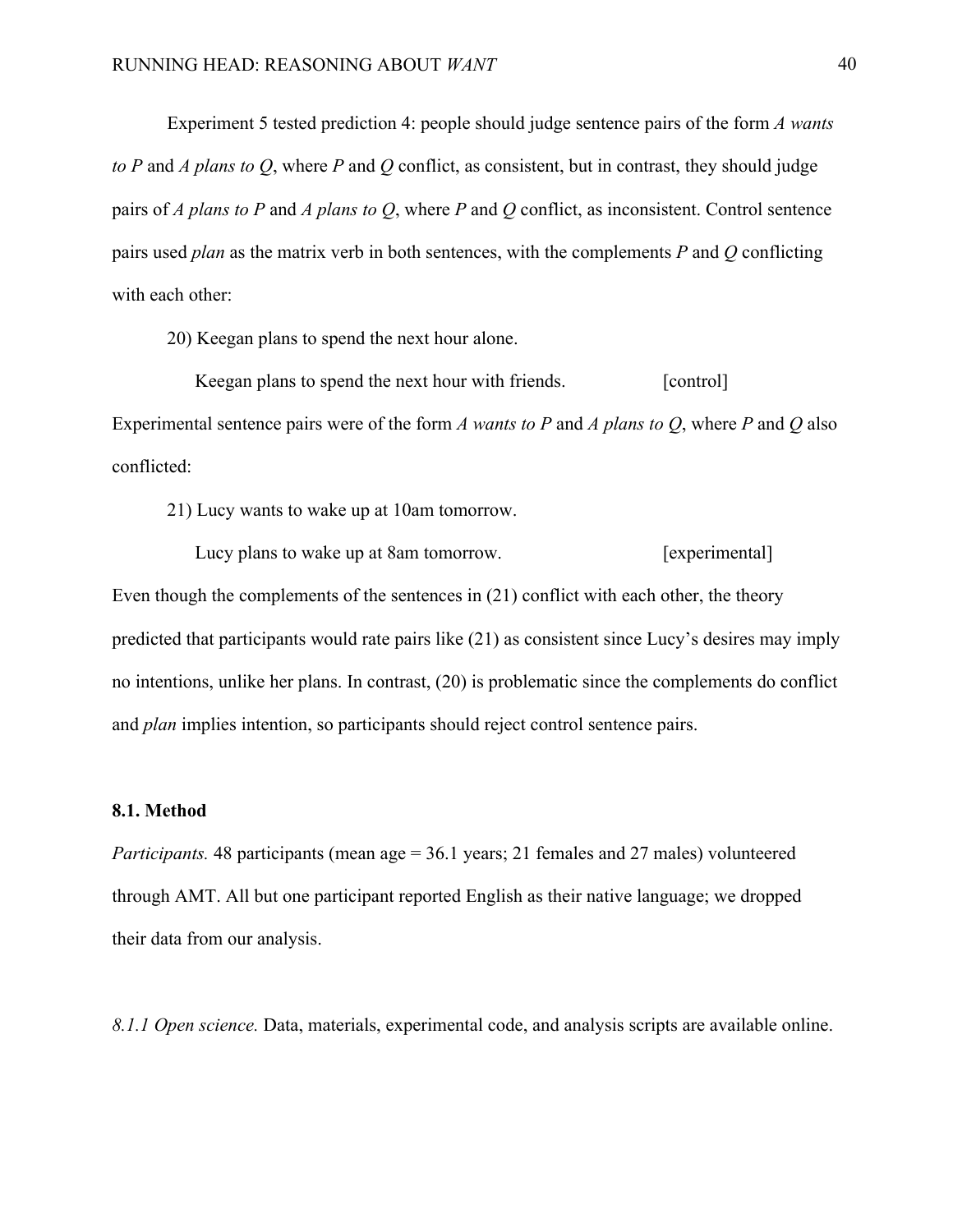Experiment 5 tested prediction 4: people should judge sentence pairs of the form *A wants to P* and *A plans to Q*, where *P* and *Q* conflict, as consistent, but in contrast, they should judge pairs of *A plans to P* and *A plans to Q*, where *P* and *Q* conflict, as inconsistent. Control sentence pairs used *plan* as the matrix verb in both sentences, with the complements *P* and *Q* conflicting with each other:

20) Keegan plans to spend the next hour alone.

Keegan plans to spend the next hour with friends. [control]

Experimental sentence pairs were of the form *A wants to P* and *A plans to Q*, where *P* and *Q* also conflicted:

21) Lucy wants to wake up at 10am tomorrow.

Lucy plans to wake up at 8am tomorrow. [experimental]

Even though the complements of the sentences in (21) conflict with each other, the theory predicted that participants would rate pairs like (21) as consistent since Lucy's desires may imply no intentions, unlike her plans. In contrast, (20) is problematic since the complements do conflict and *plan* implies intention, so participants should reject control sentence pairs.

### 8.1. Method

*Participants.* 48 participants (mean age = 36.1 years; 21 females and 27 males) volunteered through AMT. All but one participant reported English as their native language; we dropped their data from our analysis.

*8.1.1 Open science.* Data, materials, experimental code, and analysis scripts are available online.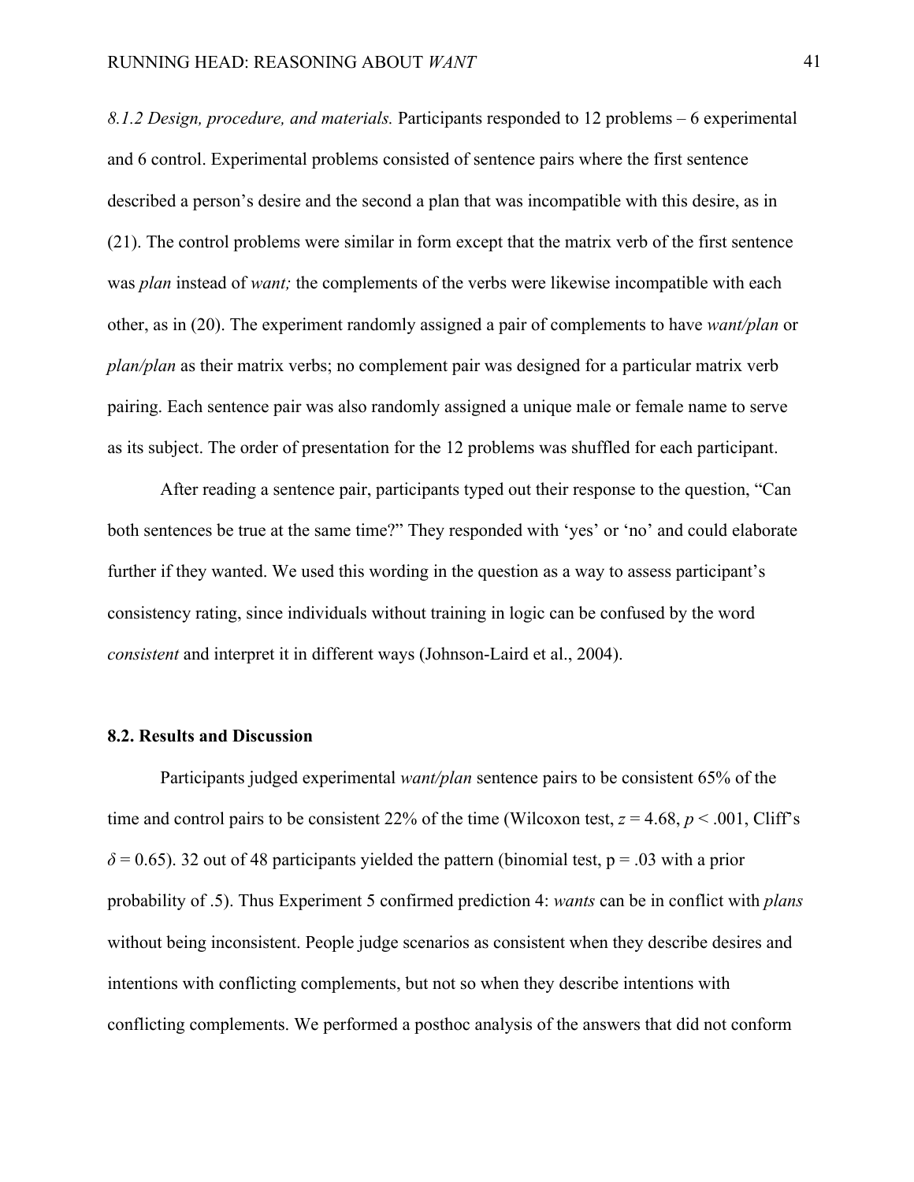*8.1.2 Design, procedure, and materials.* Participants responded to 12 problems – 6 experimental and 6 control. Experimental problems consisted of sentence pairs where the first sentence described a person's desire and the second a plan that was incompatible with this desire, as in (21). The control problems were similar in form except that the matrix verb of the first sentence was *plan* instead of *want;* the complements of the verbs were likewise incompatible with each other, as in (20). The experiment randomly assigned a pair of complements to have *want/plan* or *plan/plan* as their matrix verbs; no complement pair was designed for a particular matrix verb pairing. Each sentence pair was also randomly assigned a unique male or female name to serve as its subject. The order of presentation for the 12 problems was shuffled for each participant.

After reading a sentence pair, participants typed out their response to the question, "Can both sentences be true at the same time?" They responded with 'yes' or 'no' and could elaborate further if they wanted. We used this wording in the question as a way to assess participant's consistency rating, since individuals without training in logic can be confused by the word *consistent* and interpret it in different ways (Johnson-Laird et al., 2004).

### 8.2. Results and Discussion

Participants judged experimental *want/plan* sentence pairs to be consistent 65% of the time and control pairs to be consistent 22% of the time (Wilcoxon test, $z = 4.68$, $p < .001$, Cliff's $\delta = 0.65$). 32 out of 48 participants yielded the pattern (binomial test, $p = .03$ with a prior probability of .5). Thus Experiment 5 confirmed prediction 4: *wants* can be in conflict with *plans* without being inconsistent. People judge scenarios as consistent when they describe desires and intentions with conflicting complements, but not so when they describe intentions with conflicting complements. We performed a posthoc analysis of the answers that did not conform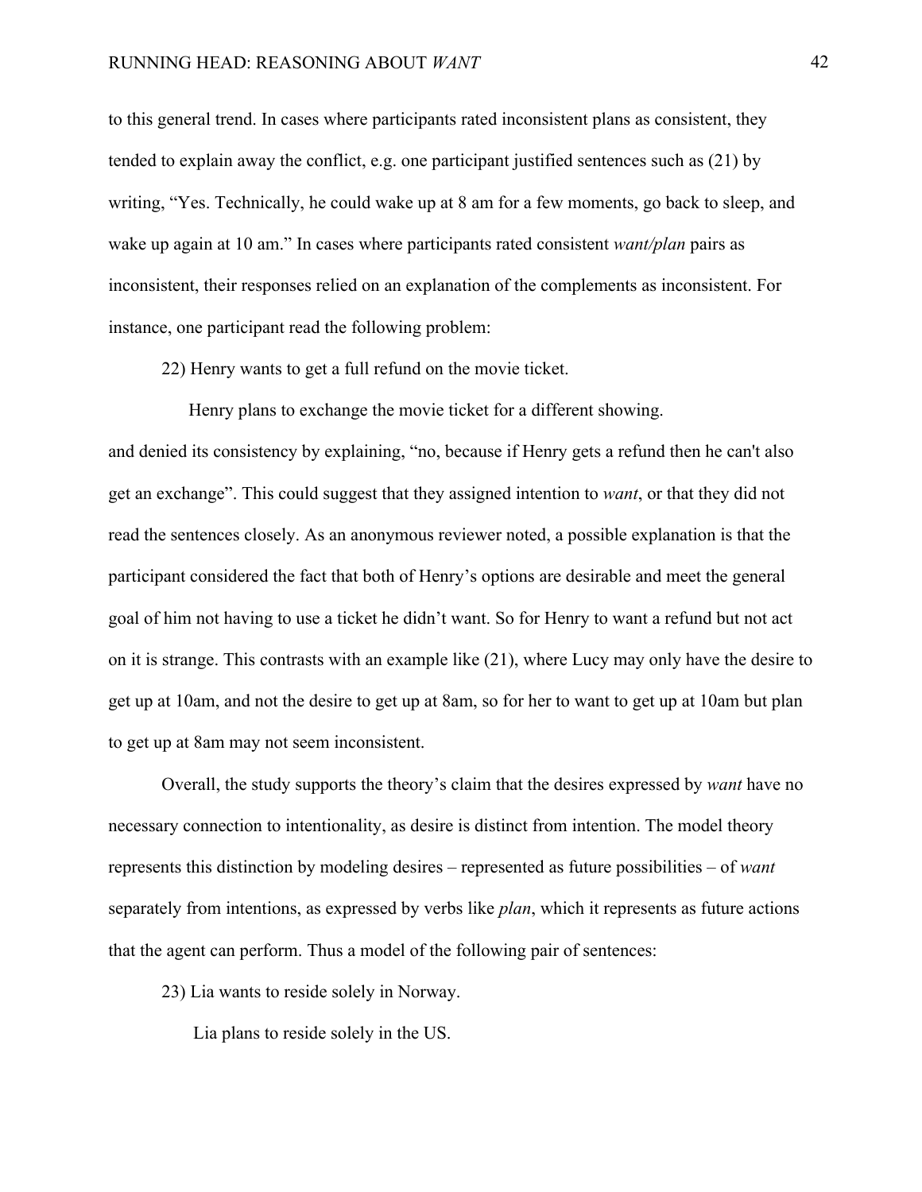to this general trend. In cases where participants rated inconsistent plans as consistent, they tended to explain away the conflict, e.g. one participant justified sentences such as (21) by writing, "Yes. Technically, he could wake up at 8 am for a few moments, go back to sleep, and wake up again at 10 am." In cases where participants rated consistent *want/plan* pairs as inconsistent, their responses relied on an explanation of the complements as inconsistent. For instance, one participant read the following problem:

22) Henry wants to get a full refund on the movie ticket.

Henry plans to exchange the movie ticket for a different showing.

and denied its consistency by explaining, "no, because if Henry gets a refund then he can't also get an exchange". This could suggest that they assigned intention to *want*, or that they did not read the sentences closely. As an anonymous reviewer noted, a possible explanation is that the participant considered the fact that both of Henry's options are desirable and meet the general goal of him not having to use a ticket he didn't want. So for Henry to want a refund but not act on it is strange. This contrasts with an example like (21), where Lucy may only have the desire to get up at 10am, and not the desire to get up at 8am, so for her to want to get up at 10am but plan to get up at 8am may not seem inconsistent.

Overall, the study supports the theory's claim that the desires expressed by *want* have no necessary connection to intentionality, as desire is distinct from intention. The model theory represents this distinction by modeling desires – represented as future possibilities – of *want* separately from intentions, as expressed by verbs like *plan*, which it represents as future actions that the agent can perform. Thus a model of the following pair of sentences:

23) Lia wants to reside solely in Norway.

Lia plans to reside solely in the US.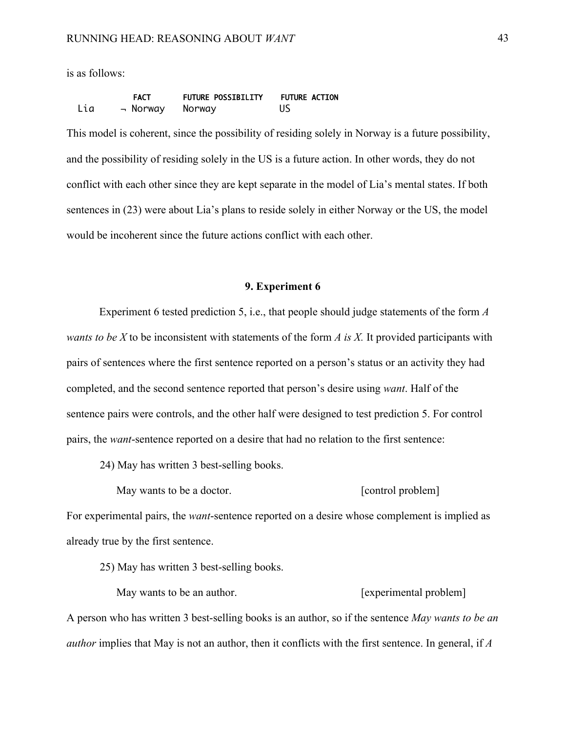is as follows:

| | FACT | FUTURE POSSIBILITY | FUTURE ACTION |
|---|---|---|---|
| Lia | ¬ Norway | Norway | US |

This model is coherent, since the possibility of residing solely in Norway is a future possibility, and the possibility of residing solely in the US is a future action. In other words, they do not conflict with each other since they are kept separate in the model of Lia's mental states. If both sentences in (23) were about Lia's plans to reside solely in either Norway or the US, the model would be incoherent since the future actions conflict with each other.

## 9. Experiment 6

Experiment 6 tested prediction 5, i.e., that people should judge statements of the form *A wants to be X* to be inconsistent with statements of the form *A is X.* It provided participants with pairs of sentences where the first sentence reported on a person's status or an activity they had completed, and the second sentence reported that person's desire using *want*. Half of the sentence pairs were controls, and the other half were designed to test prediction 5. For control pairs, the *want*-sentence reported on a desire that had no relation to the first sentence:

24) May has written 3 best-selling books.

May wants to be a doctor. [control problem]

For experimental pairs, the *want*-sentence reported on a desire whose complement is implied as already true by the first sentence.

25) May has written 3 best-selling books.

May wants to be an author. [experimental problem]

A person who has written 3 best-selling books is an author, so if the sentence *May wants to be an author* implies that May is not an author, then it conflicts with the first sentence. In general, if *A*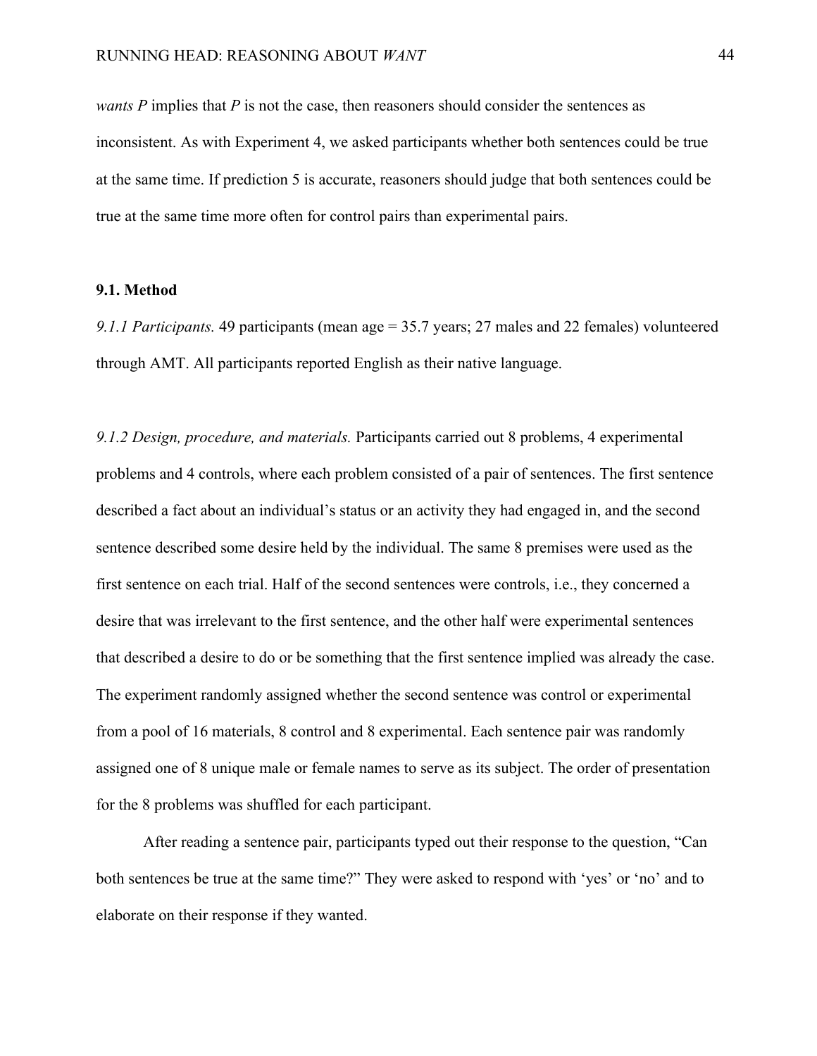*wants P* implies that *P* is not the case, then reasoners should consider the sentences as inconsistent. As with Experiment 4, we asked participants whether both sentences could be true at the same time. If prediction 5 is accurate, reasoners should judge that both sentences could be true at the same time more often for control pairs than experimental pairs.

### 9.1. Method

*9.1.1 Participants.* 49 participants (mean age = 35.7 years; 27 males and 22 females) volunteered through AMT. All participants reported English as their native language.

*9.1.2 Design, procedure, and materials.* Participants carried out 8 problems, 4 experimental problems and 4 controls, where each problem consisted of a pair of sentences. The first sentence described a fact about an individual's status or an activity they had engaged in, and the second sentence described some desire held by the individual. The same 8 premises were used as the first sentence on each trial. Half of the second sentences were controls, i.e., they concerned a desire that was irrelevant to the first sentence, and the other half were experimental sentences that described a desire to do or be something that the first sentence implied was already the case. The experiment randomly assigned whether the second sentence was control or experimental from a pool of 16 materials, 8 control and 8 experimental. Each sentence pair was randomly assigned one of 8 unique male or female names to serve as its subject. The order of presentation for the 8 problems was shuffled for each participant.

After reading a sentence pair, participants typed out their response to the question, "Can both sentences be true at the same time?" They were asked to respond with 'yes' or 'no' and to elaborate on their response if they wanted.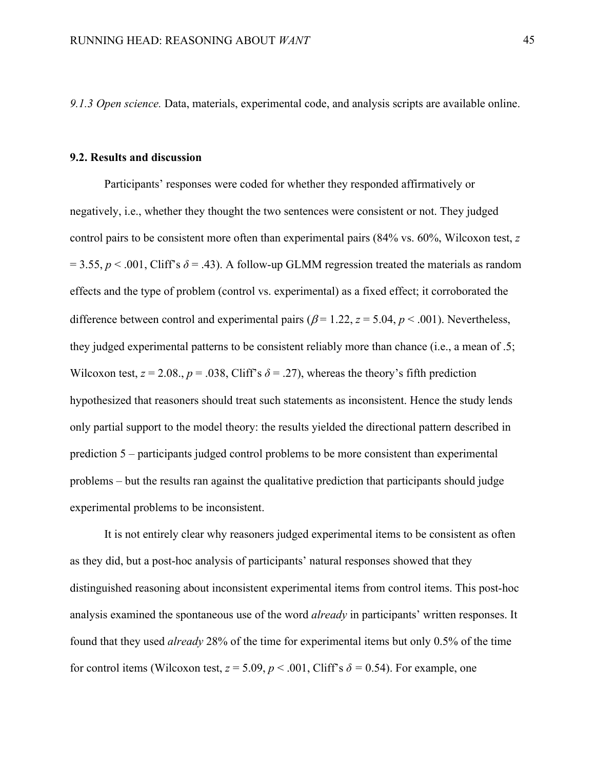*9.1.3 Open science.* Data, materials, experimental code, and analysis scripts are available online.

### 9.2. Results and discussion

Participants' responses were coded for whether they responded affirmatively or negatively, i.e., whether they thought the two sentences were consistent or not. They judged control pairs to be consistent more often than experimental pairs (84% vs. 60%, Wilcoxon test, $z = 3.55$, $p < .001$, Cliff's $\delta = .43$). A follow-up GLMM regression treated the materials as random effects and the type of problem (control vs. experimental) as a fixed effect; it corroborated the difference between control and experimental pairs ($\beta = 1.22$, $z = 5.04$, $p < .001$). Nevertheless, they judged experimental patterns to be consistent reliably more than chance (i.e., a mean of .5; Wilcoxon test, $z = 2.08.$, $p = .038$, Cliff's $\delta = .27$), whereas the theory's fifth prediction hypothesized that reasoners should treat such statements as inconsistent. Hence the study lends only partial support to the model theory: the results yielded the directional pattern described in prediction 5 – participants judged control problems to be more consistent than experimental problems – but the results ran against the qualitative prediction that participants should judge experimental problems to be inconsistent.

It is not entirely clear why reasoners judged experimental items to be consistent as often as they did, but a post-hoc analysis of participants' natural responses showed that they distinguished reasoning about inconsistent experimental items from control items. This post-hoc analysis examined the spontaneous use of the word *already* in participants' written responses. It found that they used *already* 28% of the time for experimental items but only 0.5% of the time for control items (Wilcoxon test, $z = 5.09$, $p < .001$, Cliff's $\delta = 0.54$). For example, one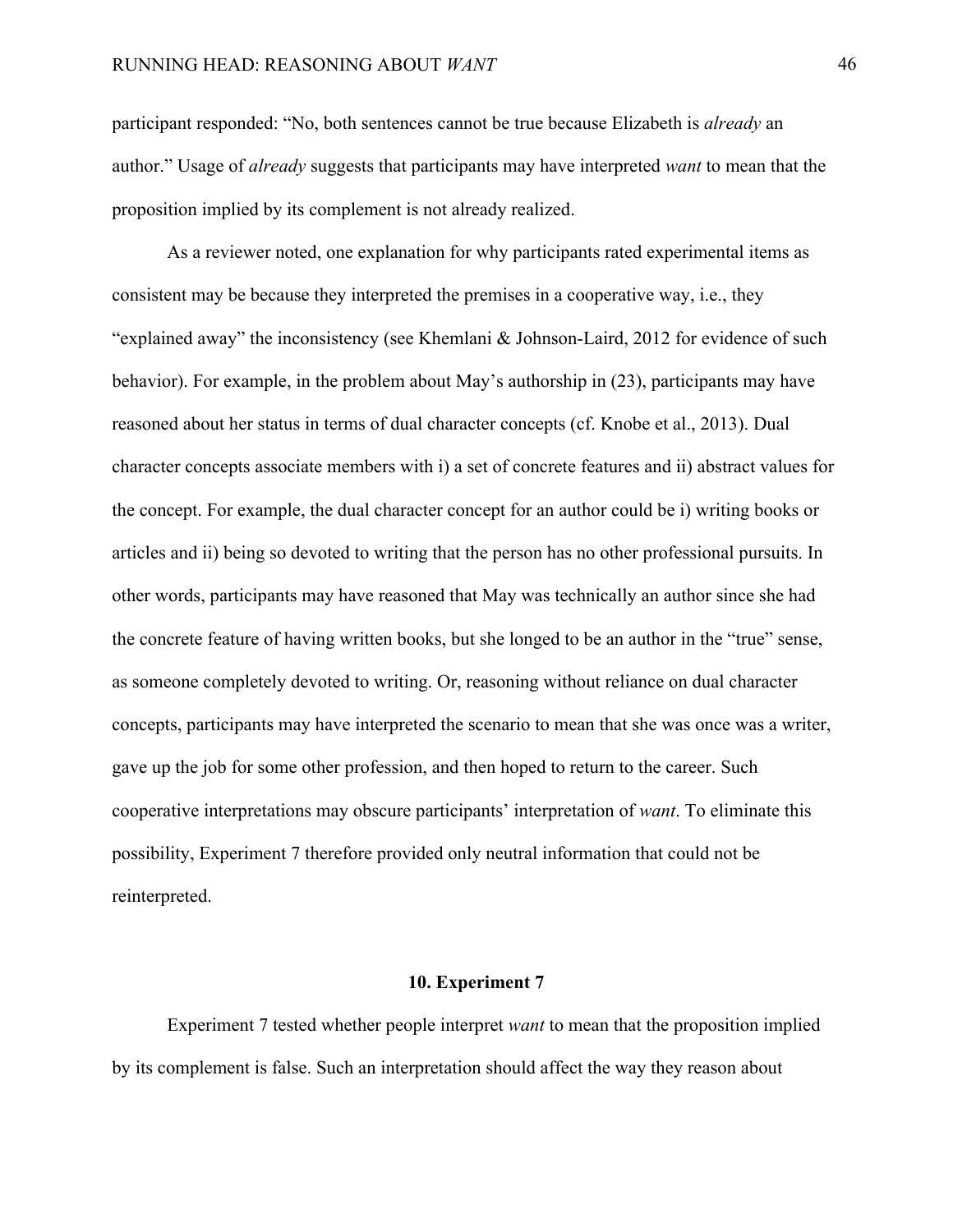participant responded: “No, both sentences cannot be true because Elizabeth is *already* an author.” Usage of *already* suggests that participants may have interpreted *want* to mean that the proposition implied by its complement is not already realized.

As a reviewer noted, one explanation for why participants rated experimental items as consistent may be because they interpreted the premises in a cooperative way, i.e., they “explained away” the inconsistency (see Khemlani & Johnson-Laird, 2012 for evidence of such behavior). For example, in the problem about May’s authorship in (23), participants may have reasoned about her status in terms of dual character concepts (cf. Knobe et al., 2013). Dual character concepts associate members with i) a set of concrete features and ii) abstract values for the concept. For example, the dual character concept for an author could be i) writing books or articles and ii) being so devoted to writing that the person has no other professional pursuits. In other words, participants may have reasoned that May was technically an author since she had the concrete feature of having written books, but she longed to be an author in the “true” sense, as someone completely devoted to writing. Or, reasoning without reliance on dual character concepts, participants may have interpreted the scenario to mean that she was once was a writer, gave up the job for some other profession, and then hoped to return to the career. Such cooperative interpretations may obscure participants’ interpretation of *want*. To eliminate this possibility, Experiment 7 therefore provided only neutral information that could not be reinterpreted.

## 10. Experiment 7

Experiment 7 tested whether people interpret *want* to mean that the proposition implied by its complement is false. Such an interpretation should affect the way they reason about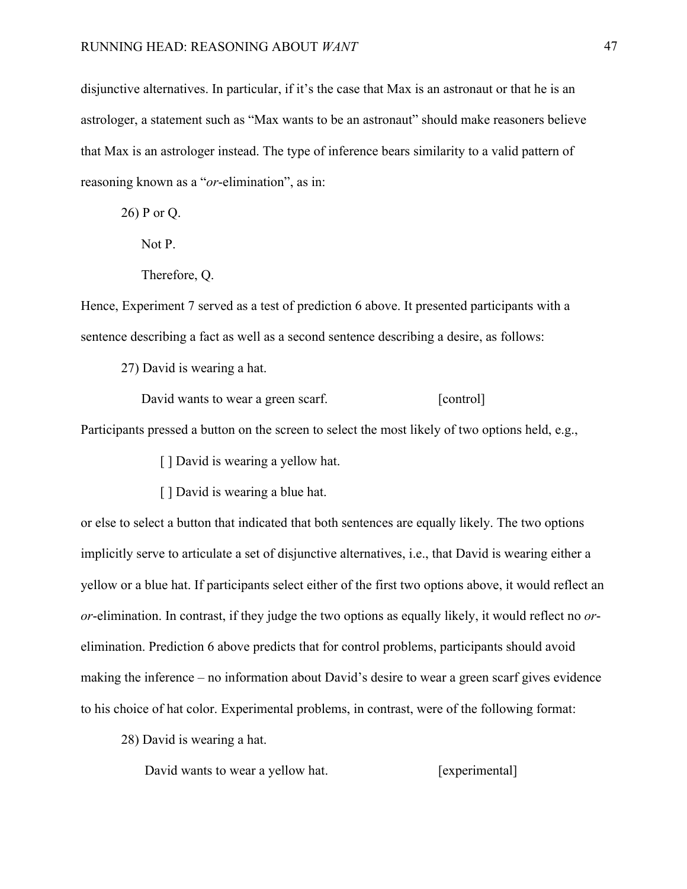disjunctive alternatives. In particular, if it's the case that Max is an astronaut or that he is an astrologer, a statement such as "Max wants to be an astronaut" should make reasoners believe that Max is an astrologer instead. The type of inference bears similarity to a valid pattern of reasoning known as a "*or*-elimination", as in:

26) P or Q.

Not P.

Therefore, Q.

Hence, Experiment 7 served as a test of prediction 6 above. It presented participants with a sentence describing a fact as well as a second sentence describing a desire, as follows:

27) David is wearing a hat.

David wants to wear a green scarf. [control]

Participants pressed a button on the screen to select the most likely of two options held, e.g.,

[ ] David is wearing a yellow hat.

[ ] David is wearing a blue hat.

or else to select a button that indicated that both sentences are equally likely. The two options implicitly serve to articulate a set of disjunctive alternatives, i.e., that David is wearing either a yellow or a blue hat. If participants select either of the first two options above, it would reflect an *or*-elimination. In contrast, if they judge the two options as equally likely, it would reflect no *or*-elimination. Prediction 6 above predicts that for control problems, participants should avoid making the inference – no information about David's desire to wear a green scarf gives evidence to his choice of hat color. Experimental problems, in contrast, were of the following format:

28) David is wearing a hat.

David wants to wear a yellow hat. [experimental]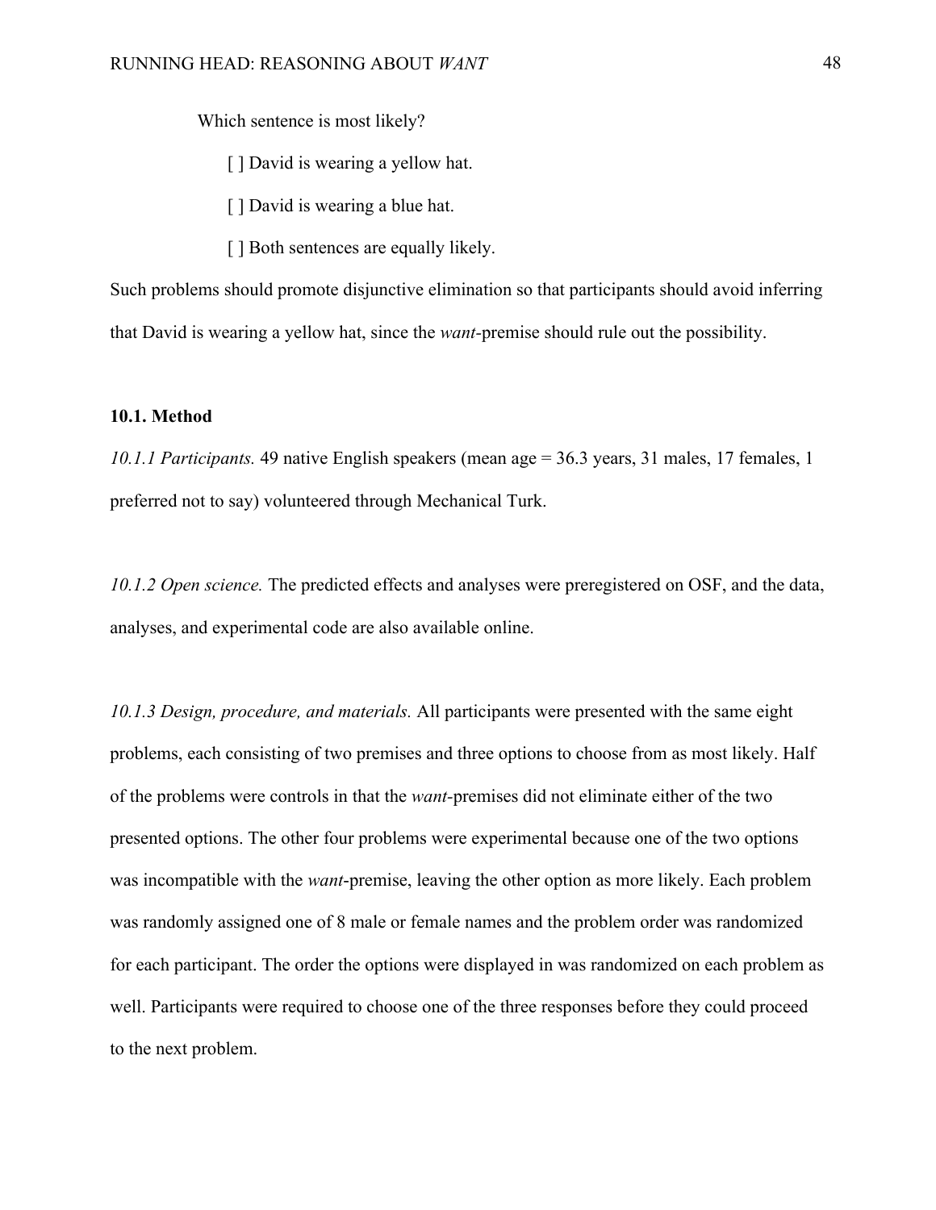Which sentence is most likely?

[ ] David is wearing a yellow hat.

[ ] David is wearing a blue hat.

[ ] Both sentences are equally likely.

Such problems should promote disjunctive elimination so that participants should avoid inferring that David is wearing a yellow hat, since the *want*-premise should rule out the possibility.

### 10.1. Method

*10.1.1 Participants.* 49 native English speakers (mean age = 36.3 years, 31 males, 17 females, 1 preferred not to say) volunteered through Mechanical Turk.

*10.1.2 Open science.* The predicted effects and analyses were preregistered on OSF, and the data, analyses, and experimental code are also available online.

*10.1.3 Design, procedure, and materials.* All participants were presented with the same eight problems, each consisting of two premises and three options to choose from as most likely. Half of the problems were controls in that the *want*-premises did not eliminate either of the two presented options. The other four problems were experimental because one of the two options was incompatible with the *want*-premise, leaving the other option as more likely. Each problem was randomly assigned one of 8 male or female names and the problem order was randomized for each participant. The order the options were displayed in was randomized on each problem as well. Participants were required to choose one of the three responses before they could proceed to the next problem.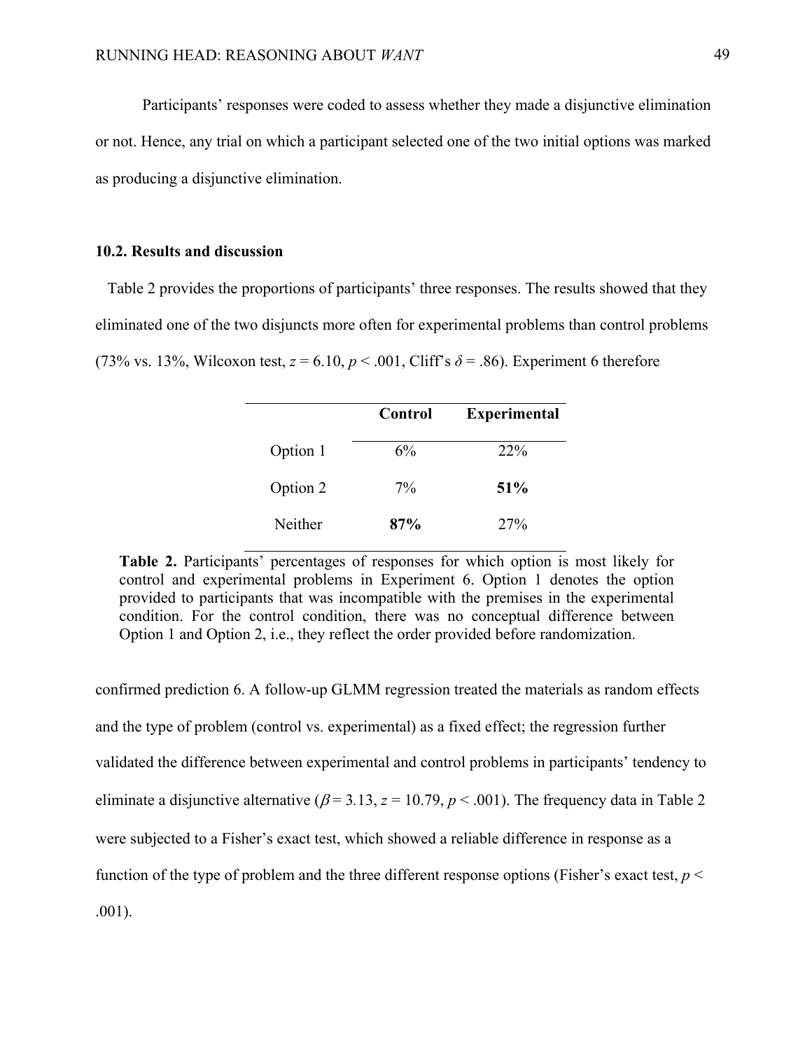Participants' responses were coded to assess whether they made a disjunctive elimination or not. Hence, any trial on which a participant selected one of the two initial options was marked as producing a disjunctive elimination.

### 10.2. Results and discussion

Table 2 provides the proportions of participants' three responses. The results showed that they eliminated one of the two disjuncts more often for experimental problems than control problems (73% vs. 13%, Wilcoxon test, $z = 6.10$, $p < .001$, Cliff's $\delta = .86$). Experiment 6 therefore confirmed prediction 6. A follow-up GLMM regression treated the materials as random effects and the type of problem (control vs. experimental) as a fixed effect; the regression further validated the difference between experimental and control problems in participants' tendency to eliminate a disjunctive alternative ($\beta = 3.13$, $z = 10.79$, $p < .001$). The frequency data in Table 2 were subjected to a Fisher's exact test, which showed a reliable difference in response as a function of the type of problem and the three different response options (Fisher's exact test, $p < .001$).

| | **Control** | **Experimental** |
|---|---|---|
| Option 1 | 6% | 22% |
| Option 2 | 7% | **51%** |
| Neither | **87%** | 27% |

**Table 2.** Participants' percentages of responses for which option is most likely for control and experimental problems in Experiment 6. Option 1 denotes the option provided to participants that was incompatible with the premises in the experimental condition. For the control condition, there was no conceptual difference between Option 1 and Option 2, i.e., they reflect the order provided before randomization.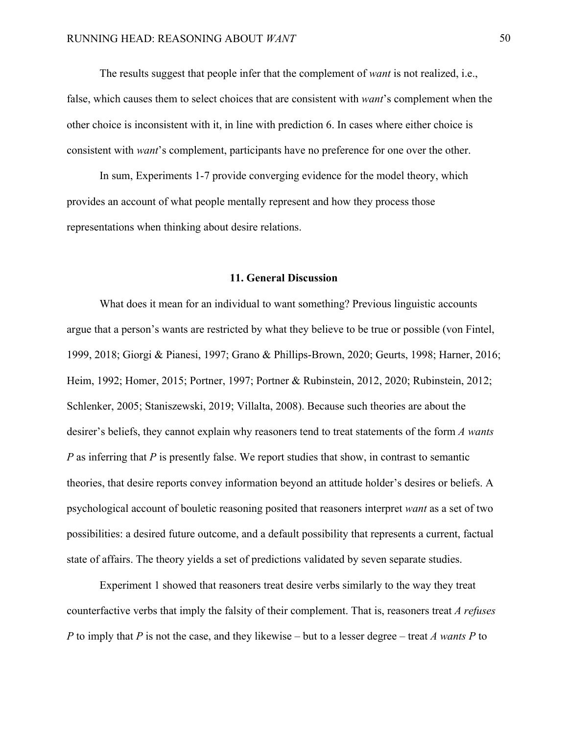The results suggest that people infer that the complement of *want* is not realized, i.e., false, which causes them to select choices that are consistent with *want*'s complement when the other choice is inconsistent with it, in line with prediction 6. In cases where either choice is consistent with *want*'s complement, participants have no preference for one over the other.

In sum, Experiments 1-7 provide converging evidence for the model theory, which provides an account of what people mentally represent and how they process those representations when thinking about desire relations.

## 11. General Discussion

What does it mean for an individual to want something? Previous linguistic accounts argue that a person's wants are restricted by what they believe to be true or possible (von Fintel, 1999, 2018; Giorgi & Pianesi, 1997; Grano & Phillips-Brown, 2020; Geurts, 1998; Harner, 2016; Heim, 1992; Homer, 2015; Portner, 1997; Portner & Rubinstein, 2012, 2020; Rubinstein, 2012; Schlenker, 2005; Staniszewski, 2019; Villalta, 2008). Because such theories are about the desirer's beliefs, they cannot explain why reasoners tend to treat statements of the form *A wants P* as inferring that *P* is presently false. We report studies that show, in contrast to semantic theories, that desire reports convey information beyond an attitude holder's desires or beliefs. A psychological account of bouletic reasoning posited that reasoners interpret *want* as a set of two possibilities: a desired future outcome, and a default possibility that represents a current, factual state of affairs. The theory yields a set of predictions validated by seven separate studies.

Experiment 1 showed that reasoners treat desire verbs similarly to the way they treat counterfactive verbs that imply the falsity of their complement. That is, reasoners treat *A refuses P* to imply that *P* is not the case, and they likewise – but to a lesser degree – treat *A wants P* to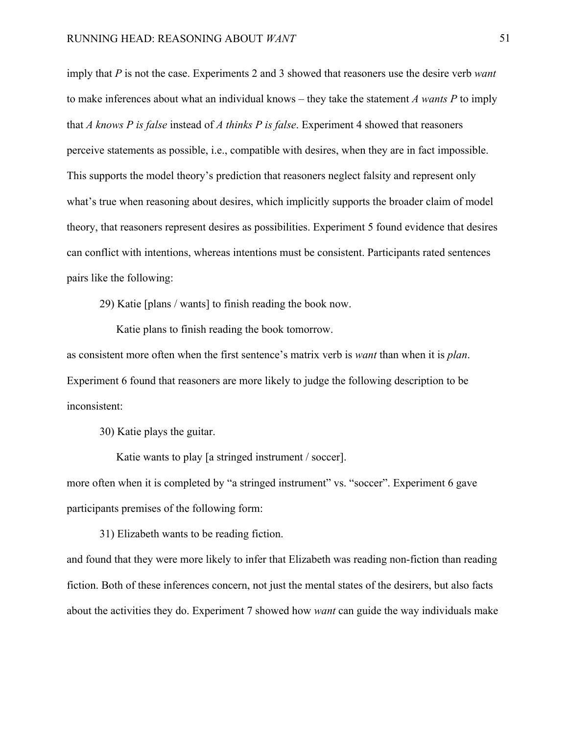imply that *P* is not the case. Experiments 2 and 3 showed that reasoners use the desire verb *want* to make inferences about what an individual knows – they take the statement *A wants P* to imply that *A knows P is false* instead of *A thinks P is false*. Experiment 4 showed that reasoners perceive statements as possible, i.e., compatible with desires, when they are in fact impossible. This supports the model theory's prediction that reasoners neglect falsity and represent only what's true when reasoning about desires, which implicitly supports the broader claim of model theory, that reasoners represent desires as possibilities. Experiment 5 found evidence that desires can conflict with intentions, whereas intentions must be consistent. Participants rated sentences pairs like the following:

29) Katie [plans / wants] to finish reading the book now.

Katie plans to finish reading the book tomorrow.

as consistent more often when the first sentence's matrix verb is *want* than when it is *plan*. Experiment 6 found that reasoners are more likely to judge the following description to be inconsistent:

30) Katie plays the guitar.

Katie wants to play [a stringed instrument / soccer].

more often when it is completed by "a stringed instrument" vs. "soccer". Experiment 6 gave participants premises of the following form:

31) Elizabeth wants to be reading fiction.

and found that they were more likely to infer that Elizabeth was reading non-fiction than reading fiction. Both of these inferences concern, not just the mental states of the desirers, but also facts about the activities they do. Experiment 7 showed how *want* can guide the way individuals make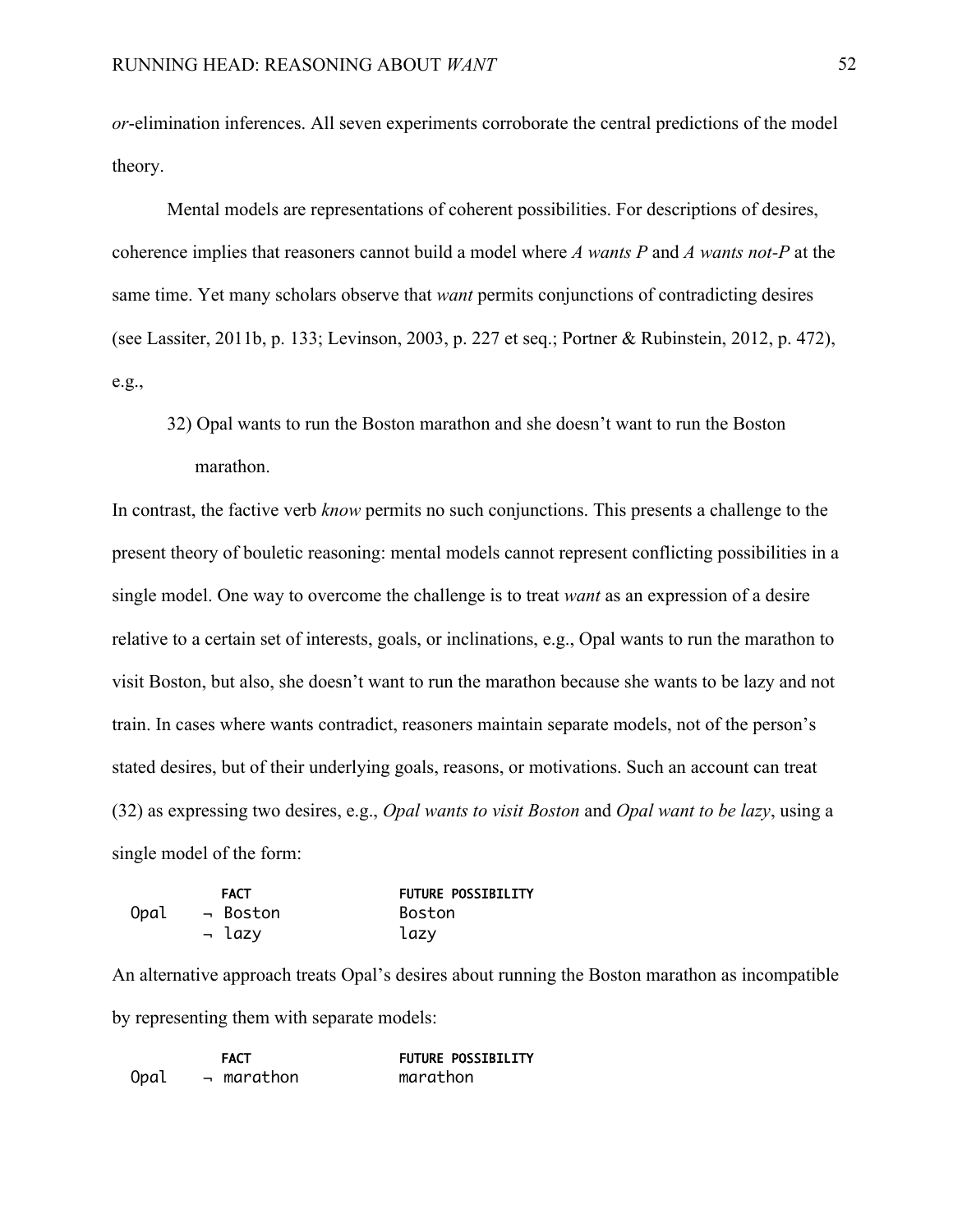*or*-elimination inferences. All seven experiments corroborate the central predictions of the model theory.

Mental models are representations of coherent possibilities. For descriptions of desires, coherence implies that reasoners cannot build a model where *A wants P* and *A wants not-P* at the same time. Yet many scholars observe that *want* permits conjunctions of contradicting desires (see Lassiter, 2011b, p. 133; Levinson, 2003, p. 227 et seq.; Portner & Rubinstein, 2012, p. 472), e.g.,

32) Opal wants to run the Boston marathon and she doesn't want to run the Boston marathon.

In contrast, the factive verb *know* permits no such conjunctions. This presents a challenge to the present theory of bouletic reasoning: mental models cannot represent conflicting possibilities in a single model. One way to overcome the challenge is to treat *want* as an expression of a desire relative to a certain set of interests, goals, or inclinations, e.g., Opal wants to run the marathon to visit Boston, but also, she doesn't want to run the marathon because she wants to be lazy and not train. In cases where wants contradict, reasoners maintain separate models, not of the person's stated desires, but of their underlying goals, reasons, or motivations. Such an account can treat (32) as expressing two desires, e.g., *Opal wants to visit Boston* and *Opal want to be lazy*, using a single model of the form:

```
         FACT              FUTURE POSSIBILITY
Opal   ¬ Boston            Boston
       ¬ lazy              lazy
```

An alternative approach treats Opal's desires about running the Boston marathon as incompatible by representing them with separate models:

```
         FACT              FUTURE POSSIBILITY
Opal   ¬ marathon          marathon
```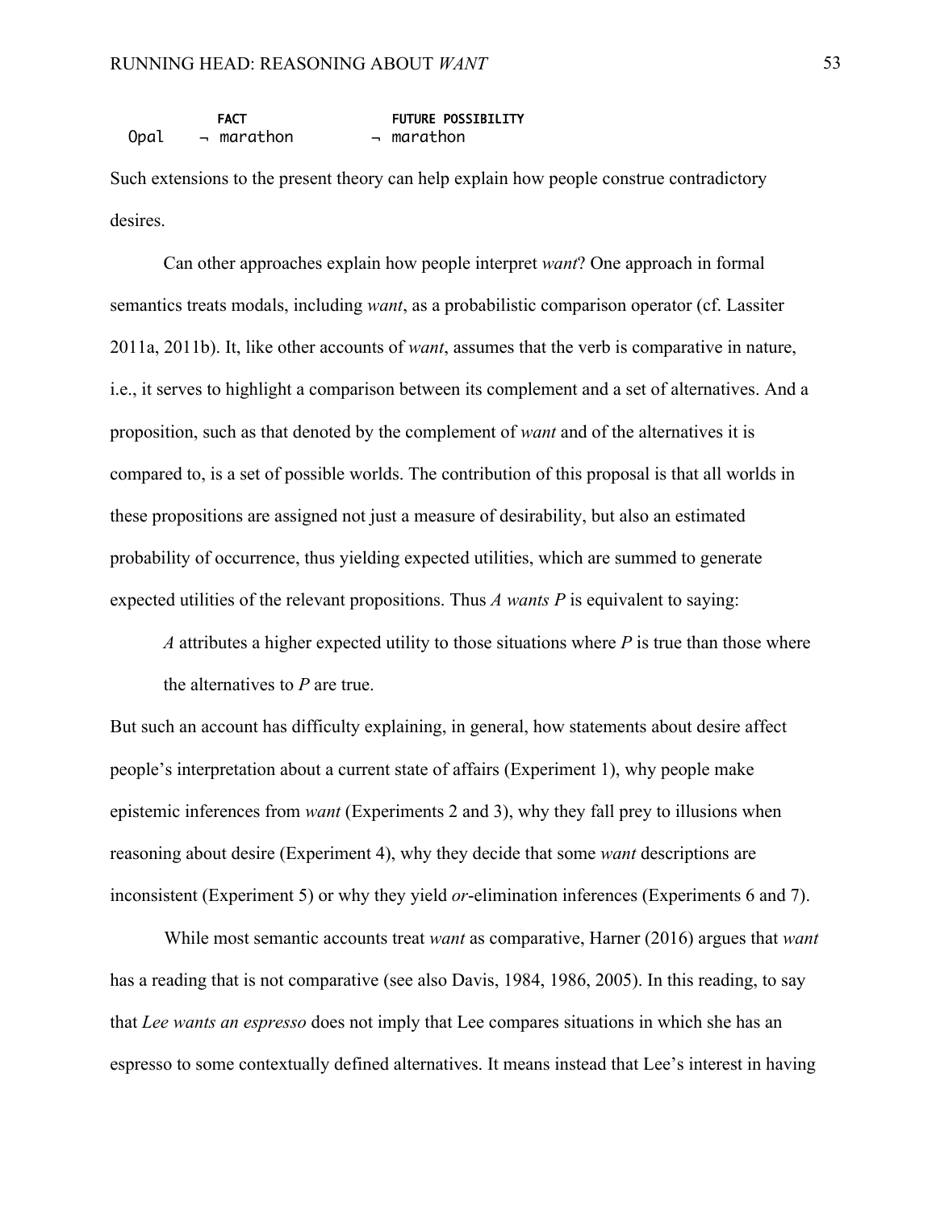```
         FACT              FUTURE POSSIBILITY
Opal    ¬ marathon         ¬ marathon
```

Such extensions to the present theory can help explain how people construe contradictory desires.

Can other approaches explain how people interpret *want*? One approach in formal semantics treats modals, including *want*, as a probabilistic comparison operator (cf. Lassiter 2011a, 2011b). It, like other accounts of *want*, assumes that the verb is comparative in nature, i.e., it serves to highlight a comparison between its complement and a set of alternatives. And a proposition, such as that denoted by the complement of *want* and of the alternatives it is compared to, is a set of possible worlds. The contribution of this proposal is that all worlds in these propositions are assigned not just a measure of desirability, but also an estimated probability of occurrence, thus yielding expected utilities, which are summed to generate expected utilities of the relevant propositions. Thus *A wants P* is equivalent to saying:

> *A* attributes a higher expected utility to those situations where *P* is true than those where the alternatives to *P* are true.

But such an account has difficulty explaining, in general, how statements about desire affect people's interpretation about a current state of affairs (Experiment 1), why people make epistemic inferences from *want* (Experiments 2 and 3), why they fall prey to illusions when reasoning about desire (Experiment 4), why they decide that some *want* descriptions are inconsistent (Experiment 5) or why they yield *or*-elimination inferences (Experiments 6 and 7).

While most semantic accounts treat *want* as comparative, Harner (2016) argues that *want* has a reading that is not comparative (see also Davis, 1984, 1986, 2005). In this reading, to say that *Lee wants an espresso* does not imply that Lee compares situations in which she has an espresso to some contextually defined alternatives. It means instead that Lee's interest in having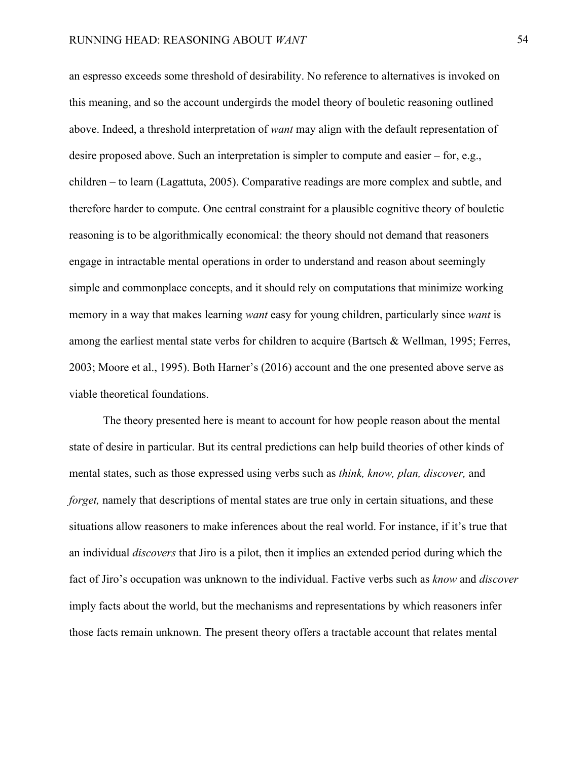an espresso exceeds some threshold of desirability. No reference to alternatives is invoked on this meaning, and so the account undergirds the model theory of bouletic reasoning outlined above. Indeed, a threshold interpretation of *want* may align with the default representation of desire proposed above. Such an interpretation is simpler to compute and easier – for, e.g., children – to learn (Lagattuta, 2005). Comparative readings are more complex and subtle, and therefore harder to compute. One central constraint for a plausible cognitive theory of bouletic reasoning is to be algorithmically economical: the theory should not demand that reasoners engage in intractable mental operations in order to understand and reason about seemingly simple and commonplace concepts, and it should rely on computations that minimize working memory in a way that makes learning *want* easy for young children, particularly since *want* is among the earliest mental state verbs for children to acquire (Bartsch & Wellman, 1995; Ferres, 2003; Moore et al., 1995). Both Harner's (2016) account and the one presented above serve as viable theoretical foundations.

The theory presented here is meant to account for how people reason about the mental state of desire in particular. But its central predictions can help build theories of other kinds of mental states, such as those expressed using verbs such as *think, know, plan, discover,* and *forget,* namely that descriptions of mental states are true only in certain situations, and these situations allow reasoners to make inferences about the real world. For instance, if it's true that an individual *discovers* that Jiro is a pilot, then it implies an extended period during which the fact of Jiro's occupation was unknown to the individual. Factive verbs such as *know* and *discover* imply facts about the world, but the mechanisms and representations by which reasoners infer those facts remain unknown. The present theory offers a tractable account that relates mental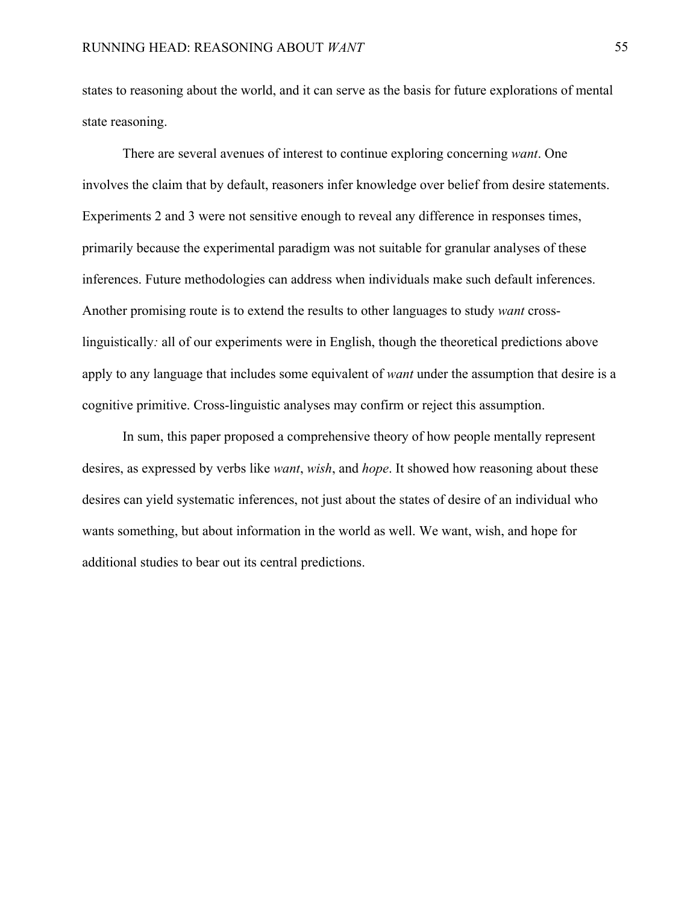states to reasoning about the world, and it can serve as the basis for future explorations of mental state reasoning.

There are several avenues of interest to continue exploring concerning *want*. One involves the claim that by default, reasoners infer knowledge over belief from desire statements. Experiments 2 and 3 were not sensitive enough to reveal any difference in responses times, primarily because the experimental paradigm was not suitable for granular analyses of these inferences. Future methodologies can address when individuals make such default inferences. Another promising route is to extend the results to other languages to study *want* cross-linguistically*:* all of our experiments were in English, though the theoretical predictions above apply to any language that includes some equivalent of *want* under the assumption that desire is a cognitive primitive. Cross-linguistic analyses may confirm or reject this assumption.

In sum, this paper proposed a comprehensive theory of how people mentally represent desires, as expressed by verbs like *want*, *wish*, and *hope*. It showed how reasoning about these desires can yield systematic inferences, not just about the states of desire of an individual who wants something, but about information in the world as well. We want, wish, and hope for additional studies to bear out its central predictions.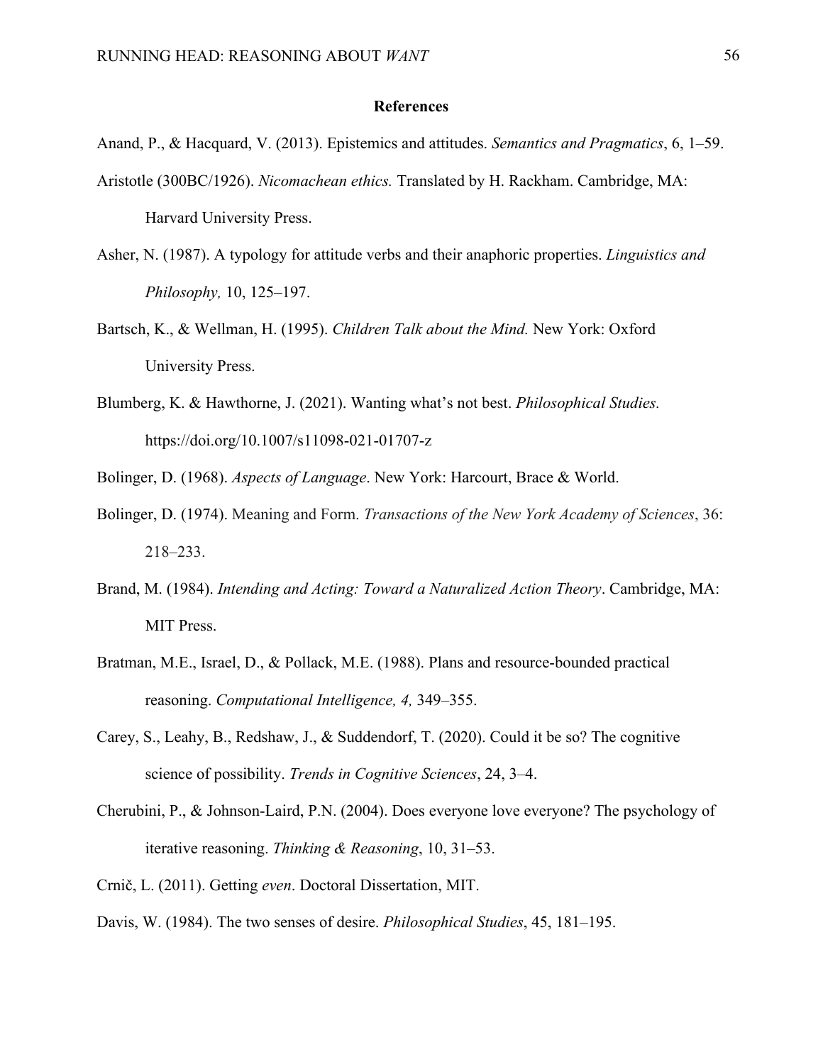# References

Anand, P., & Hacquard, V. (2013). Epistemics and attitudes. *Semantics and Pragmatics*, 6, 1–59.

Aristotle (300BC/1926). *Nicomachean ethics.* Translated by H. Rackham. Cambridge, MA: Harvard University Press.

Asher, N. (1987). A typology for attitude verbs and their anaphoric properties. *Linguistics and Philosophy,* 10, 125–197.

Bartsch, K., & Wellman, H. (1995). *Children Talk about the Mind.* New York: Oxford University Press.

Blumberg, K. & Hawthorne, J. (2021). Wanting what's not best. *Philosophical Studies.* https://doi.org/10.1007/s11098-021-01707-z

Bolinger, D. (1968). *Aspects of Language*. New York: Harcourt, Brace & World.

Bolinger, D. (1974). Meaning and Form. *Transactions of the New York Academy of Sciences*, 36: 218–233.

Brand, M. (1984). *Intending and Acting: Toward a Naturalized Action Theory*. Cambridge, MA: MIT Press.

Bratman, M.E., Israel, D., & Pollack, M.E. (1988). Plans and resource-bounded practical reasoning. *Computational Intelligence, 4,* 349–355.

Carey, S., Leahy, B., Redshaw, J., & Suddendorf, T. (2020). Could it be so? The cognitive science of possibility. *Trends in Cognitive Sciences*, 24, 3–4.

Cherubini, P., & Johnson-Laird, P.N. (2004). Does everyone love everyone? The psychology of iterative reasoning. *Thinking & Reasoning*, 10, 31–53.

Crnič, L. (2011). Getting *even*. Doctoral Dissertation, MIT.

Davis, W. (1984). The two senses of desire. *Philosophical Studies*, 45, 181–195.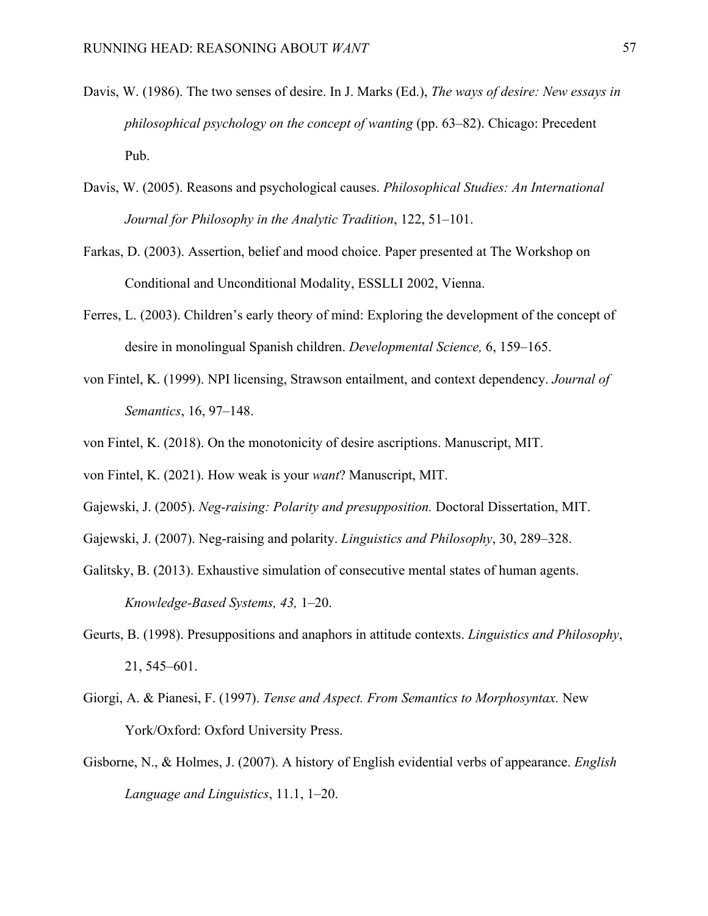Davis, W. (1986). The two senses of desire. In J. Marks (Ed.), *The ways of desire: New essays in philosophical psychology on the concept of wanting* (pp. 63–82). Chicago: Precedent Pub.

Davis, W. (2005). Reasons and psychological causes. *Philosophical Studies: An International Journal for Philosophy in the Analytic Tradition*, 122, 51–101.

Farkas, D. (2003). Assertion, belief and mood choice. Paper presented at The Workshop on Conditional and Unconditional Modality, ESSLLI 2002, Vienna.

Ferres, L. (2003). Children's early theory of mind: Exploring the development of the concept of desire in monolingual Spanish children. *Developmental Science,* 6, 159–165.

von Fintel, K. (1999). NPI licensing, Strawson entailment, and context dependency. *Journal of Semantics*, 16, 97–148.

von Fintel, K. (2018). On the monotonicity of desire ascriptions. Manuscript, MIT.

von Fintel, K. (2021). How weak is your *want*? Manuscript, MIT.

Gajewski, J. (2005). *Neg-raising: Polarity and presupposition.* Doctoral Dissertation, MIT.

Gajewski, J. (2007). Neg-raising and polarity. *Linguistics and Philosophy*, 30, 289–328.

Galitsky, B. (2013). Exhaustive simulation of consecutive mental states of human agents. *Knowledge-Based Systems, 43,* 1–20.

Geurts, B. (1998). Presuppositions and anaphors in attitude contexts. *Linguistics and Philosophy*, 21, 545–601.

Giorgi, A. & Pianesi, F. (1997). *Tense and Aspect. From Semantics to Morphosyntax.* New York/Oxford: Oxford University Press.

Gisborne, N., & Holmes, J. (2007). A history of English evidential verbs of appearance. *English Language and Linguistics*, 11.1, 1–20.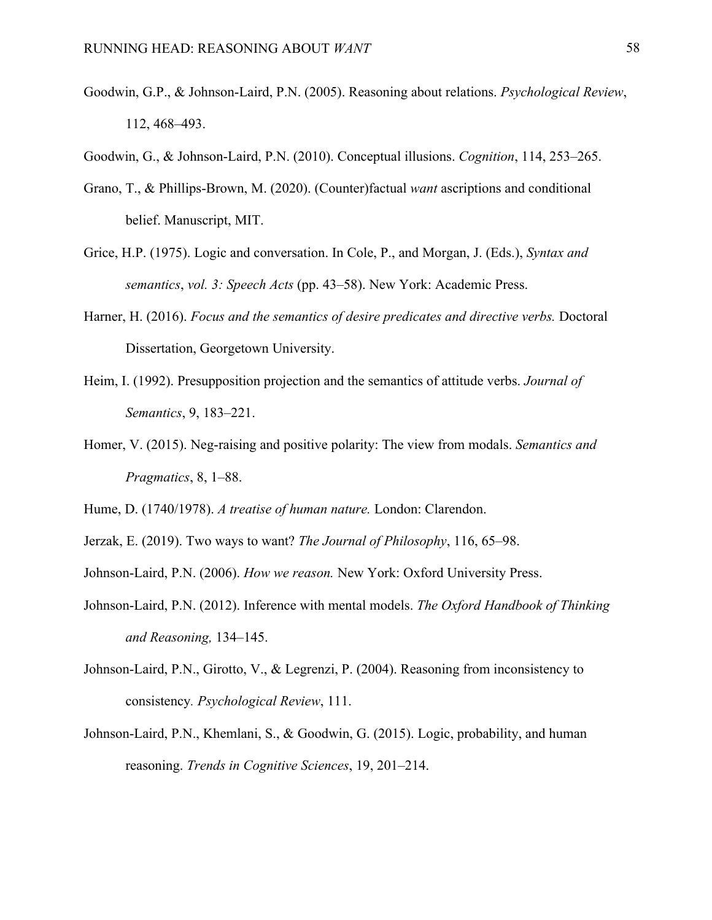Goodwin, G.P., & Johnson-Laird, P.N. (2005). Reasoning about relations. *Psychological Review*, 112, 468–493.

Goodwin, G., & Johnson-Laird, P.N. (2010). Conceptual illusions. *Cognition*, 114, 253–265.

Grano, T., & Phillips-Brown, M. (2020). (Counter)factual *want* ascriptions and conditional belief. Manuscript, MIT.

Grice, H.P. (1975). Logic and conversation. In Cole, P., and Morgan, J. (Eds.), *Syntax and semantics*, *vol. 3: Speech Acts* (pp. 43–58). New York: Academic Press.

Harner, H. (2016). *Focus and the semantics of desire predicates and directive verbs.* Doctoral Dissertation, Georgetown University.

Heim, I. (1992). Presupposition projection and the semantics of attitude verbs. *Journal of Semantics*, 9, 183–221.

Homer, V. (2015). Neg-raising and positive polarity: The view from modals. *Semantics and Pragmatics*, 8, 1–88.

Hume, D. (1740/1978). *A treatise of human nature.* London: Clarendon.

Jerzak, E. (2019). Two ways to want? *The Journal of Philosophy*, 116, 65–98.

Johnson-Laird, P.N. (2006). *How we reason.* New York: Oxford University Press.

Johnson-Laird, P.N. (2012). Inference with mental models. *The Oxford Handbook of Thinking and Reasoning,* 134–145.

Johnson-Laird, P.N., Girotto, V., & Legrenzi, P. (2004). Reasoning from inconsistency to consistency. *Psychological Review*, 111.

Johnson-Laird, P.N., Khemlani, S., & Goodwin, G. (2015). Logic, probability, and human reasoning. *Trends in Cognitive Sciences*, 19, 201–214.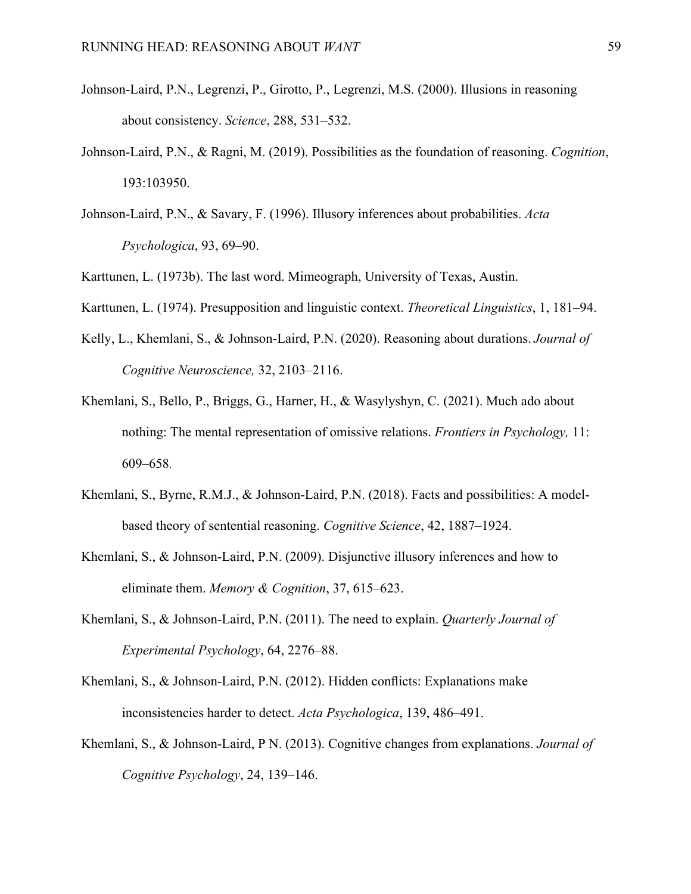Johnson-Laird, P.N., Legrenzi, P., Girotto, P., Legrenzi, M.S. (2000). Illusions in reasoning about consistency. *Science*, 288, 531–532.

Johnson-Laird, P.N., & Ragni, M. (2019). Possibilities as the foundation of reasoning. *Cognition*, 193:103950.

Johnson-Laird, P.N., & Savary, F. (1996). Illusory inferences about probabilities. *Acta Psychologica*, 93, 69–90.

Karttunen, L. (1973b). The last word. Mimeograph, University of Texas, Austin.

Karttunen, L. (1974). Presupposition and linguistic context. *Theoretical Linguistics*, 1, 181–94.

Kelly, L., Khemlani, S., & Johnson-Laird, P.N. (2020). Reasoning about durations. *Journal of Cognitive Neuroscience,* 32, 2103–2116.

Khemlani, S., Bello, P., Briggs, G., Harner, H., & Wasylyshyn, C. (2021). Much ado about nothing: The mental representation of omissive relations. *Frontiers in Psychology,* 11: 609–658.

Khemlani, S., Byrne, R.M.J., & Johnson-Laird, P.N. (2018). Facts and possibilities: A model-based theory of sentential reasoning. *Cognitive Science*, 42, 1887–1924.

Khemlani, S., & Johnson-Laird, P.N. (2009). Disjunctive illusory inferences and how to eliminate them. *Memory & Cognition*, 37, 615–623.

Khemlani, S., & Johnson-Laird, P.N. (2011). The need to explain. *Quarterly Journal of Experimental Psychology*, 64, 2276–88.

Khemlani, S., & Johnson-Laird, P.N. (2012). Hidden conflicts: Explanations make inconsistencies harder to detect. *Acta Psychologica*, 139, 486–491.

Khemlani, S., & Johnson-Laird, P N. (2013). Cognitive changes from explanations. *Journal of Cognitive Psychology*, 24, 139–146.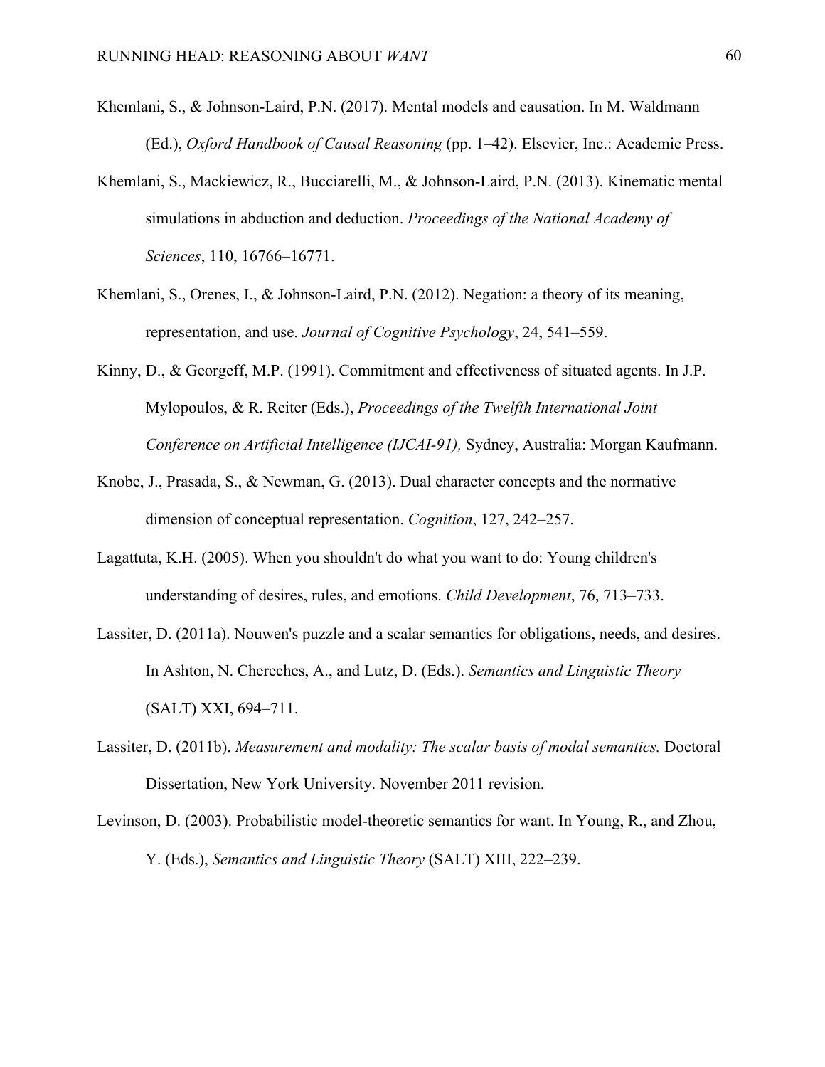Khemlani, S., & Johnson-Laird, P.N. (2017). Mental models and causation. In M. Waldmann (Ed.), *Oxford Handbook of Causal Reasoning* (pp. 1–42). Elsevier, Inc.: Academic Press.

Khemlani, S., Mackiewicz, R., Bucciarelli, M., & Johnson-Laird, P.N. (2013). Kinematic mental simulations in abduction and deduction. *Proceedings of the National Academy of Sciences*, 110, 16766–16771.

Khemlani, S., Orenes, I., & Johnson-Laird, P.N. (2012). Negation: a theory of its meaning, representation, and use. *Journal of Cognitive Psychology*, 24, 541–559.

Kinny, D., & Georgeff, M.P. (1991). Commitment and effectiveness of situated agents. In J.P. Mylopoulos, & R. Reiter (Eds.), *Proceedings of the Twelfth International Joint Conference on Artificial Intelligence (IJCAI-91),* Sydney, Australia: Morgan Kaufmann.

Knobe, J., Prasada, S., & Newman, G. (2013). Dual character concepts and the normative dimension of conceptual representation. *Cognition*, 127, 242–257.

Lagattuta, K.H. (2005). When you shouldn't do what you want to do: Young children's understanding of desires, rules, and emotions. *Child Development*, 76, 713–733.

Lassiter, D. (2011a). Nouwen's puzzle and a scalar semantics for obligations, needs, and desires. In Ashton, N. Chereches, A., and Lutz, D. (Eds.). *Semantics and Linguistic Theory* (SALT) XXI, 694–711.

Lassiter, D. (2011b). *Measurement and modality: The scalar basis of modal semantics.* Doctoral Dissertation, New York University. November 2011 revision.

Levinson, D. (2003). Probabilistic model-theoretic semantics for want. In Young, R., and Zhou, Y. (Eds.), *Semantics and Linguistic Theory* (SALT) XIII, 222–239.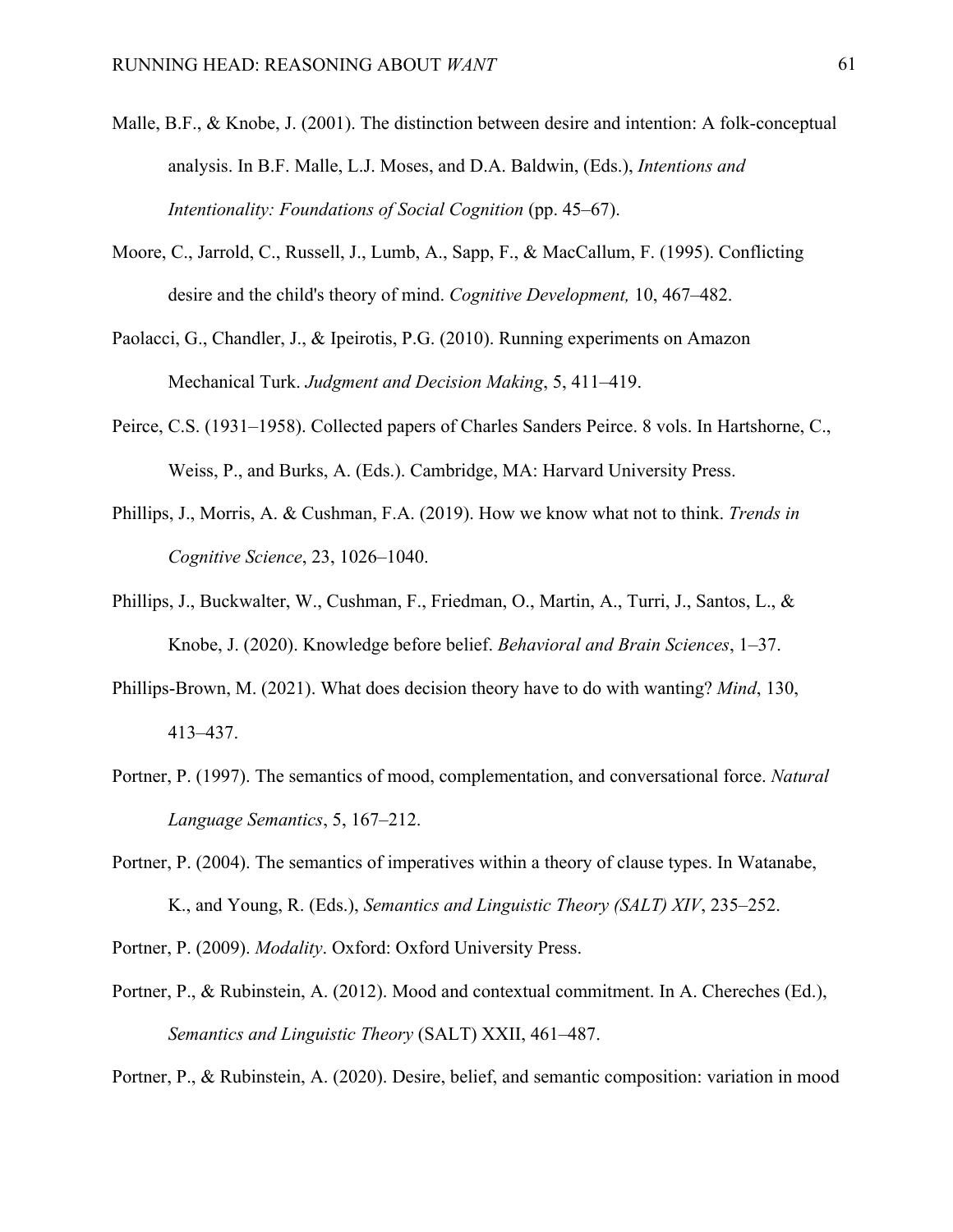Malle, B.F., & Knobe, J. (2001). The distinction between desire and intention: A folk-conceptual analysis. In B.F. Malle, L.J. Moses, and D.A. Baldwin, (Eds.), *Intentions and Intentionality: Foundations of Social Cognition* (pp. 45–67).

Moore, C., Jarrold, C., Russell, J., Lumb, A., Sapp, F., & MacCallum, F. (1995). Conflicting desire and the child's theory of mind. *Cognitive Development,* 10, 467–482.

Paolacci, G., Chandler, J., & Ipeirotis, P.G. (2010). Running experiments on Amazon Mechanical Turk. *Judgment and Decision Making*, 5, 411–419.

Peirce, C.S. (1931–1958). Collected papers of Charles Sanders Peirce. 8 vols. In Hartshorne, C., Weiss, P., and Burks, A. (Eds.). Cambridge, MA: Harvard University Press.

Phillips, J., Morris, A. & Cushman, F.A. (2019). How we know what not to think. *Trends in Cognitive Science*, 23, 1026–1040.

Phillips, J., Buckwalter, W., Cushman, F., Friedman, O., Martin, A., Turri, J., Santos, L., & Knobe, J. (2020). Knowledge before belief. *Behavioral and Brain Sciences*, 1–37.

Phillips-Brown, M. (2021). What does decision theory have to do with wanting? *Mind*, 130, 413–437.

Portner, P. (1997). The semantics of mood, complementation, and conversational force. *Natural Language Semantics*, 5, 167–212.

Portner, P. (2004). The semantics of imperatives within a theory of clause types. In Watanabe, K., and Young, R. (Eds.), *Semantics and Linguistic Theory (SALT) XIV*, 235–252.

Portner, P. (2009). *Modality*. Oxford: Oxford University Press.

Portner, P., & Rubinstein, A. (2012). Mood and contextual commitment. In A. Chereches (Ed.), *Semantics and Linguistic Theory* (SALT) XXII, 461–487.

Portner, P., & Rubinstein, A. (2020). Desire, belief, and semantic composition: variation in mood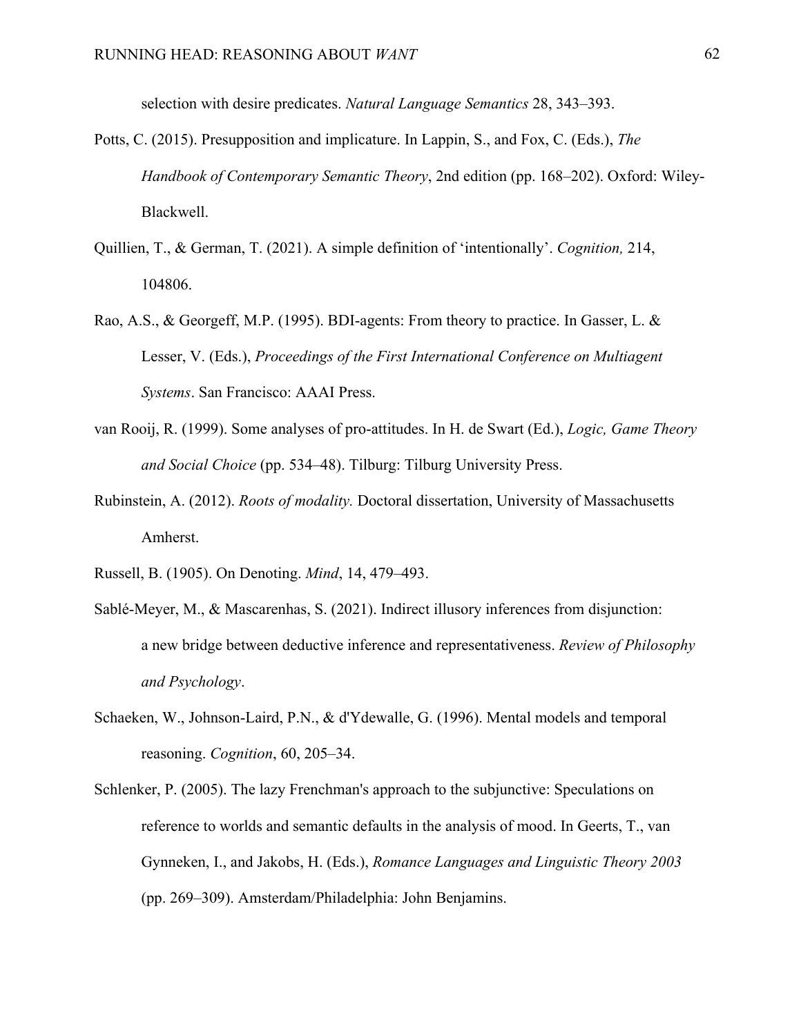selection with desire predicates. *Natural Language Semantics* 28, 343–393.

Potts, C. (2015). Presupposition and implicature. In Lappin, S., and Fox, C. (Eds.), *The Handbook of Contemporary Semantic Theory*, 2nd edition (pp. 168–202). Oxford: Wiley-Blackwell.

Quillien, T., & German, T. (2021). A simple definition of 'intentionally'. *Cognition,* 214, 104806.

Rao, A.S., & Georgeff, M.P. (1995). BDI-agents: From theory to practice. In Gasser, L. & Lesser, V. (Eds.), *Proceedings of the First International Conference on Multiagent Systems*. San Francisco: AAAI Press.

van Rooij, R. (1999). Some analyses of pro-attitudes. In H. de Swart (Ed.), *Logic, Game Theory and Social Choice* (pp. 534–48). Tilburg: Tilburg University Press.

Rubinstein, A. (2012). *Roots of modality.* Doctoral dissertation, University of Massachusetts Amherst.

Russell, B. (1905). On Denoting. *Mind*, 14, 479–493.

Sablé-Meyer, M., & Mascarenhas, S. (2021). Indirect illusory inferences from disjunction: a new bridge between deductive inference and representativeness. *Review of Philosophy and Psychology*.

Schaeken, W., Johnson-Laird, P.N., & d'Ydewalle, G. (1996). Mental models and temporal reasoning. *Cognition*, 60, 205–34.

Schlenker, P. (2005). The lazy Frenchman's approach to the subjunctive: Speculations on reference to worlds and semantic defaults in the analysis of mood. In Geerts, T., van Gynneken, I., and Jakobs, H. (Eds.), *Romance Languages and Linguistic Theory 2003* (pp. 269–309). Amsterdam/Philadelphia: John Benjamins.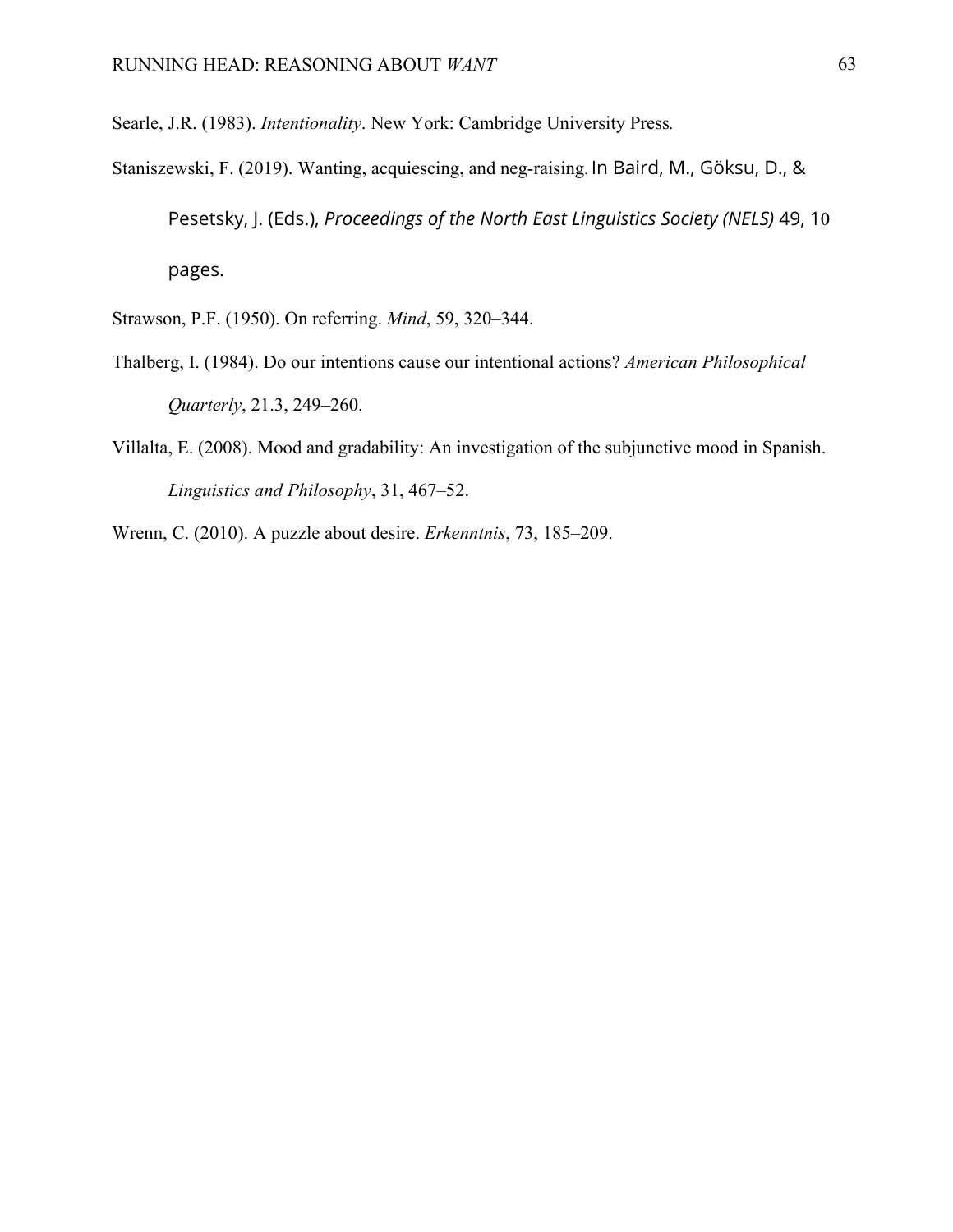Searle, J.R. (1983). *Intentionality*. New York: Cambridge University Press.

Staniszewski, F. (2019). Wanting, acquiescing, and neg-raising. In Baird, M., Göksu, D., & Pesetsky, J. (Eds.), *Proceedings of the North East Linguistics Society (NELS)* 49, 10 pages.

Strawson, P.F. (1950). On referring. *Mind*, 59, 320–344.

Thalberg, I. (1984). Do our intentions cause our intentional actions? *American Philosophical Quarterly*, 21.3, 249–260.

Villalta, E. (2008). Mood and gradability: An investigation of the subjunctive mood in Spanish. *Linguistics and Philosophy*, 31, 467–52.

Wrenn, C. (2010). A puzzle about desire. *Erkenntnis*, 73, 185–209.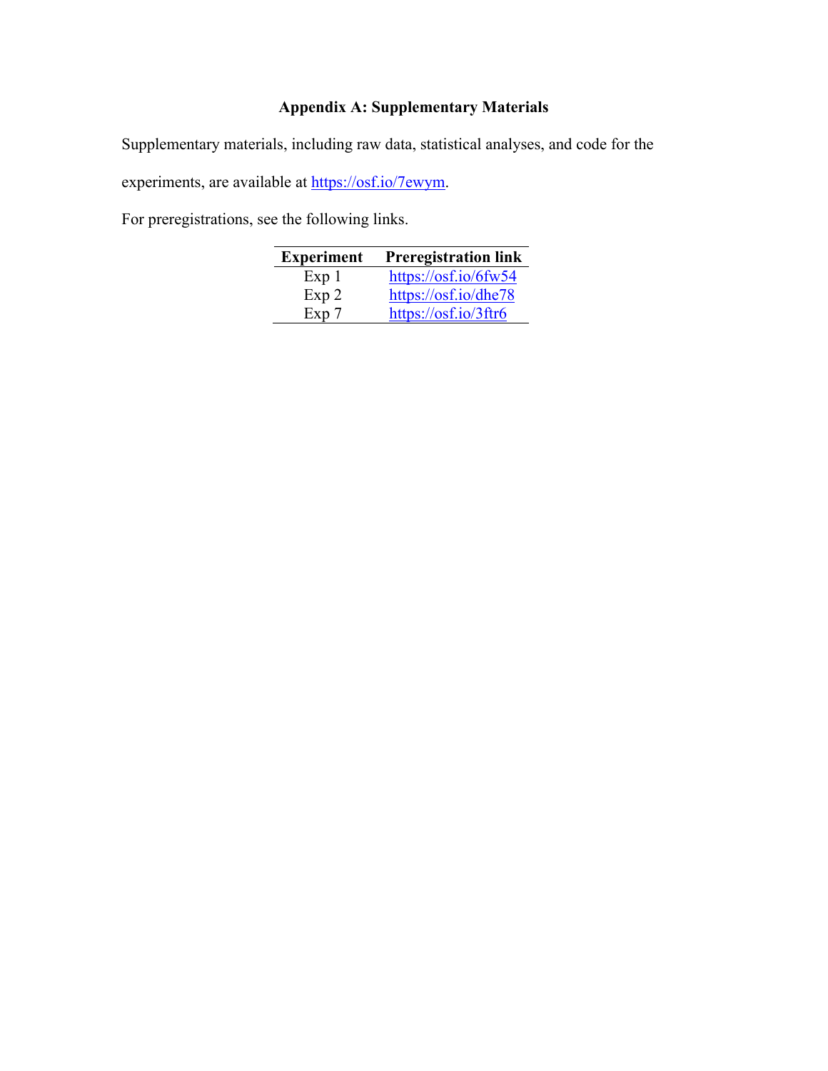# Appendix A: Supplementary Materials

Supplementary materials, including raw data, statistical analyses, and code for the experiments, are available at https://osf.io/7ewym.

For preregistrations, see the following links.

| Experiment | Preregistration link |
|---|---|
| Exp 1 | https://osf.io/6fw54 |
| Exp 2 | https://osf.io/dhe78 |
| Exp 7 | https://osf.io/3ftr6 |